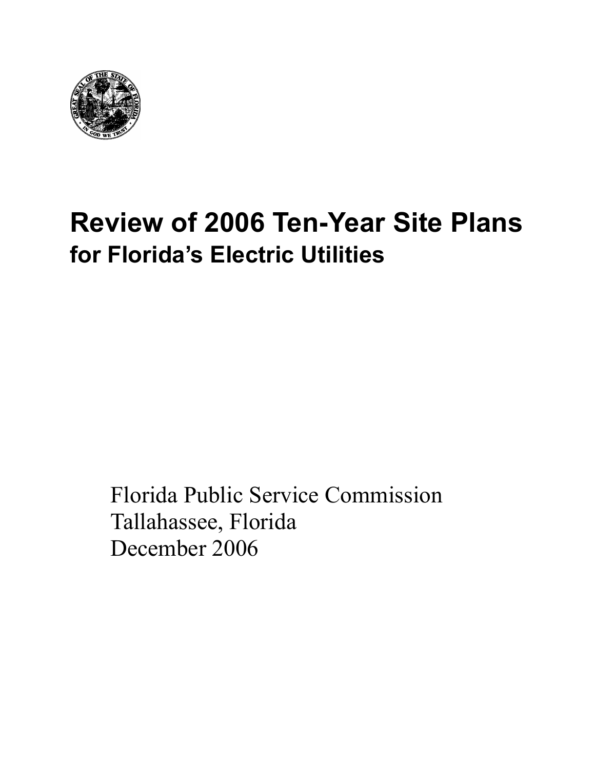# Review of 2006 Ten-Year Site Plans

## for Florida's Electric Utilities

Florida Public Service Commission
Tallahassee, Florida
December 2006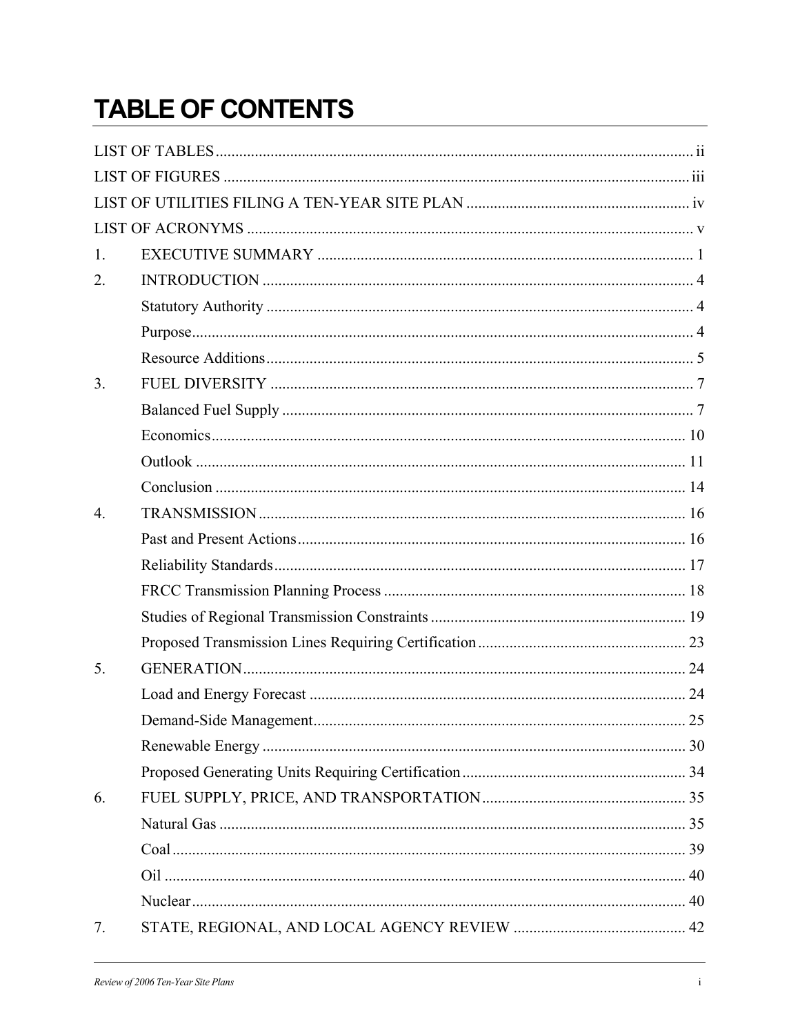# TABLE OF CONTENTS

LIST OF TABLES ........................................................................................................................ ii

LIST OF FIGURES ..................................................................................................................... iii

LIST OF UTILITIES FILING A TEN-YEAR SITE PLAN ........................................................ iv

LIST OF ACRONYMS ................................................................................................................. v

1. EXECUTIVE SUMMARY ............................................................................................... 1
2. INTRODUCTION ............................................................................................................ 4
   - Statutory Authority ........................................................................................................... 4
   - Purpose .............................................................................................................................. 4
   - Resource Additions ........................................................................................................... 5
3. FUEL DIVERSITY ........................................................................................................... 7
   - Balanced Fuel Supply ........................................................................................................ 7
   - Economics ........................................................................................................................ 10
   - Outlook ............................................................................................................................ 11
   - Conclusion ....................................................................................................................... 14
4. TRANSMISSION ............................................................................................................ 16
   - Past and Present Actions .................................................................................................. 16
   - Reliability Standards ........................................................................................................ 17
   - FRCC Transmission Planning Process ............................................................................ 18
   - Studies of Regional Transmission Constraints ................................................................ 19
   - Proposed Transmission Lines Requiring Certification .................................................... 23
5. GENERATION ................................................................................................................ 24
   - Load and Energy Forecast ............................................................................................... 24
   - Demand-Side Management .............................................................................................. 25
   - Renewable Energy ........................................................................................................... 30
   - Proposed Generating Units Requiring Certification ........................................................ 34
6. FUEL SUPPLY, PRICE, AND TRANSPORTATION .................................................... 35
   - Natural Gas ...................................................................................................................... 35
   - Coal .................................................................................................................................. 39
   - Oil .................................................................................................................................... 40
   - Nuclear ............................................................................................................................. 40
7. STATE, REGIONAL, AND LOCAL AGENCY REVIEW ............................................ 42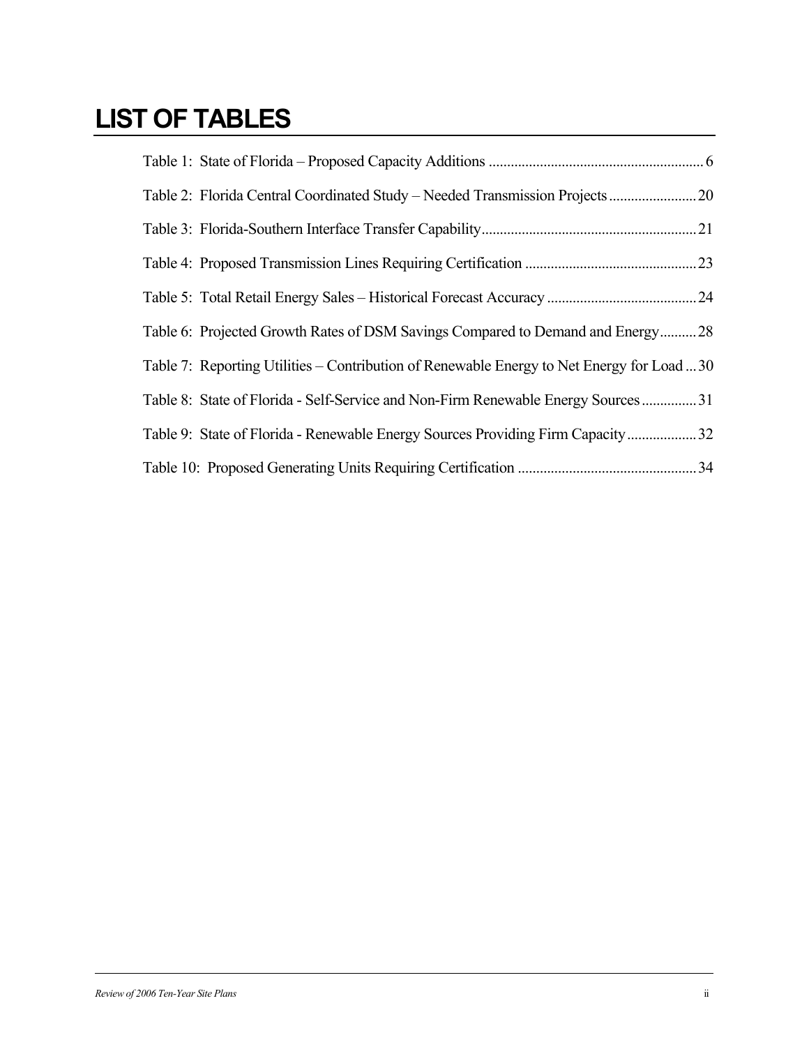# LIST OF TABLES

Table 1: State of Florida – Proposed Capacity Additions .......................................................... 6

Table 2: Florida Central Coordinated Study – Needed Transmission Projects ........................ 20

Table 3: Florida-Southern Interface Transfer Capability .......................................................... 21

Table 4: Proposed Transmission Lines Requiring Certification .............................................. 23

Table 5: Total Retail Energy Sales – Historical Forecast Accuracy ......................................... 24

Table 6: Projected Growth Rates of DSM Savings Compared to Demand and Energy .......... 28

Table 7: Reporting Utilities – Contribution of Renewable Energy to Net Energy for Load ... 30

Table 8: State of Florida - Self-Service and Non-Firm Renewable Energy Sources ............... 31

Table 9: State of Florida - Renewable Energy Sources Providing Firm Capacity ................... 32

Table 10: Proposed Generating Units Requiring Certification ................................................ 34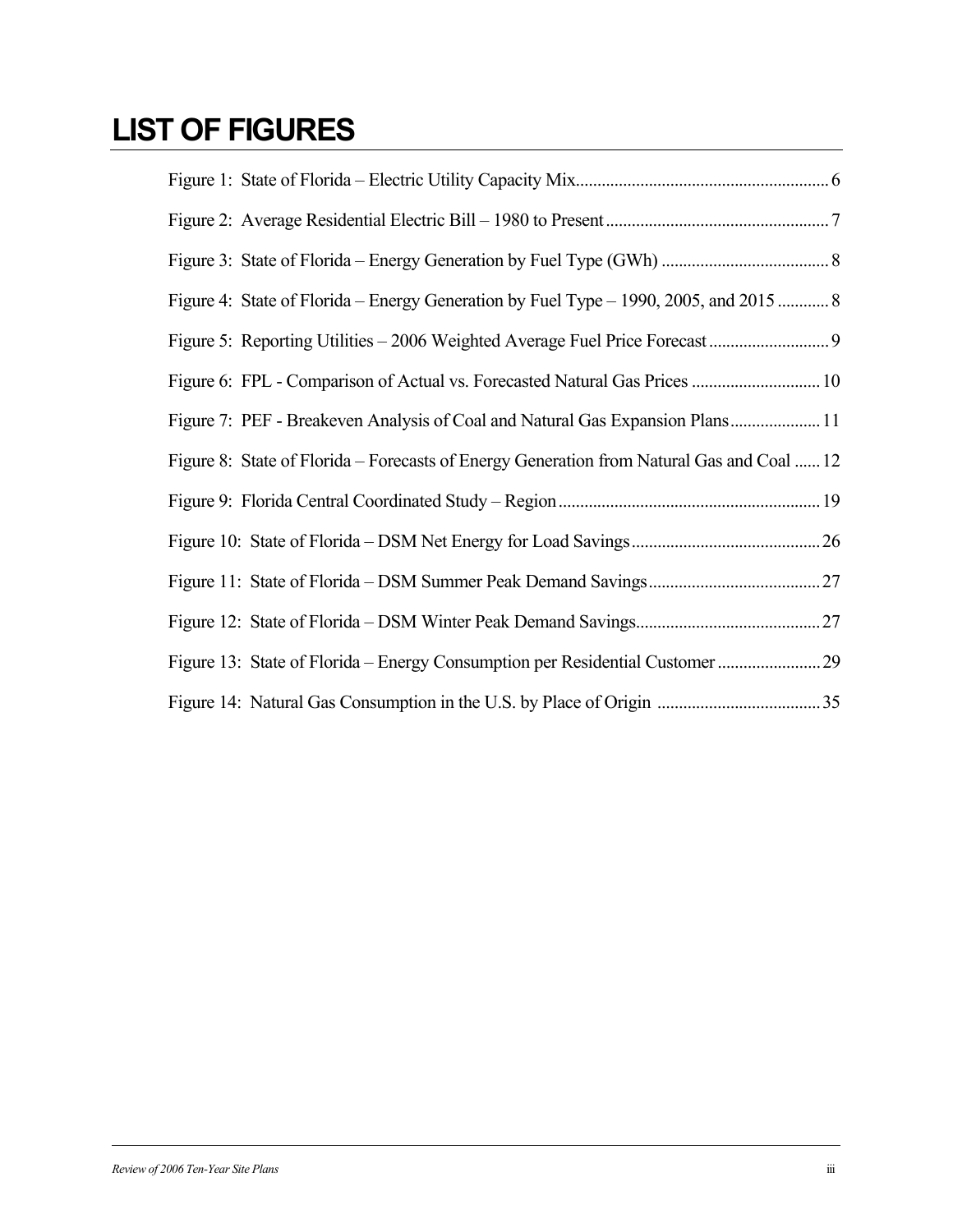# LIST OF FIGURES

Figure 1: State of Florida – Electric Utility Capacity Mix........................................................... 6

Figure 2: Average Residential Electric Bill – 1980 to Present.................................................... 7

Figure 3: State of Florida – Energy Generation by Fuel Type (GWh) ....................................... 8

Figure 4: State of Florida – Energy Generation by Fuel Type – 1990, 2005, and 2015 ............ 8

Figure 5: Reporting Utilities – 2006 Weighted Average Fuel Price Forecast ............................ 9

Figure 6: FPL - Comparison of Actual vs. Forecasted Natural Gas Prices .............................. 10

Figure 7: PEF - Breakeven Analysis of Coal and Natural Gas Expansion Plans..................... 11

Figure 8: State of Florida – Forecasts of Energy Generation from Natural Gas and Coal ...... 12

Figure 9: Florida Central Coordinated Study – Region............................................................ 19

Figure 10: State of Florida – DSM Net Energy for Load Savings............................................ 26

Figure 11: State of Florida – DSM Summer Peak Demand Savings........................................ 27

Figure 12: State of Florida – DSM Winter Peak Demand Savings........................................... 27

Figure 13: State of Florida – Energy Consumption per Residential Customer ........................ 29

Figure 14: Natural Gas Consumption in the U.S. by Place of Origin ...................................... 35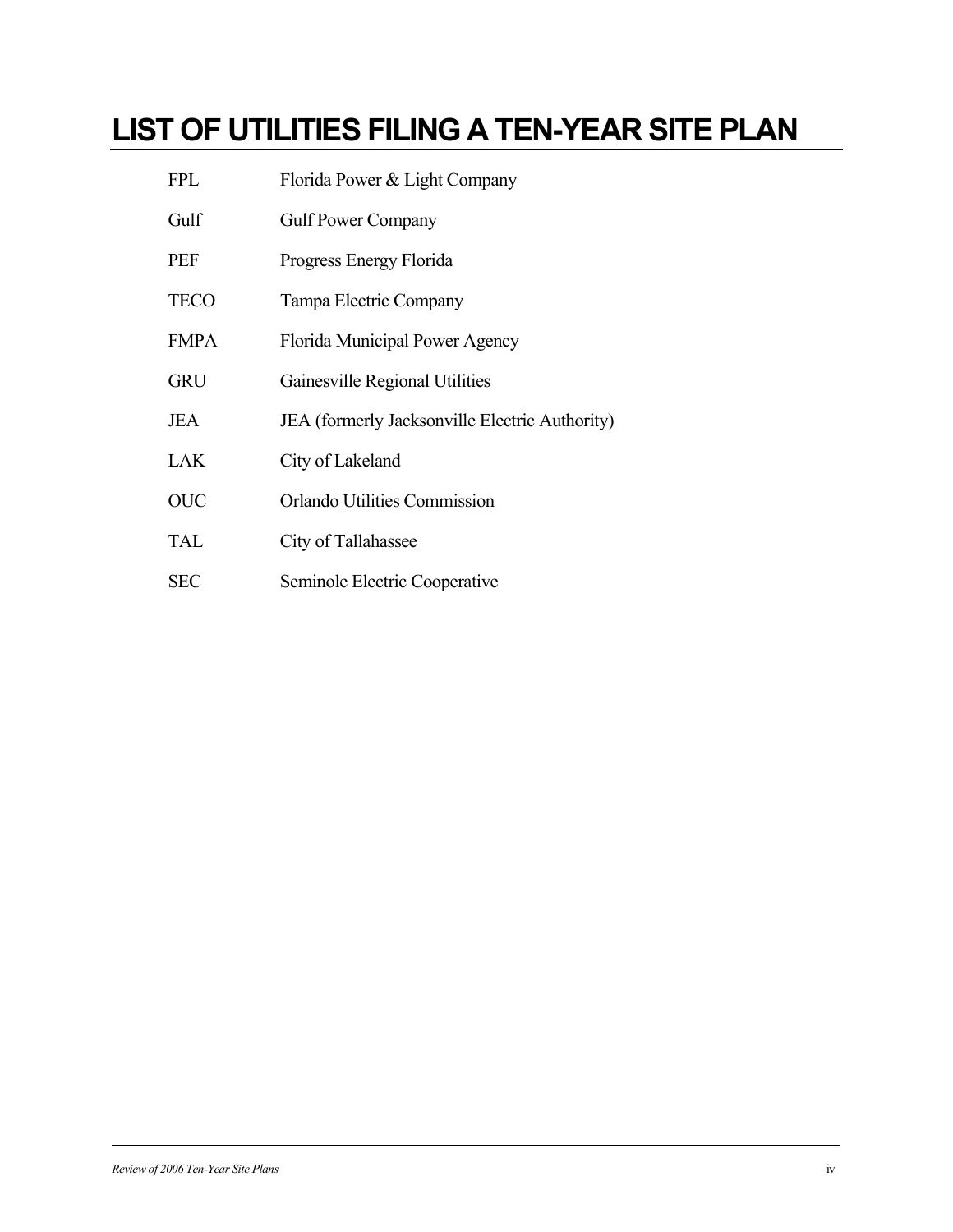# LIST OF UTILITIES FILING A TEN-YEAR SITE PLAN

| | |
|---|---|
| FPL | Florida Power & Light Company |
| Gulf | Gulf Power Company |
| PEF | Progress Energy Florida |
| TECO | Tampa Electric Company |
| FMPA | Florida Municipal Power Agency |
| GRU | Gainesville Regional Utilities |
| JEA | JEA (formerly Jacksonville Electric Authority) |
| LAK | City of Lakeland |
| OUC | Orlando Utilities Commission |
| TAL | City of Tallahassee |
| SEC | Seminole Electric Cooperative |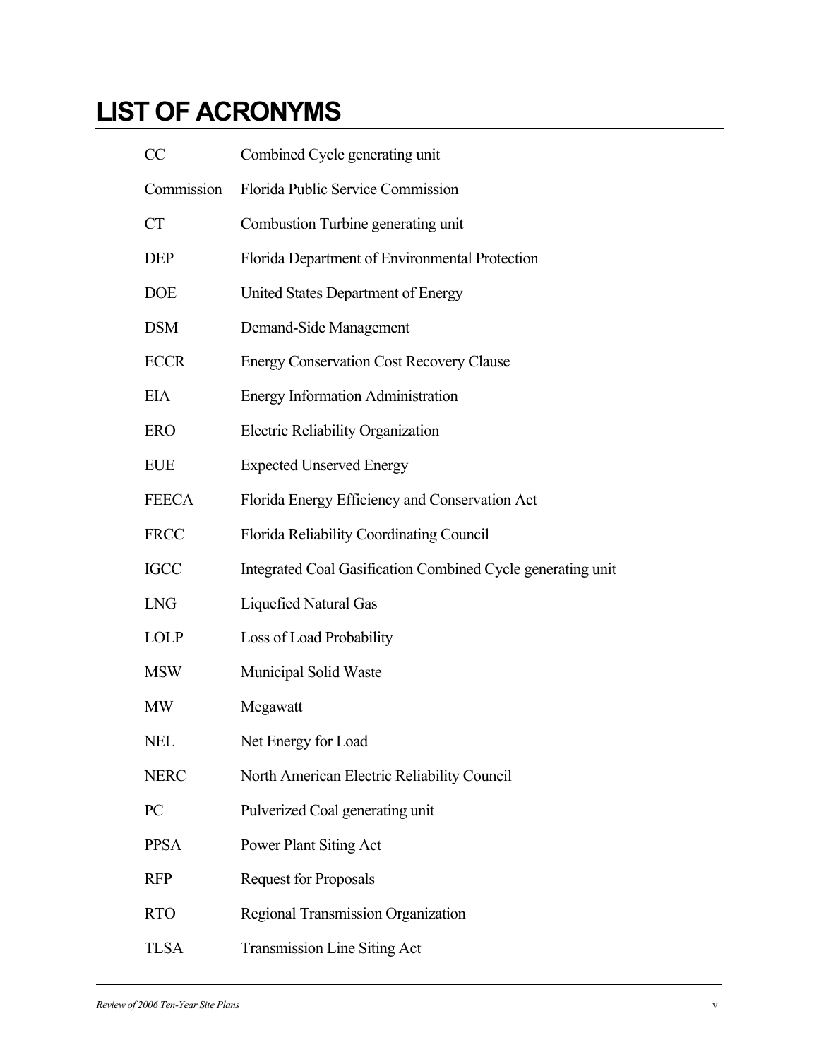# LIST OF ACRONYMS

| | |
|---|---|
| CC | Combined Cycle generating unit |
| Commission | Florida Public Service Commission |
| CT | Combustion Turbine generating unit |
| DEP | Florida Department of Environmental Protection |
| DOE | United States Department of Energy |
| DSM | Demand-Side Management |
| ECCR | Energy Conservation Cost Recovery Clause |
| EIA | Energy Information Administration |
| ERO | Electric Reliability Organization |
| EUE | Expected Unserved Energy |
| FEECA | Florida Energy Efficiency and Conservation Act |
| FRCC | Florida Reliability Coordinating Council |
| IGCC | Integrated Coal Gasification Combined Cycle generating unit |
| LNG | Liquefied Natural Gas |
| LOLP | Loss of Load Probability |
| MSW | Municipal Solid Waste |
| MW | Megawatt |
| NEL | Net Energy for Load |
| NERC | North American Electric Reliability Council |
| PC | Pulverized Coal generating unit |
| PPSA | Power Plant Siting Act |
| RFP | Request for Proposals |
| RTO | Regional Transmission Organization |
| TLSA | Transmission Line Siting Act |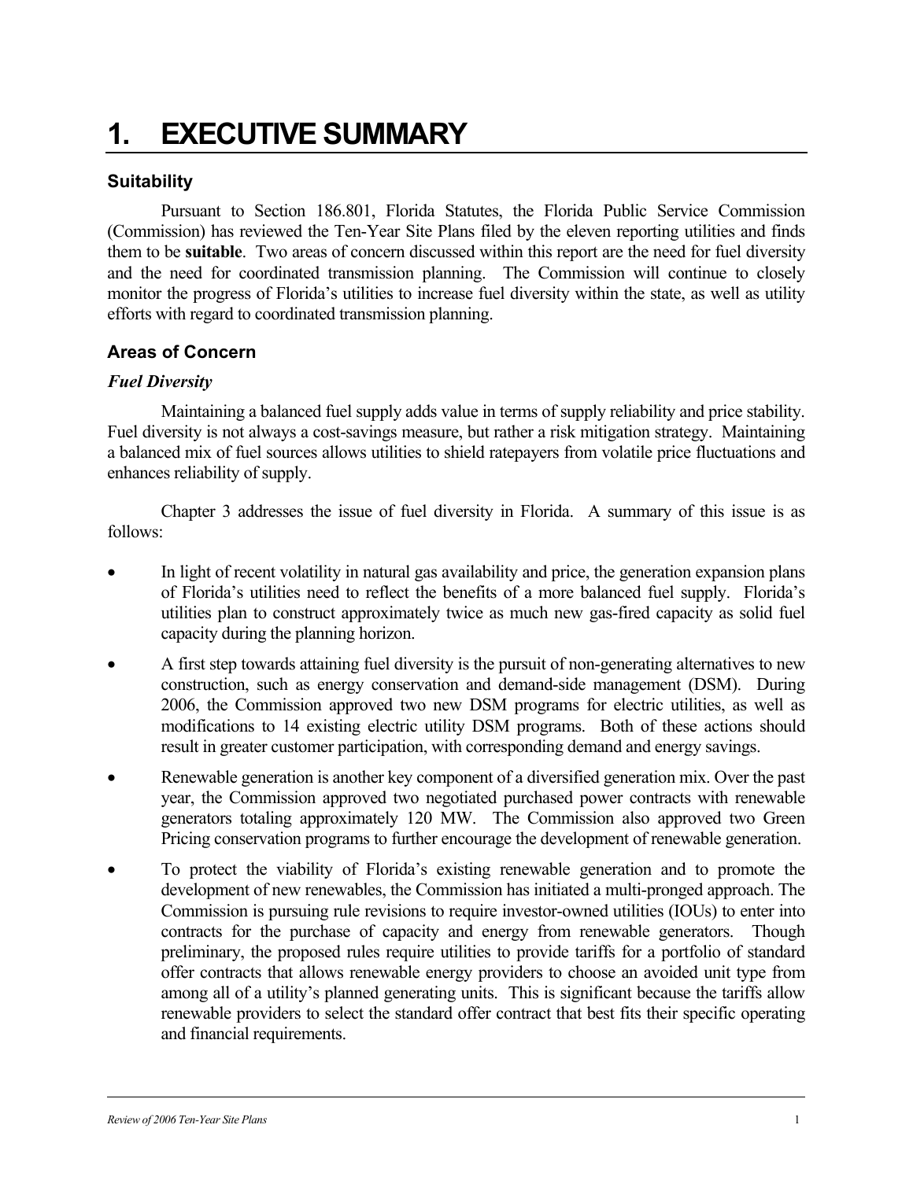# 1. EXECUTIVE SUMMARY

## Suitability

Pursuant to Section 186.801, Florida Statutes, the Florida Public Service Commission (Commission) has reviewed the Ten-Year Site Plans filed by the eleven reporting utilities and finds them to be **suitable**. Two areas of concern discussed within this report are the need for fuel diversity and the need for coordinated transmission planning. The Commission will continue to closely monitor the progress of Florida's utilities to increase fuel diversity within the state, as well as utility efforts with regard to coordinated transmission planning.

## Areas of Concern

### *Fuel Diversity*

Maintaining a balanced fuel supply adds value in terms of supply reliability and price stability. Fuel diversity is not always a cost-savings measure, but rather a risk mitigation strategy. Maintaining a balanced mix of fuel sources allows utilities to shield ratepayers from volatile price fluctuations and enhances reliability of supply.

Chapter 3 addresses the issue of fuel diversity in Florida. A summary of this issue is as follows:

- In light of recent volatility in natural gas availability and price, the generation expansion plans of Florida's utilities need to reflect the benefits of a more balanced fuel supply. Florida's utilities plan to construct approximately twice as much new gas-fired capacity as solid fuel capacity during the planning horizon.
- A first step towards attaining fuel diversity is the pursuit of non-generating alternatives to new construction, such as energy conservation and demand-side management (DSM). During 2006, the Commission approved two new DSM programs for electric utilities, as well as modifications to 14 existing electric utility DSM programs. Both of these actions should result in greater customer participation, with corresponding demand and energy savings.
- Renewable generation is another key component of a diversified generation mix. Over the past year, the Commission approved two negotiated purchased power contracts with renewable generators totaling approximately 120 MW. The Commission also approved two Green Pricing conservation programs to further encourage the development of renewable generation.
- To protect the viability of Florida's existing renewable generation and to promote the development of new renewables, the Commission has initiated a multi-pronged approach. The Commission is pursuing rule revisions to require investor-owned utilities (IOUs) to enter into contracts for the purchase of capacity and energy from renewable generators. Though preliminary, the proposed rules require utilities to provide tariffs for a portfolio of standard offer contracts that allows renewable energy providers to choose an avoided unit type from among all of a utility's planned generating units. This is significant because the tariffs allow renewable providers to select the standard offer contract that best fits their specific operating and financial requirements.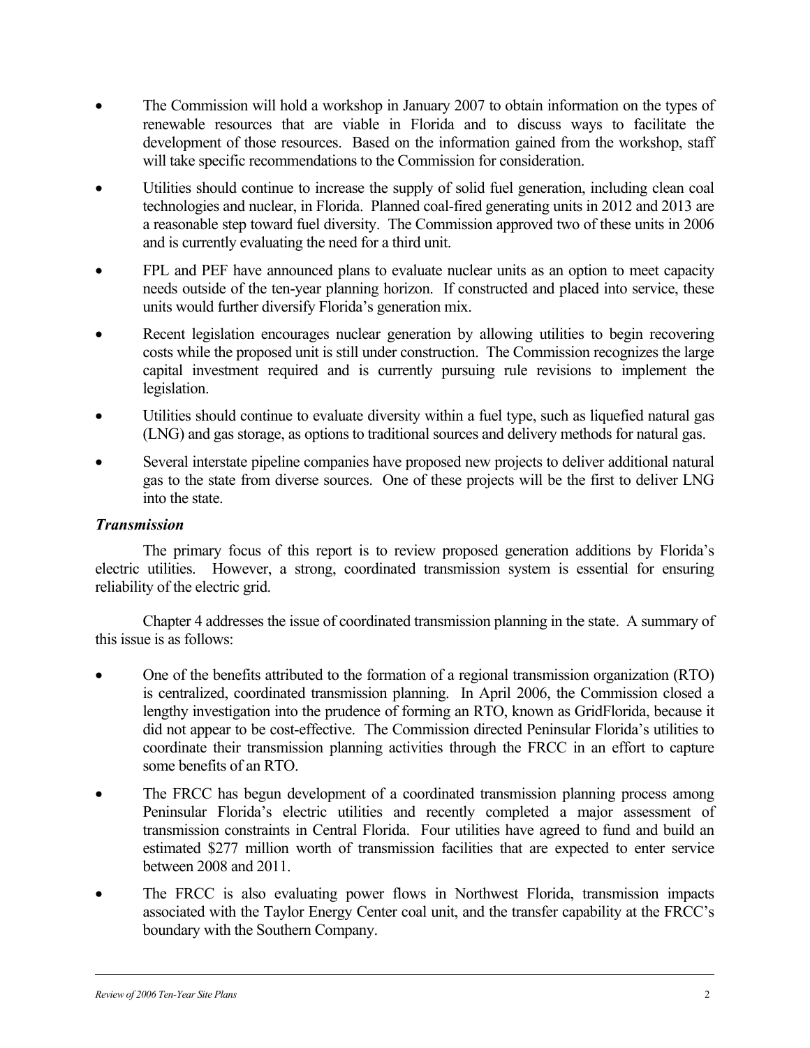- The Commission will hold a workshop in January 2007 to obtain information on the types of renewable resources that are viable in Florida and to discuss ways to facilitate the development of those resources. Based on the information gained from the workshop, staff will take specific recommendations to the Commission for consideration.
- Utilities should continue to increase the supply of solid fuel generation, including clean coal technologies and nuclear, in Florida. Planned coal-fired generating units in 2012 and 2013 are a reasonable step toward fuel diversity. The Commission approved two of these units in 2006 and is currently evaluating the need for a third unit.
- FPL and PEF have announced plans to evaluate nuclear units as an option to meet capacity needs outside of the ten-year planning horizon. If constructed and placed into service, these units would further diversify Florida's generation mix.
- Recent legislation encourages nuclear generation by allowing utilities to begin recovering costs while the proposed unit is still under construction. The Commission recognizes the large capital investment required and is currently pursuing rule revisions to implement the legislation.
- Utilities should continue to evaluate diversity within a fuel type, such as liquefied natural gas (LNG) and gas storage, as options to traditional sources and delivery methods for natural gas.
- Several interstate pipeline companies have proposed new projects to deliver additional natural gas to the state from diverse sources. One of these projects will be the first to deliver LNG into the state.

### *Transmission*

The primary focus of this report is to review proposed generation additions by Florida's electric utilities. However, a strong, coordinated transmission system is essential for ensuring reliability of the electric grid.

Chapter 4 addresses the issue of coordinated transmission planning in the state. A summary of this issue is as follows:

- One of the benefits attributed to the formation of a regional transmission organization (RTO) is centralized, coordinated transmission planning. In April 2006, the Commission closed a lengthy investigation into the prudence of forming an RTO, known as GridFlorida, because it did not appear to be cost-effective. The Commission directed Peninsular Florida's utilities to coordinate their transmission planning activities through the FRCC in an effort to capture some benefits of an RTO.
- The FRCC has begun development of a coordinated transmission planning process among Peninsular Florida's electric utilities and recently completed a major assessment of transmission constraints in Central Florida. Four utilities have agreed to fund and build an estimated $277 million worth of transmission facilities that are expected to enter service between 2008 and 2011.
- The FRCC is also evaluating power flows in Northwest Florida, transmission impacts associated with the Taylor Energy Center coal unit, and the transfer capability at the FRCC's boundary with the Southern Company.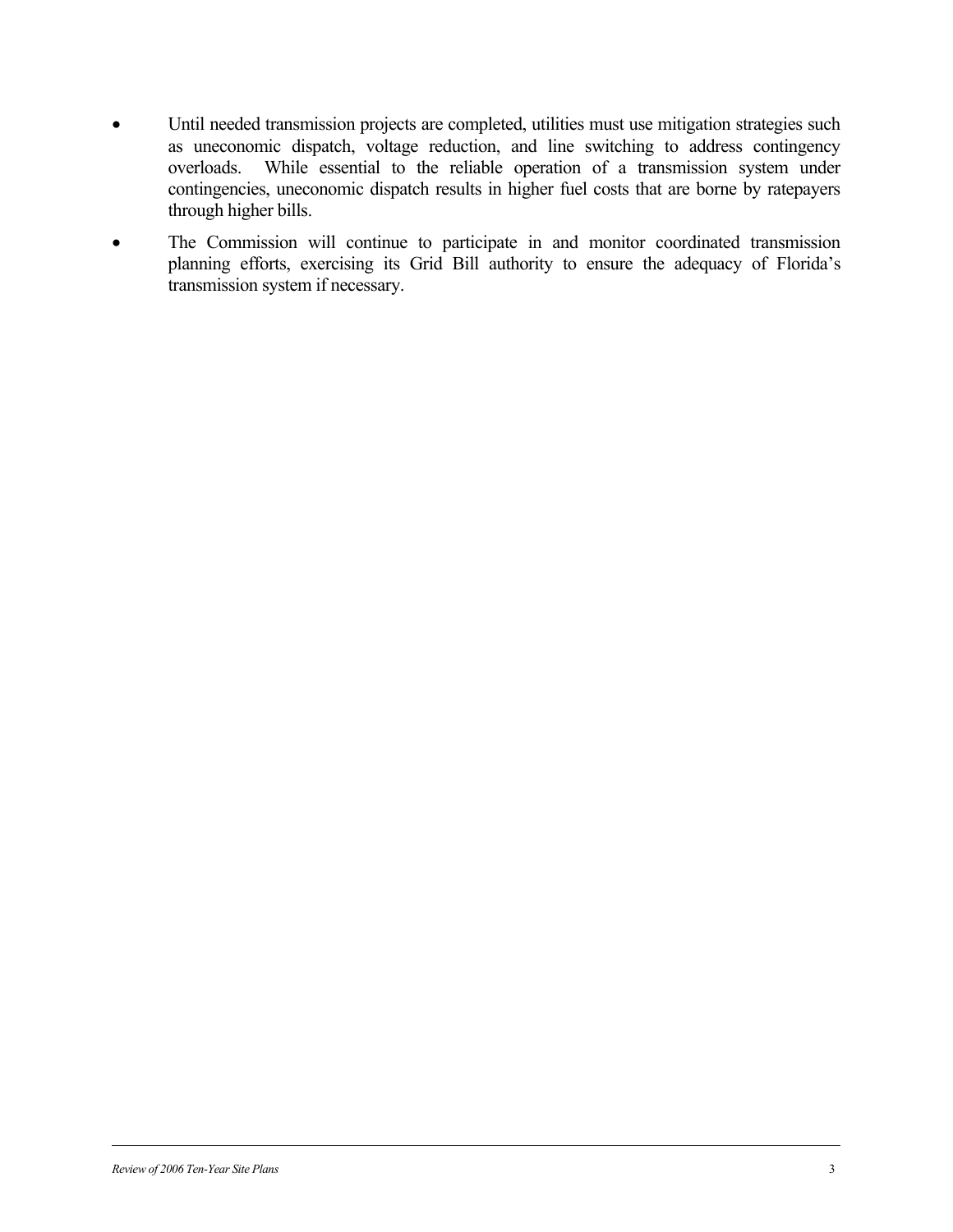- Until needed transmission projects are completed, utilities must use mitigation strategies such as uneconomic dispatch, voltage reduction, and line switching to address contingency overloads. While essential to the reliable operation of a transmission system under contingencies, uneconomic dispatch results in higher fuel costs that are borne by ratepayers through higher bills.
- The Commission will continue to participate in and monitor coordinated transmission planning efforts, exercising its Grid Bill authority to ensure the adequacy of Florida's transmission system if necessary.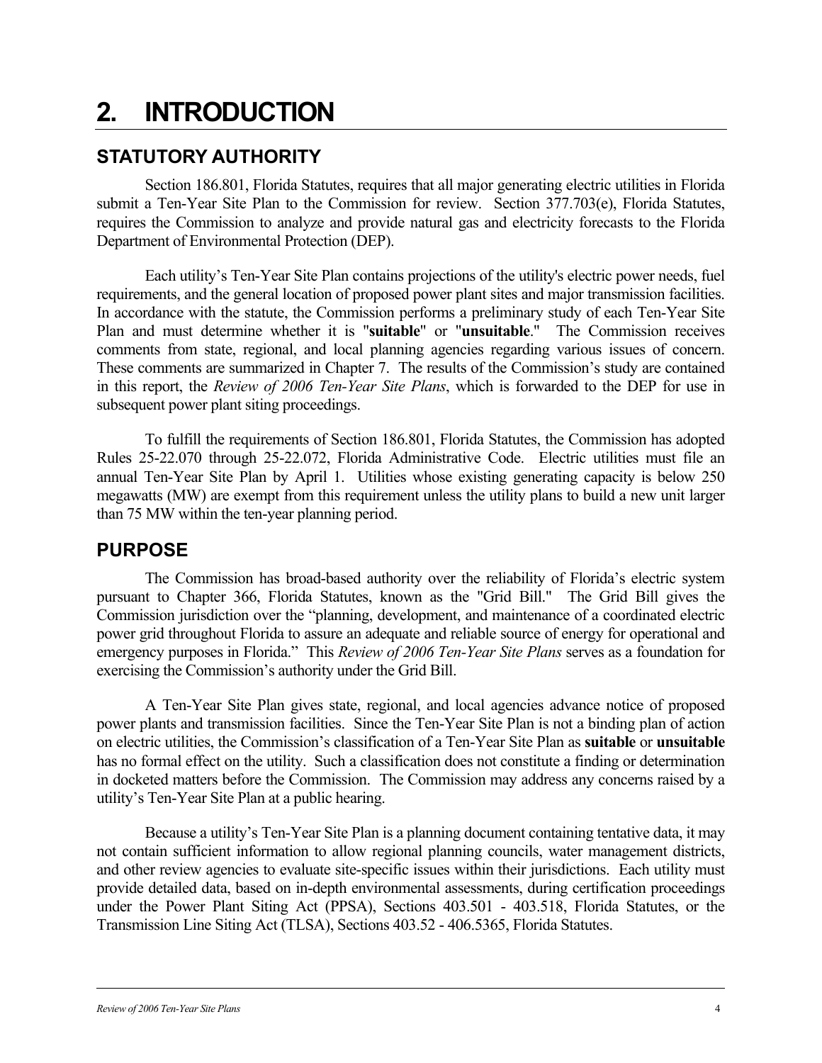# 2. INTRODUCTION

## STATUTORY AUTHORITY

Section 186.801, Florida Statutes, requires that all major generating electric utilities in Florida submit a Ten-Year Site Plan to the Commission for review. Section 377.703(e), Florida Statutes, requires the Commission to analyze and provide natural gas and electricity forecasts to the Florida Department of Environmental Protection (DEP).

Each utility's Ten-Year Site Plan contains projections of the utility's electric power needs, fuel requirements, and the general location of proposed power plant sites and major transmission facilities. In accordance with the statute, the Commission performs a preliminary study of each Ten-Year Site Plan and must determine whether it is "**suitable**" or "**unsuitable**." The Commission receives comments from state, regional, and local planning agencies regarding various issues of concern. These comments are summarized in Chapter 7. The results of the Commission's study are contained in this report, the *Review of 2006 Ten-Year Site Plans*, which is forwarded to the DEP for use in subsequent power plant siting proceedings.

To fulfill the requirements of Section 186.801, Florida Statutes, the Commission has adopted Rules 25-22.070 through 25-22.072, Florida Administrative Code. Electric utilities must file an annual Ten-Year Site Plan by April 1. Utilities whose existing generating capacity is below 250 megawatts (MW) are exempt from this requirement unless the utility plans to build a new unit larger than 75 MW within the ten-year planning period.

## PURPOSE

The Commission has broad-based authority over the reliability of Florida's electric system pursuant to Chapter 366, Florida Statutes, known as the "Grid Bill." The Grid Bill gives the Commission jurisdiction over the "planning, development, and maintenance of a coordinated electric power grid throughout Florida to assure an adequate and reliable source of energy for operational and emergency purposes in Florida." This *Review of 2006 Ten-Year Site Plans* serves as a foundation for exercising the Commission's authority under the Grid Bill.

A Ten-Year Site Plan gives state, regional, and local agencies advance notice of proposed power plants and transmission facilities. Since the Ten-Year Site Plan is not a binding plan of action on electric utilities, the Commission's classification of a Ten-Year Site Plan as **suitable** or **unsuitable** has no formal effect on the utility. Such a classification does not constitute a finding or determination in docketed matters before the Commission. The Commission may address any concerns raised by a utility's Ten-Year Site Plan at a public hearing.

Because a utility's Ten-Year Site Plan is a planning document containing tentative data, it may not contain sufficient information to allow regional planning councils, water management districts, and other review agencies to evaluate site-specific issues within their jurisdictions. Each utility must provide detailed data, based on in-depth environmental assessments, during certification proceedings under the Power Plant Siting Act (PPSA), Sections 403.501 - 403.518, Florida Statutes, or the Transmission Line Siting Act (TLSA), Sections 403.52 - 406.5365, Florida Statutes.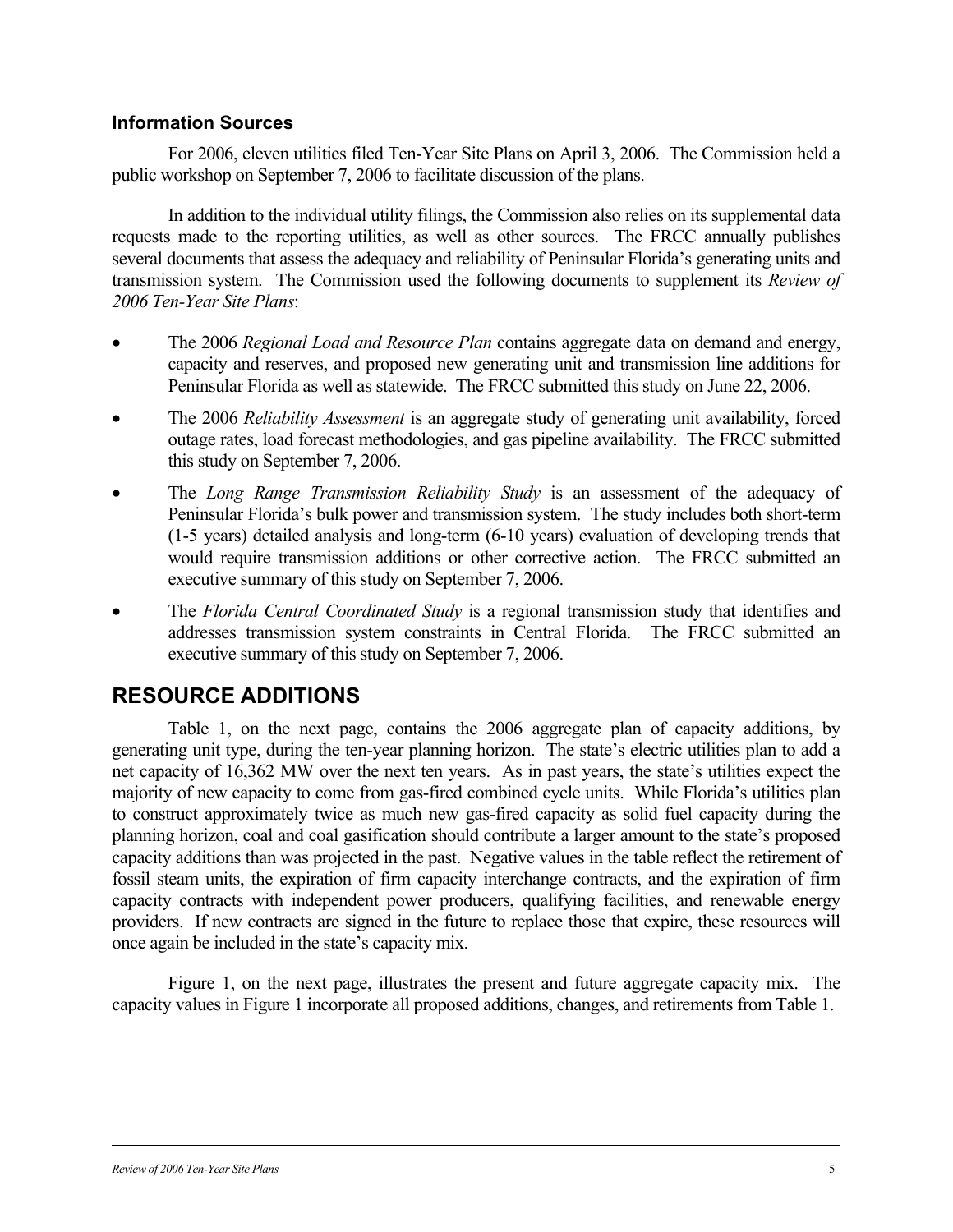### Information Sources

For 2006, eleven utilities filed Ten-Year Site Plans on April 3, 2006. The Commission held a public workshop on September 7, 2006 to facilitate discussion of the plans.

In addition to the individual utility filings, the Commission also relies on its supplemental data requests made to the reporting utilities, as well as other sources. The FRCC annually publishes several documents that assess the adequacy and reliability of Peninsular Florida's generating units and transmission system. The Commission used the following documents to supplement its *Review of 2006 Ten-Year Site Plans*:

- The 2006 *Regional Load and Resource Plan* contains aggregate data on demand and energy, capacity and reserves, and proposed new generating unit and transmission line additions for Peninsular Florida as well as statewide. The FRCC submitted this study on June 22, 2006.
- The 2006 *Reliability Assessment* is an aggregate study of generating unit availability, forced outage rates, load forecast methodologies, and gas pipeline availability. The FRCC submitted this study on September 7, 2006.
- The *Long Range Transmission Reliability Study* is an assessment of the adequacy of Peninsular Florida's bulk power and transmission system. The study includes both short-term (1-5 years) detailed analysis and long-term (6-10 years) evaluation of developing trends that would require transmission additions or other corrective action. The FRCC submitted an executive summary of this study on September 7, 2006.
- The *Florida Central Coordinated Study* is a regional transmission study that identifies and addresses transmission system constraints in Central Florida. The FRCC submitted an executive summary of this study on September 7, 2006.

## RESOURCE ADDITIONS

Table 1, on the next page, contains the 2006 aggregate plan of capacity additions, by generating unit type, during the ten-year planning horizon. The state's electric utilities plan to add a net capacity of 16,362 MW over the next ten years. As in past years, the state's utilities expect the majority of new capacity to come from gas-fired combined cycle units. While Florida's utilities plan to construct approximately twice as much new gas-fired capacity as solid fuel capacity during the planning horizon, coal and coal gasification should contribute a larger amount to the state's proposed capacity additions than was projected in the past. Negative values in the table reflect the retirement of fossil steam units, the expiration of firm capacity interchange contracts, and the expiration of firm capacity contracts with independent power producers, qualifying facilities, and renewable energy providers. If new contracts are signed in the future to replace those that expire, these resources will once again be included in the state's capacity mix.

Figure 1, on the next page, illustrates the present and future aggregate capacity mix. The capacity values in Figure 1 incorporate all proposed additions, changes, and retirements from Table 1.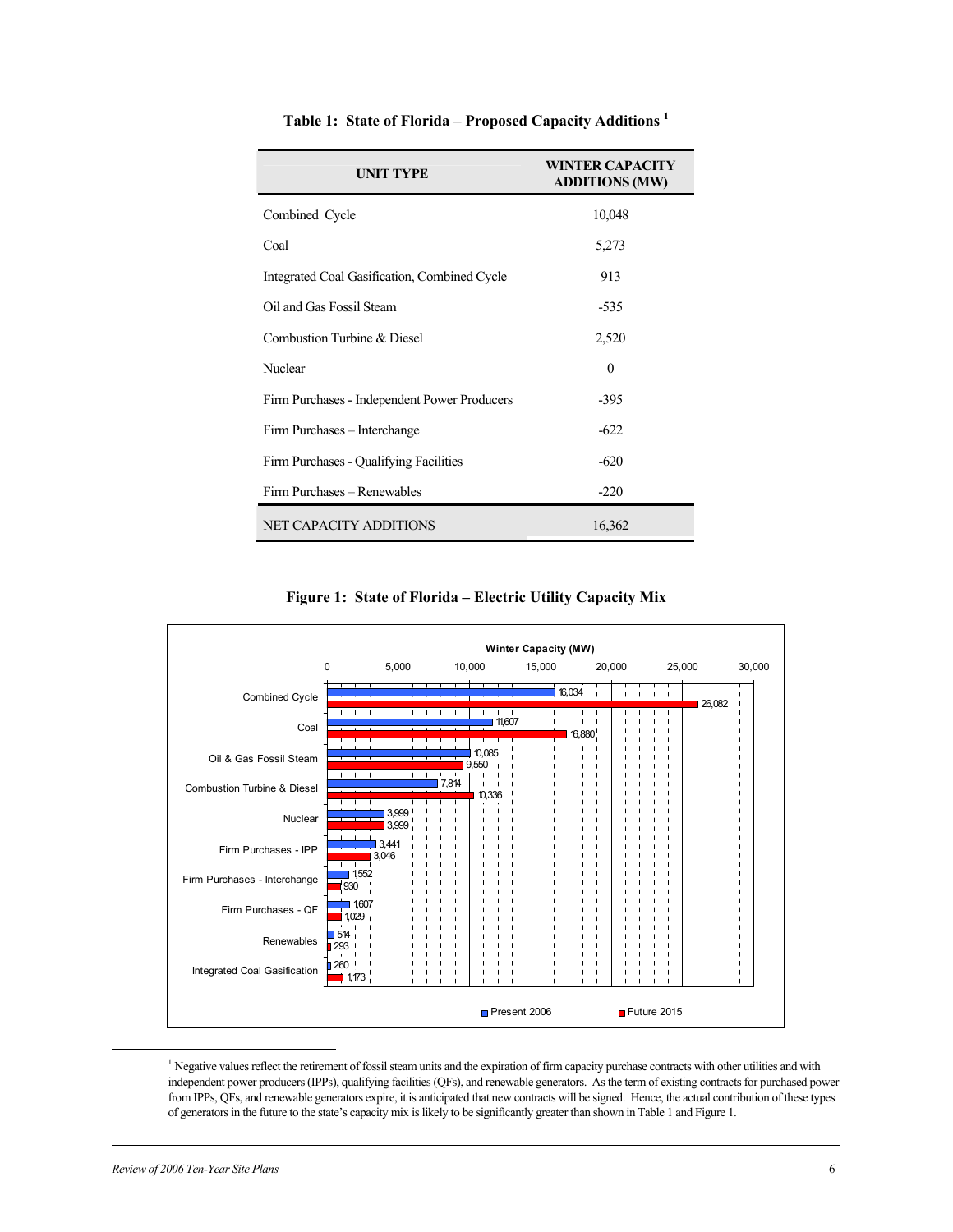**Table 1: State of Florida – Proposed Capacity Additions [1]**

| UNIT TYPE | WINTER CAPACITY ADDITIONS (MW) |
|---|---|
| Combined Cycle | 10,048 |
| Coal | 5,273 |
| Integrated Coal Gasification, Combined Cycle | 913 |
| Oil and Gas Fossil Steam | -535 |
| Combustion Turbine & Diesel | 2,520 |
| Nuclear | 0 |
| Firm Purchases - Independent Power Producers | -395 |
| Firm Purchases – Interchange | -622 |
| Firm Purchases - Qualifying Facilities | -620 |
| Firm Purchases – Renewables | -220 |
| NET CAPACITY ADDITIONS | 16,362 |

**Figure 1: State of Florida – Electric Utility Capacity Mix**

Winter Capacity (MW)

| | Present 2006 | Future 2015 |
|---|---|---|
| Combined Cycle | 16,034 | 26,082 |
| Coal | 11,607 | 16,880 |
| Oil & Gas Fossil Steam | 10,085 | 9,550 |
| Combustion Turbine & Diesel | 7,814 | 10,336 |
| Nuclear | 3,999 | 3,999 |
| Firm Purchases - IPP | 3,441 | 3,046 |
| Firm Purchases - Interchange | 1,552 | 930 |
| Firm Purchases - QF | 1,607 | 1,029 |
| Renewables | 514 | 293 |
| Integrated Coal Gasification | 260 | 1,173 |

[1] Negative values reflect the retirement of fossil steam units and the expiration of firm capacity purchase contracts with other utilities and with independent power producers (IPPs), qualifying facilities (QFs), and renewable generators. As the term of existing contracts for purchased power from IPPs, QFs, and renewable generators expire, it is anticipated that new contracts will be signed. Hence, the actual contribution of these types of generators in the future to the state's capacity mix is likely to be significantly greater than shown in Table 1 and Figure 1.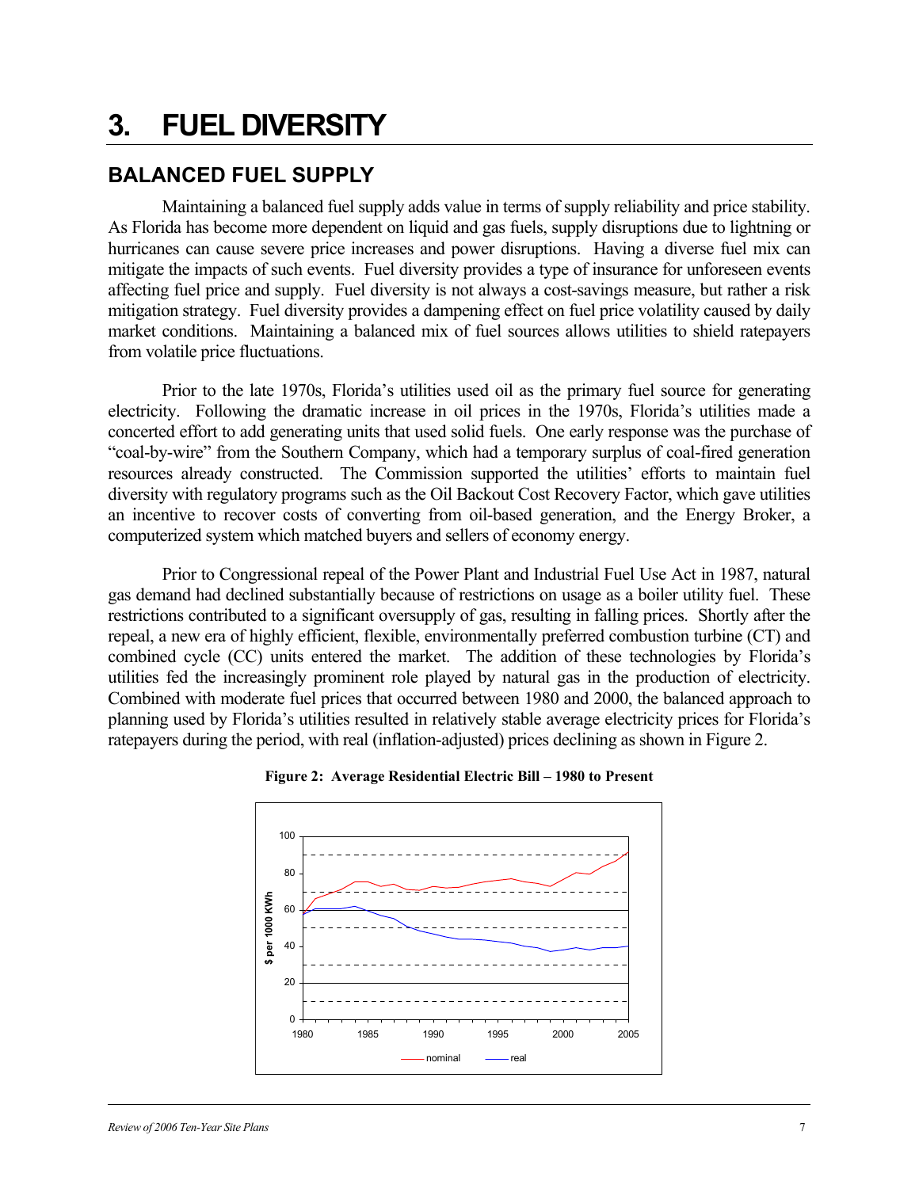# 3. FUEL DIVERSITY

## BALANCED FUEL SUPPLY

Maintaining a balanced fuel supply adds value in terms of supply reliability and price stability. As Florida has become more dependent on liquid and gas fuels, supply disruptions due to lightning or hurricanes can cause severe price increases and power disruptions. Having a diverse fuel mix can mitigate the impacts of such events. Fuel diversity provides a type of insurance for unforeseen events affecting fuel price and supply. Fuel diversity is not always a cost-savings measure, but rather a risk mitigation strategy. Fuel diversity provides a dampening effect on fuel price volatility caused by daily market conditions. Maintaining a balanced mix of fuel sources allows utilities to shield ratepayers from volatile price fluctuations.

Prior to the late 1970s, Florida's utilities used oil as the primary fuel source for generating electricity. Following the dramatic increase in oil prices in the 1970s, Florida's utilities made a concerted effort to add generating units that used solid fuels. One early response was the purchase of "coal-by-wire" from the Southern Company, which had a temporary surplus of coal-fired generation resources already constructed. The Commission supported the utilities' efforts to maintain fuel diversity with regulatory programs such as the Oil Backout Cost Recovery Factor, which gave utilities an incentive to recover costs of converting from oil-based generation, and the Energy Broker, a computerized system which matched buyers and sellers of economy energy.

Prior to Congressional repeal of the Power Plant and Industrial Fuel Use Act in 1987, natural gas demand had declined substantially because of restrictions on usage as a boiler utility fuel. These restrictions contributed to a significant oversupply of gas, resulting in falling prices. Shortly after the repeal, a new era of highly efficient, flexible, environmentally preferred combustion turbine (CT) and combined cycle (CC) units entered the market. The addition of these technologies by Florida's utilities fed the increasingly prominent role played by natural gas in the production of electricity. Combined with moderate fuel prices that occurred between 1980 and 2000, the balanced approach to planning used by Florida's utilities resulted in relatively stable average electricity prices for Florida's ratepayers during the period, with real (inflation-adjusted) prices declining as shown in Figure 2.

**Figure 2: Average Residential Electric Bill – 1980 to Present**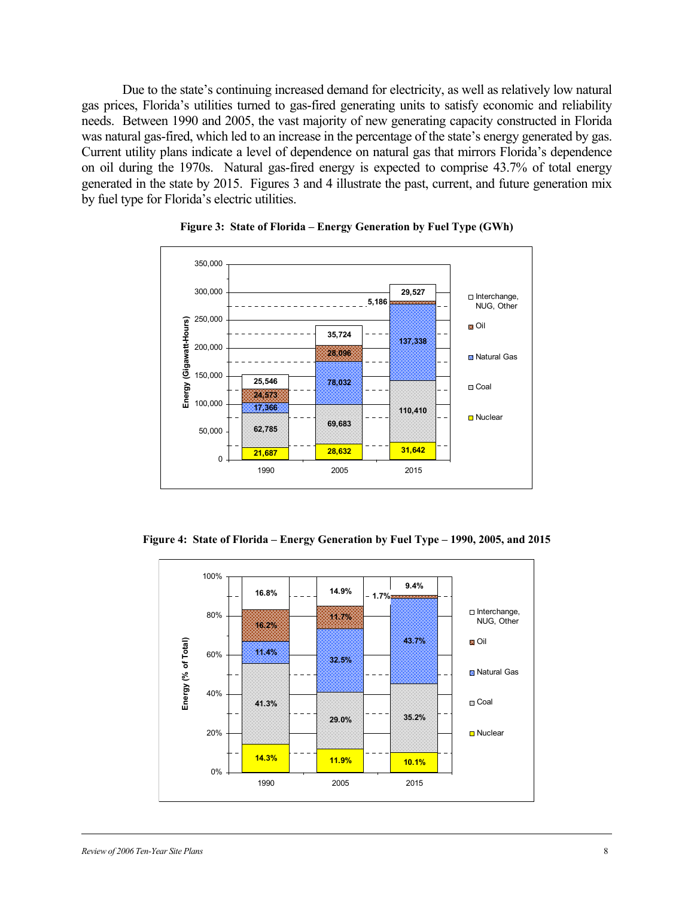Due to the state's continuing increased demand for electricity, as well as relatively low natural gas prices, Florida's utilities turned to gas-fired generating units to satisfy economic and reliability needs. Between 1990 and 2005, the vast majority of new generating capacity constructed in Florida was natural gas-fired, which led to an increase in the percentage of the state's energy generated by gas. Current utility plans indicate a level of dependence on natural gas that mirrors Florida's dependence on oil during the 1970s. Natural gas-fired energy is expected to comprise 43.7% of total energy generated in the state by 2015. Figures 3 and 4 illustrate the past, current, and future generation mix by fuel type for Florida's electric utilities.

**Figure 3: State of Florida – Energy Generation by Fuel Type (GWh)**

| Fuel Type | 1990 | 2005 | 2015 |
|---|---|---|---|
| Interchange, NUG, Other | 25,546 | 35,724 | 29,527 |
| Oil | 24,573 | 28,096 | 5,186 |
| Natural Gas | 17,366 | 78,032 | 137,338 |
| Coal | 62,785 | 69,683 | 110,410 |
| Nuclear | 21,687 | 28,632 | 31,642 |

**Figure 4: State of Florida – Energy Generation by Fuel Type – 1990, 2005, and 2015**

| Fuel Type | 1990 | 2005 | 2015 |
|---|---|---|---|
| Interchange, NUG, Other | 16.8% | 14.9% | 9.4% |
| Oil | 16.2% | 11.7% | 1.7% |
| Natural Gas | 11.4% | 32.5% | 43.7% |
| Coal | 41.3% | 29.0% | 35.2% |
| Nuclear | 14.3% | 11.9% | 10.1% |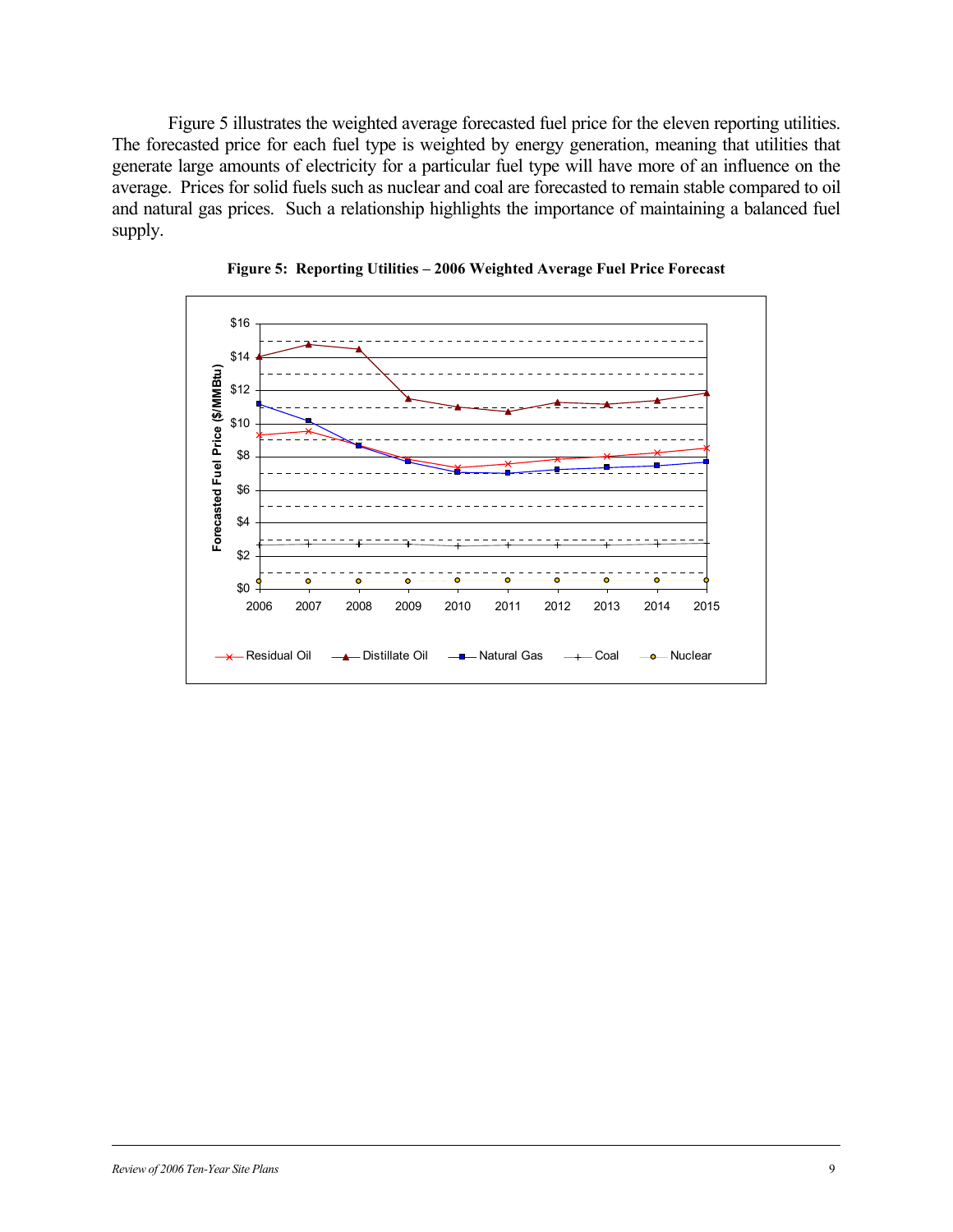Figure 5 illustrates the weighted average forecasted fuel price for the eleven reporting utilities. The forecasted price for each fuel type is weighted by energy generation, meaning that utilities that generate large amounts of electricity for a particular fuel type will have more of an influence on the average. Prices for solid fuels such as nuclear and coal are forecasted to remain stable compared to oil and natural gas prices. Such a relationship highlights the importance of maintaining a balanced fuel supply.

**Figure 5: Reporting Utilities – 2006 Weighted Average Fuel Price Forecast**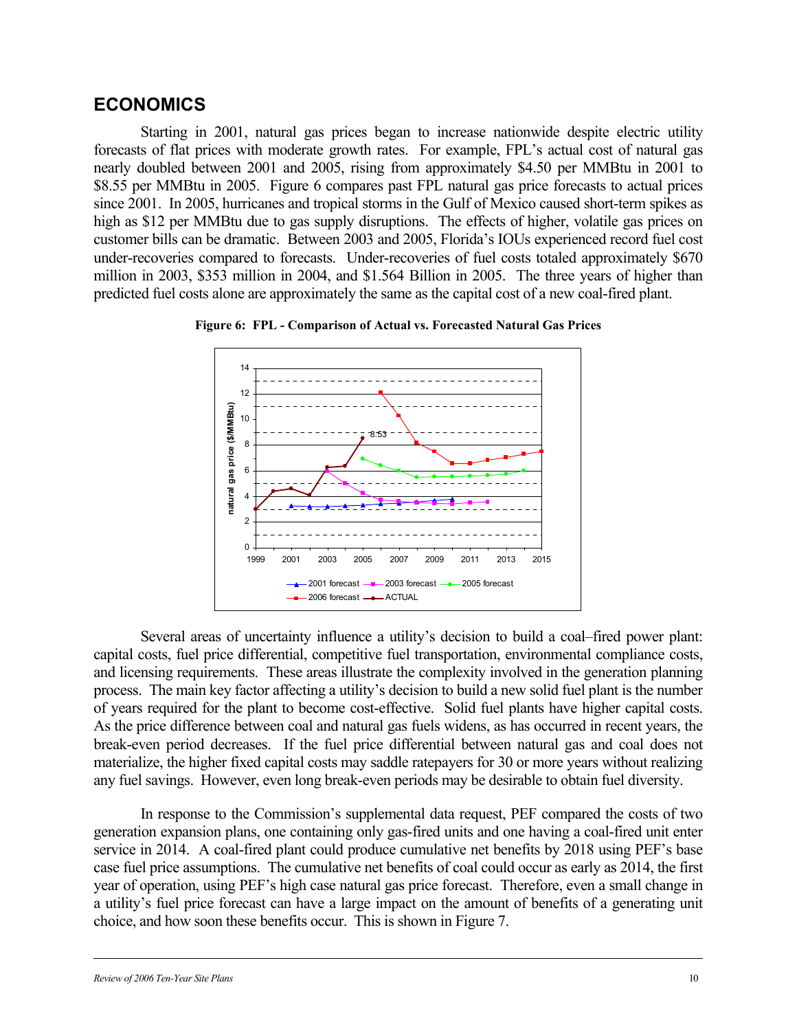## ECONOMICS

Starting in 2001, natural gas prices began to increase nationwide despite electric utility forecasts of flat prices with moderate growth rates. For example, FPL's actual cost of natural gas nearly doubled between 2001 and 2005, rising from approximately $4.50 per MMBtu in 2001 to $8.55 per MMBtu in 2005. Figure 6 compares past FPL natural gas price forecasts to actual prices since 2001. In 2005, hurricanes and tropical storms in the Gulf of Mexico caused short-term spikes as high as $12 per MMBtu due to gas supply disruptions. The effects of higher, volatile gas prices on customer bills can be dramatic. Between 2003 and 2005, Florida's IOUs experienced record fuel cost under-recoveries compared to forecasts. Under-recoveries of fuel costs totaled approximately $670 million in 2003, $353 million in 2004, and $1.564 Billion in 2005. The three years of higher than predicted fuel costs alone are approximately the same as the capital cost of a new coal-fired plant.

**Figure 6: FPL - Comparison of Actual vs. Forecasted Natural Gas Prices**

Several areas of uncertainty influence a utility's decision to build a coal–fired power plant: capital costs, fuel price differential, competitive fuel transportation, environmental compliance costs, and licensing requirements. These areas illustrate the complexity involved in the generation planning process. The main key factor affecting a utility's decision to build a new solid fuel plant is the number of years required for the plant to become cost-effective. Solid fuel plants have higher capital costs. As the price difference between coal and natural gas fuels widens, as has occurred in recent years, the break-even period decreases. If the fuel price differential between natural gas and coal does not materialize, the higher fixed capital costs may saddle ratepayers for 30 or more years without realizing any fuel savings. However, even long break-even periods may be desirable to obtain fuel diversity.

In response to the Commission's supplemental data request, PEF compared the costs of two generation expansion plans, one containing only gas-fired units and one having a coal-fired unit enter service in 2014. A coal-fired plant could produce cumulative net benefits by 2018 using PEF's base case fuel price assumptions. The cumulative net benefits of coal could occur as early as 2014, the first year of operation, using PEF's high case natural gas price forecast. Therefore, even a small change in a utility's fuel price forecast can have a large impact on the amount of benefits of a generating unit choice, and how soon these benefits occur. This is shown in Figure 7.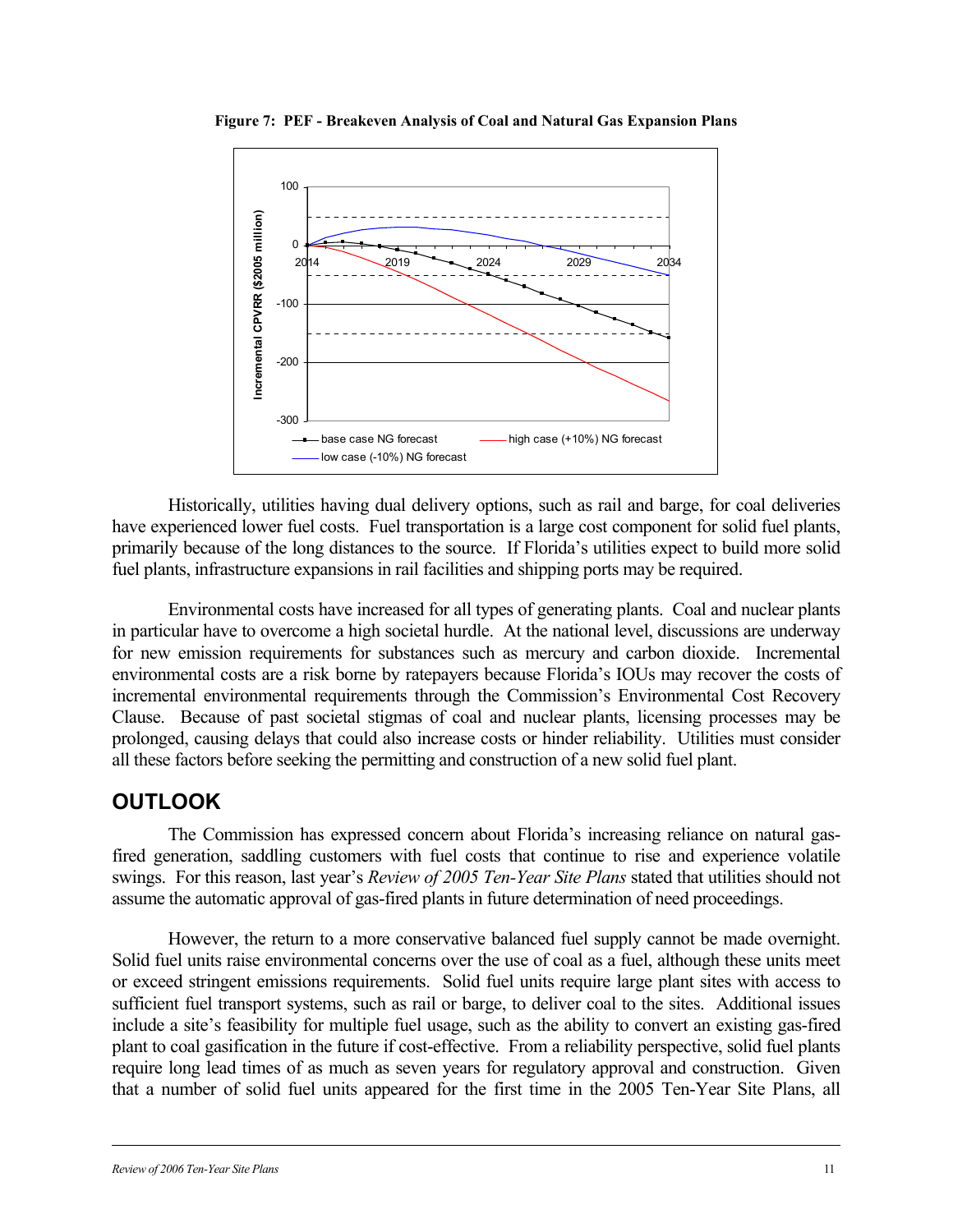**Figure 7: PEF - Breakeven Analysis of Coal and Natural Gas Expansion Plans**

Historically, utilities having dual delivery options, such as rail and barge, for coal deliveries have experienced lower fuel costs. Fuel transportation is a large cost component for solid fuel plants, primarily because of the long distances to the source. If Florida's utilities expect to build more solid fuel plants, infrastructure expansions in rail facilities and shipping ports may be required.

Environmental costs have increased for all types of generating plants. Coal and nuclear plants in particular have to overcome a high societal hurdle. At the national level, discussions are underway for new emission requirements for substances such as mercury and carbon dioxide. Incremental environmental costs are a risk borne by ratepayers because Florida's IOUs may recover the costs of incremental environmental requirements through the Commission's Environmental Cost Recovery Clause. Because of past societal stigmas of coal and nuclear plants, licensing processes may be prolonged, causing delays that could also increase costs or hinder reliability. Utilities must consider all these factors before seeking the permitting and construction of a new solid fuel plant.

## OUTLOOK

The Commission has expressed concern about Florida's increasing reliance on natural gas-fired generation, saddling customers with fuel costs that continue to rise and experience volatile swings. For this reason, last year's *Review of 2005 Ten-Year Site Plans* stated that utilities should not assume the automatic approval of gas-fired plants in future determination of need proceedings.

However, the return to a more conservative balanced fuel supply cannot be made overnight. Solid fuel units raise environmental concerns over the use of coal as a fuel, although these units meet or exceed stringent emissions requirements. Solid fuel units require large plant sites with access to sufficient fuel transport systems, such as rail or barge, to deliver coal to the sites. Additional issues include a site's feasibility for multiple fuel usage, such as the ability to convert an existing gas-fired plant to coal gasification in the future if cost-effective. From a reliability perspective, solid fuel plants require long lead times of as much as seven years for regulatory approval and construction. Given that a number of solid fuel units appeared for the first time in the 2005 Ten-Year Site Plans, all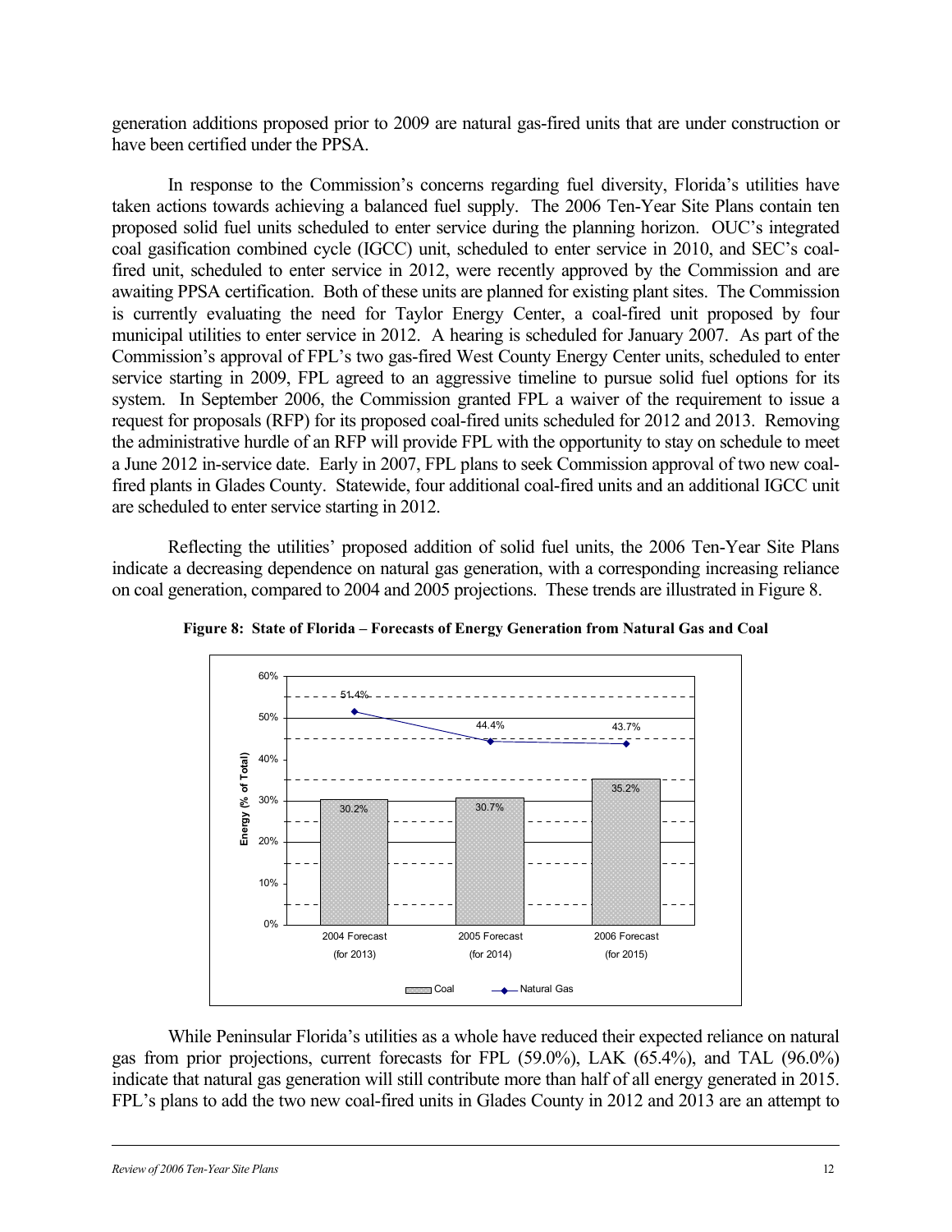generation additions proposed prior to 2009 are natural gas-fired units that are under construction or have been certified under the PPSA.

In response to the Commission's concerns regarding fuel diversity, Florida's utilities have taken actions towards achieving a balanced fuel supply. The 2006 Ten-Year Site Plans contain ten proposed solid fuel units scheduled to enter service during the planning horizon. OUC's integrated coal gasification combined cycle (IGCC) unit, scheduled to enter service in 2010, and SEC's coal-fired unit, scheduled to enter service in 2012, were recently approved by the Commission and are awaiting PPSA certification. Both of these units are planned for existing plant sites. The Commission is currently evaluating the need for Taylor Energy Center, a coal-fired unit proposed by four municipal utilities to enter service in 2012. A hearing is scheduled for January 2007. As part of the Commission's approval of FPL's two gas-fired West County Energy Center units, scheduled to enter service starting in 2009, FPL agreed to an aggressive timeline to pursue solid fuel options for its system. In September 2006, the Commission granted FPL a waiver of the requirement to issue a request for proposals (RFP) for its proposed coal-fired units scheduled for 2012 and 2013. Removing the administrative hurdle of an RFP will provide FPL with the opportunity to stay on schedule to meet a June 2012 in-service date. Early in 2007, FPL plans to seek Commission approval of two new coal-fired plants in Glades County. Statewide, four additional coal-fired units and an additional IGCC unit are scheduled to enter service starting in 2012.

Reflecting the utilities' proposed addition of solid fuel units, the 2006 Ten-Year Site Plans indicate a decreasing dependence on natural gas generation, with a corresponding increasing reliance on coal generation, compared to 2004 and 2005 projections. These trends are illustrated in Figure 8.

**Figure 8: State of Florida – Forecasts of Energy Generation from Natural Gas and Coal**

| Energy (% of Total) | Coal | Natural Gas |
|---|---|---|
| 2004 Forecast (for 2013) | 30.2% | 51.4% |
| 2005 Forecast (for 2014) | 30.7% | 44.4% |
| 2006 Forecast (for 2015) | 35.2% | 43.7% |

While Peninsular Florida's utilities as a whole have reduced their expected reliance on natural gas from prior projections, current forecasts for FPL (59.0%), LAK (65.4%), and TAL (96.0%) indicate that natural gas generation will still contribute more than half of all energy generated in 2015. FPL's plans to add the two new coal-fired units in Glades County in 2012 and 2013 are an attempt to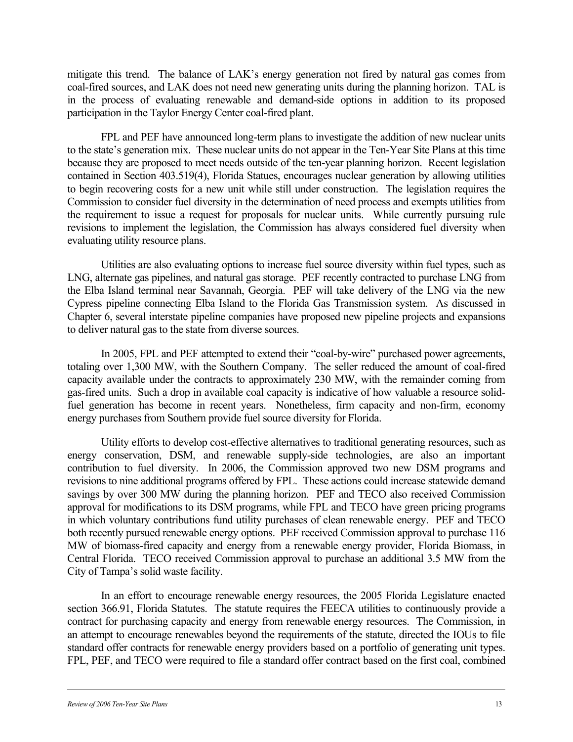mitigate this trend. The balance of LAK's energy generation not fired by natural gas comes from coal-fired sources, and LAK does not need new generating units during the planning horizon. TAL is in the process of evaluating renewable and demand-side options in addition to its proposed participation in the Taylor Energy Center coal-fired plant.

FPL and PEF have announced long-term plans to investigate the addition of new nuclear units to the state's generation mix. These nuclear units do not appear in the Ten-Year Site Plans at this time because they are proposed to meet needs outside of the ten-year planning horizon. Recent legislation contained in Section 403.519(4), Florida Statues, encourages nuclear generation by allowing utilities to begin recovering costs for a new unit while still under construction. The legislation requires the Commission to consider fuel diversity in the determination of need process and exempts utilities from the requirement to issue a request for proposals for nuclear units. While currently pursuing rule revisions to implement the legislation, the Commission has always considered fuel diversity when evaluating utility resource plans.

Utilities are also evaluating options to increase fuel source diversity within fuel types, such as LNG, alternate gas pipelines, and natural gas storage. PEF recently contracted to purchase LNG from the Elba Island terminal near Savannah, Georgia. PEF will take delivery of the LNG via the new Cypress pipeline connecting Elba Island to the Florida Gas Transmission system. As discussed in Chapter 6, several interstate pipeline companies have proposed new pipeline projects and expansions to deliver natural gas to the state from diverse sources.

In 2005, FPL and PEF attempted to extend their "coal-by-wire" purchased power agreements, totaling over 1,300 MW, with the Southern Company. The seller reduced the amount of coal-fired capacity available under the contracts to approximately 230 MW, with the remainder coming from gas-fired units. Such a drop in available coal capacity is indicative of how valuable a resource solid-fuel generation has become in recent years. Nonetheless, firm capacity and non-firm, economy energy purchases from Southern provide fuel source diversity for Florida.

Utility efforts to develop cost-effective alternatives to traditional generating resources, such as energy conservation, DSM, and renewable supply-side technologies, are also an important contribution to fuel diversity. In 2006, the Commission approved two new DSM programs and revisions to nine additional programs offered by FPL. These actions could increase statewide demand savings by over 300 MW during the planning horizon. PEF and TECO also received Commission approval for modifications to its DSM programs, while FPL and TECO have green pricing programs in which voluntary contributions fund utility purchases of clean renewable energy. PEF and TECO both recently pursued renewable energy options. PEF received Commission approval to purchase 116 MW of biomass-fired capacity and energy from a renewable energy provider, Florida Biomass, in Central Florida. TECO received Commission approval to purchase an additional 3.5 MW from the City of Tampa's solid waste facility.

In an effort to encourage renewable energy resources, the 2005 Florida Legislature enacted section 366.91, Florida Statutes. The statute requires the FEECA utilities to continuously provide a contract for purchasing capacity and energy from renewable energy resources. The Commission, in an attempt to encourage renewables beyond the requirements of the statute, directed the IOUs to file standard offer contracts for renewable energy providers based on a portfolio of generating unit types. FPL, PEF, and TECO were required to file a standard offer contract based on the first coal, combined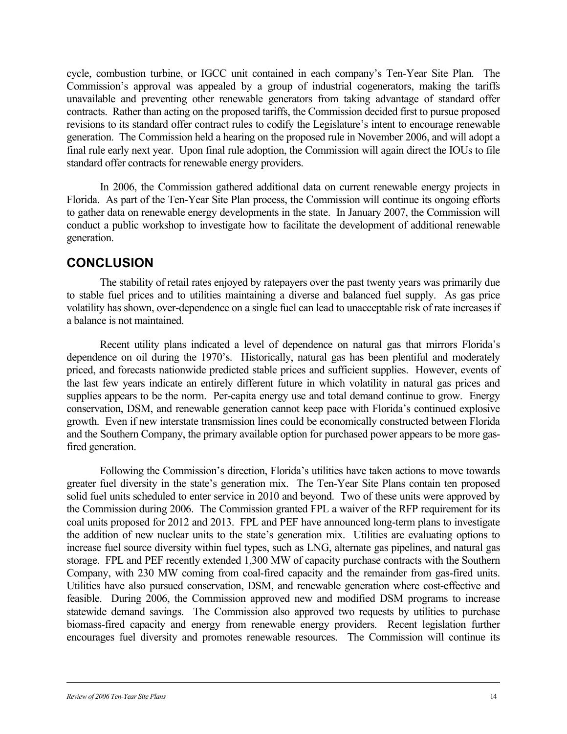cycle, combustion turbine, or IGCC unit contained in each company's Ten-Year Site Plan. The Commission's approval was appealed by a group of industrial cogenerators, making the tariffs unavailable and preventing other renewable generators from taking advantage of standard offer contracts. Rather than acting on the proposed tariffs, the Commission decided first to pursue proposed revisions to its standard offer contract rules to codify the Legislature's intent to encourage renewable generation. The Commission held a hearing on the proposed rule in November 2006, and will adopt a final rule early next year. Upon final rule adoption, the Commission will again direct the IOUs to file standard offer contracts for renewable energy providers.

In 2006, the Commission gathered additional data on current renewable energy projects in Florida. As part of the Ten-Year Site Plan process, the Commission will continue its ongoing efforts to gather data on renewable energy developments in the state. In January 2007, the Commission will conduct a public workshop to investigate how to facilitate the development of additional renewable generation.

## CONCLUSION

The stability of retail rates enjoyed by ratepayers over the past twenty years was primarily due to stable fuel prices and to utilities maintaining a diverse and balanced fuel supply. As gas price volatility has shown, over-dependence on a single fuel can lead to unacceptable risk of rate increases if a balance is not maintained.

Recent utility plans indicated a level of dependence on natural gas that mirrors Florida's dependence on oil during the 1970's. Historically, natural gas has been plentiful and moderately priced, and forecasts nationwide predicted stable prices and sufficient supplies. However, events of the last few years indicate an entirely different future in which volatility in natural gas prices and supplies appears to be the norm. Per-capita energy use and total demand continue to grow. Energy conservation, DSM, and renewable generation cannot keep pace with Florida's continued explosive growth. Even if new interstate transmission lines could be economically constructed between Florida and the Southern Company, the primary available option for purchased power appears to be more gas-fired generation.

Following the Commission's direction, Florida's utilities have taken actions to move towards greater fuel diversity in the state's generation mix. The Ten-Year Site Plans contain ten proposed solid fuel units scheduled to enter service in 2010 and beyond. Two of these units were approved by the Commission during 2006. The Commission granted FPL a waiver of the RFP requirement for its coal units proposed for 2012 and 2013. FPL and PEF have announced long-term plans to investigate the addition of new nuclear units to the state's generation mix. Utilities are evaluating options to increase fuel source diversity within fuel types, such as LNG, alternate gas pipelines, and natural gas storage. FPL and PEF recently extended 1,300 MW of capacity purchase contracts with the Southern Company, with 230 MW coming from coal-fired capacity and the remainder from gas-fired units. Utilities have also pursued conservation, DSM, and renewable generation where cost-effective and feasible. During 2006, the Commission approved new and modified DSM programs to increase statewide demand savings. The Commission also approved two requests by utilities to purchase biomass-fired capacity and energy from renewable energy providers. Recent legislation further encourages fuel diversity and promotes renewable resources. The Commission will continue its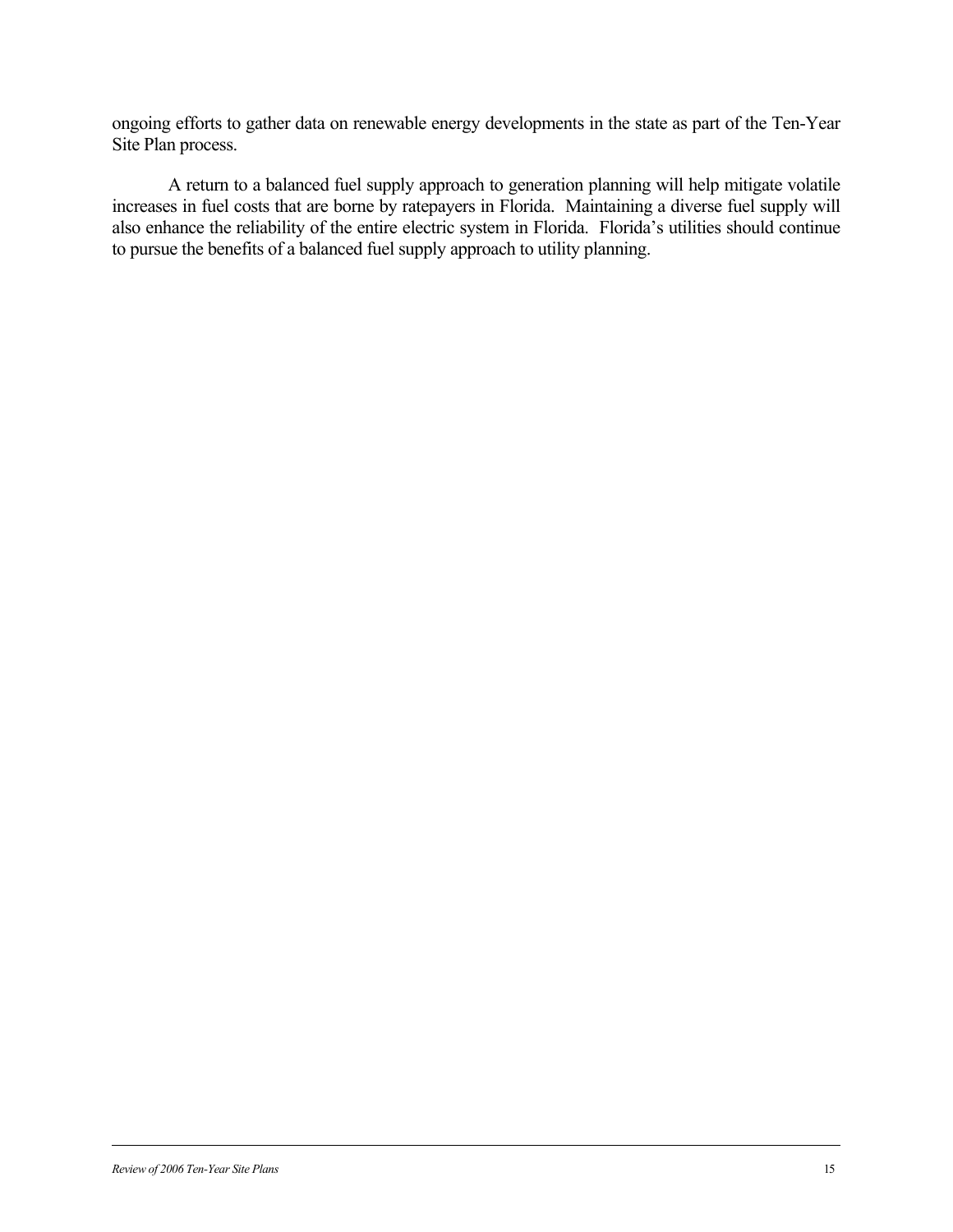ongoing efforts to gather data on renewable energy developments in the state as part of the Ten-Year Site Plan process.

A return to a balanced fuel supply approach to generation planning will help mitigate volatile increases in fuel costs that are borne by ratepayers in Florida. Maintaining a diverse fuel supply will also enhance the reliability of the entire electric system in Florida. Florida's utilities should continue to pursue the benefits of a balanced fuel supply approach to utility planning.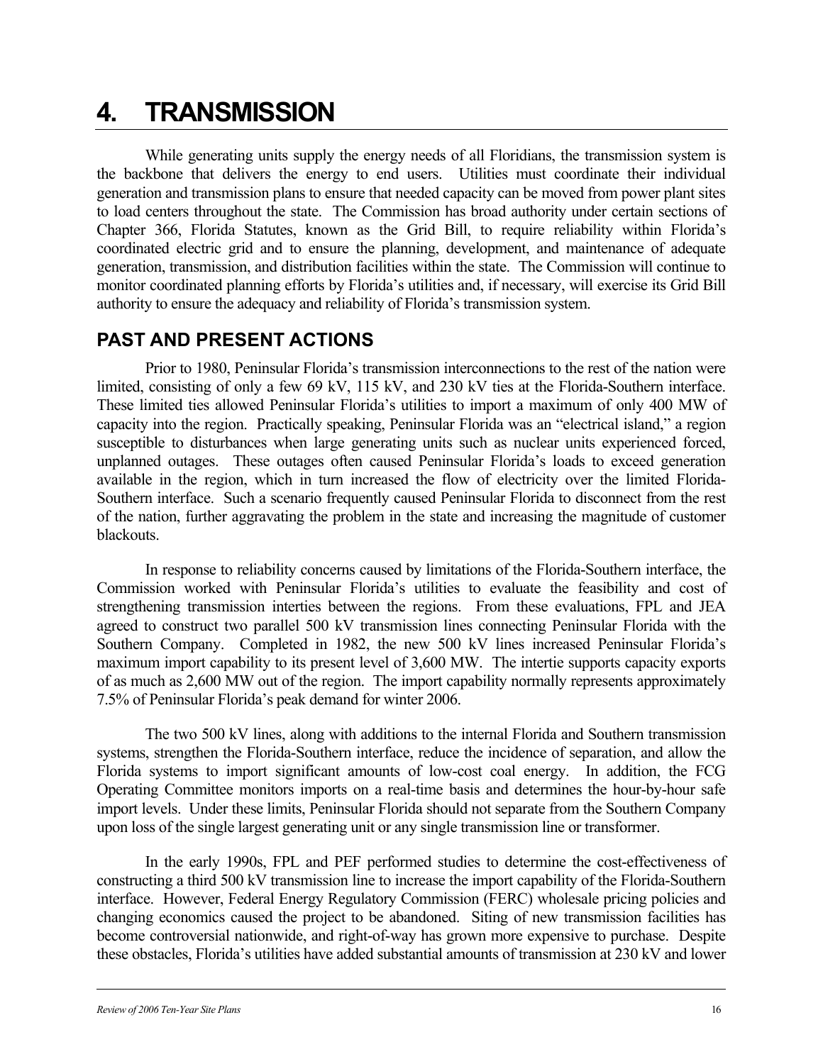# 4. TRANSMISSION

While generating units supply the energy needs of all Floridians, the transmission system is the backbone that delivers the energy to end users. Utilities must coordinate their individual generation and transmission plans to ensure that needed capacity can be moved from power plant sites to load centers throughout the state. The Commission has broad authority under certain sections of Chapter 366, Florida Statutes, known as the Grid Bill, to require reliability within Florida's coordinated electric grid and to ensure the planning, development, and maintenance of adequate generation, transmission, and distribution facilities within the state. The Commission will continue to monitor coordinated planning efforts by Florida's utilities and, if necessary, will exercise its Grid Bill authority to ensure the adequacy and reliability of Florida's transmission system.

## PAST AND PRESENT ACTIONS

Prior to 1980, Peninsular Florida's transmission interconnections to the rest of the nation were limited, consisting of only a few 69 kV, 115 kV, and 230 kV ties at the Florida-Southern interface. These limited ties allowed Peninsular Florida's utilities to import a maximum of only 400 MW of capacity into the region. Practically speaking, Peninsular Florida was an "electrical island," a region susceptible to disturbances when large generating units such as nuclear units experienced forced, unplanned outages. These outages often caused Peninsular Florida's loads to exceed generation available in the region, which in turn increased the flow of electricity over the limited Florida-Southern interface. Such a scenario frequently caused Peninsular Florida to disconnect from the rest of the nation, further aggravating the problem in the state and increasing the magnitude of customer blackouts.

In response to reliability concerns caused by limitations of the Florida-Southern interface, the Commission worked with Peninsular Florida's utilities to evaluate the feasibility and cost of strengthening transmission interties between the regions. From these evaluations, FPL and JEA agreed to construct two parallel 500 kV transmission lines connecting Peninsular Florida with the Southern Company. Completed in 1982, the new 500 kV lines increased Peninsular Florida's maximum import capability to its present level of 3,600 MW. The intertie supports capacity exports of as much as 2,600 MW out of the region. The import capability normally represents approximately 7.5% of Peninsular Florida's peak demand for winter 2006.

The two 500 kV lines, along with additions to the internal Florida and Southern transmission systems, strengthen the Florida-Southern interface, reduce the incidence of separation, and allow the Florida systems to import significant amounts of low-cost coal energy. In addition, the FCG Operating Committee monitors imports on a real-time basis and determines the hour-by-hour safe import levels. Under these limits, Peninsular Florida should not separate from the Southern Company upon loss of the single largest generating unit or any single transmission line or transformer.

In the early 1990s, FPL and PEF performed studies to determine the cost-effectiveness of constructing a third 500 kV transmission line to increase the import capability of the Florida-Southern interface. However, Federal Energy Regulatory Commission (FERC) wholesale pricing policies and changing economics caused the project to be abandoned. Siting of new transmission facilities has become controversial nationwide, and right-of-way has grown more expensive to purchase. Despite these obstacles, Florida's utilities have added substantial amounts of transmission at 230 kV and lower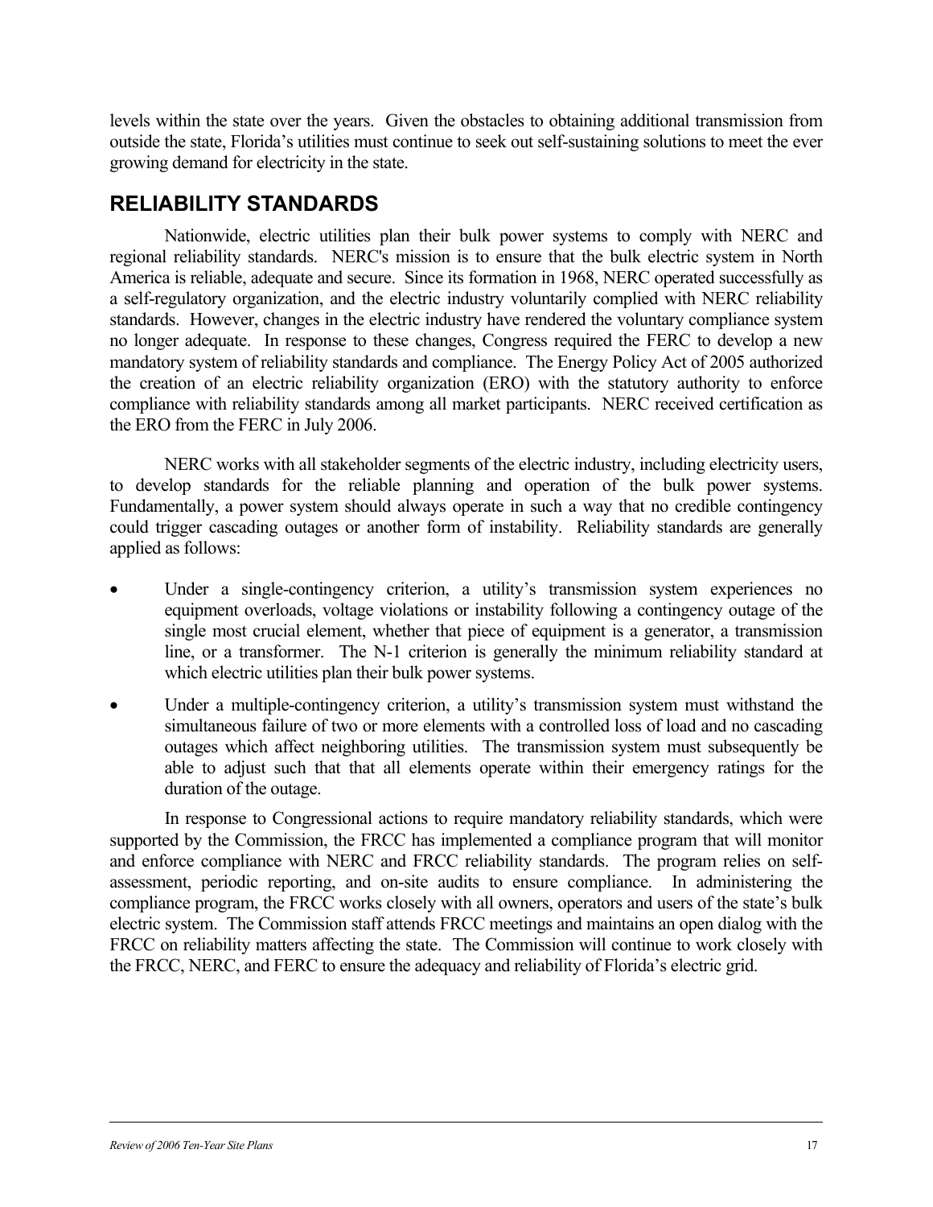levels within the state over the years. Given the obstacles to obtaining additional transmission from outside the state, Florida's utilities must continue to seek out self-sustaining solutions to meet the ever growing demand for electricity in the state.

## RELIABILITY STANDARDS

Nationwide, electric utilities plan their bulk power systems to comply with NERC and regional reliability standards. NERC's mission is to ensure that the bulk electric system in North America is reliable, adequate and secure. Since its formation in 1968, NERC operated successfully as a self-regulatory organization, and the electric industry voluntarily complied with NERC reliability standards. However, changes in the electric industry have rendered the voluntary compliance system no longer adequate. In response to these changes, Congress required the FERC to develop a new mandatory system of reliability standards and compliance. The Energy Policy Act of 2005 authorized the creation of an electric reliability organization (ERO) with the statutory authority to enforce compliance with reliability standards among all market participants. NERC received certification as the ERO from the FERC in July 2006.

NERC works with all stakeholder segments of the electric industry, including electricity users, to develop standards for the reliable planning and operation of the bulk power systems. Fundamentally, a power system should always operate in such a way that no credible contingency could trigger cascading outages or another form of instability. Reliability standards are generally applied as follows:

- Under a single-contingency criterion, a utility's transmission system experiences no equipment overloads, voltage violations or instability following a contingency outage of the single most crucial element, whether that piece of equipment is a generator, a transmission line, or a transformer. The N-1 criterion is generally the minimum reliability standard at which electric utilities plan their bulk power systems.
- Under a multiple-contingency criterion, a utility's transmission system must withstand the simultaneous failure of two or more elements with a controlled loss of load and no cascading outages which affect neighboring utilities. The transmission system must subsequently be able to adjust such that that all elements operate within their emergency ratings for the duration of the outage.

In response to Congressional actions to require mandatory reliability standards, which were supported by the Commission, the FRCC has implemented a compliance program that will monitor and enforce compliance with NERC and FRCC reliability standards. The program relies on self-assessment, periodic reporting, and on-site audits to ensure compliance. In administering the compliance program, the FRCC works closely with all owners, operators and users of the state's bulk electric system. The Commission staff attends FRCC meetings and maintains an open dialog with the FRCC on reliability matters affecting the state. The Commission will continue to work closely with the FRCC, NERC, and FERC to ensure the adequacy and reliability of Florida's electric grid.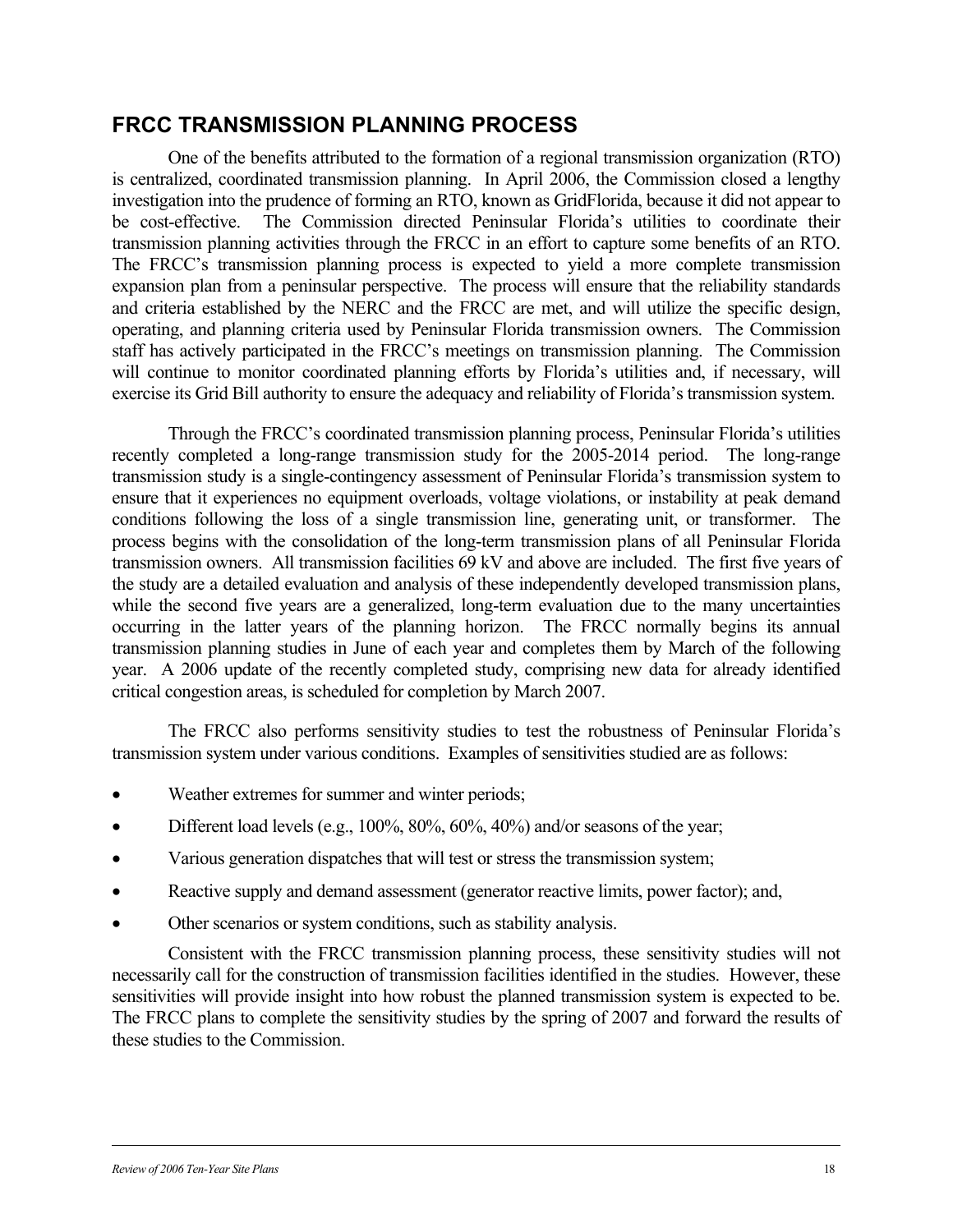## FRCC TRANSMISSION PLANNING PROCESS

One of the benefits attributed to the formation of a regional transmission organization (RTO) is centralized, coordinated transmission planning. In April 2006, the Commission closed a lengthy investigation into the prudence of forming an RTO, known as GridFlorida, because it did not appear to be cost-effective. The Commission directed Peninsular Florida's utilities to coordinate their transmission planning activities through the FRCC in an effort to capture some benefits of an RTO. The FRCC's transmission planning process is expected to yield a more complete transmission expansion plan from a peninsular perspective. The process will ensure that the reliability standards and criteria established by the NERC and the FRCC are met, and will utilize the specific design, operating, and planning criteria used by Peninsular Florida transmission owners. The Commission staff has actively participated in the FRCC's meetings on transmission planning. The Commission will continue to monitor coordinated planning efforts by Florida's utilities and, if necessary, will exercise its Grid Bill authority to ensure the adequacy and reliability of Florida's transmission system.

Through the FRCC's coordinated transmission planning process, Peninsular Florida's utilities recently completed a long-range transmission study for the 2005-2014 period. The long-range transmission study is a single-contingency assessment of Peninsular Florida's transmission system to ensure that it experiences no equipment overloads, voltage violations, or instability at peak demand conditions following the loss of a single transmission line, generating unit, or transformer. The process begins with the consolidation of the long-term transmission plans of all Peninsular Florida transmission owners. All transmission facilities 69 kV and above are included. The first five years of the study are a detailed evaluation and analysis of these independently developed transmission plans, while the second five years are a generalized, long-term evaluation due to the many uncertainties occurring in the latter years of the planning horizon. The FRCC normally begins its annual transmission planning studies in June of each year and completes them by March of the following year. A 2006 update of the recently completed study, comprising new data for already identified critical congestion areas, is scheduled for completion by March 2007.

The FRCC also performs sensitivity studies to test the robustness of Peninsular Florida's transmission system under various conditions. Examples of sensitivities studied are as follows:

- Weather extremes for summer and winter periods;
- Different load levels (e.g., 100%, 80%, 60%, 40%) and/or seasons of the year;
- Various generation dispatches that will test or stress the transmission system;
- Reactive supply and demand assessment (generator reactive limits, power factor); and,
- Other scenarios or system conditions, such as stability analysis.

Consistent with the FRCC transmission planning process, these sensitivity studies will not necessarily call for the construction of transmission facilities identified in the studies. However, these sensitivities will provide insight into how robust the planned transmission system is expected to be. The FRCC plans to complete the sensitivity studies by the spring of 2007 and forward the results of these studies to the Commission.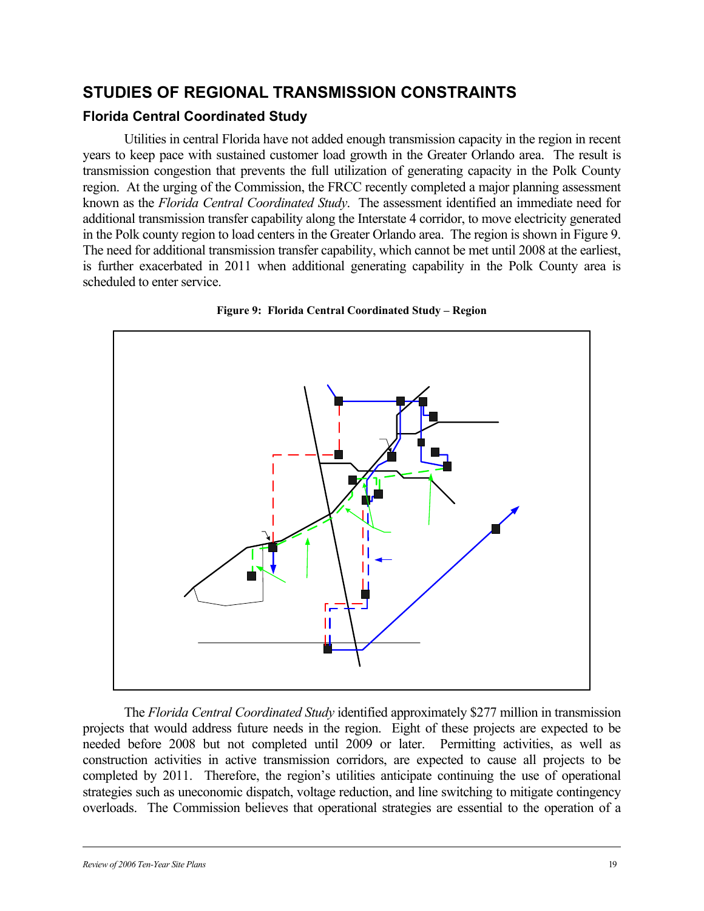## STUDIES OF REGIONAL TRANSMISSION CONSTRAINTS

### Florida Central Coordinated Study

Utilities in central Florida have not added enough transmission capacity in the region in recent years to keep pace with sustained customer load growth in the Greater Orlando area. The result is transmission congestion that prevents the full utilization of generating capacity in the Polk County region. At the urging of the Commission, the FRCC recently completed a major planning assessment known as the *Florida Central Coordinated Study*. The assessment identified an immediate need for additional transmission transfer capability along the Interstate 4 corridor, to move electricity generated in the Polk county region to load centers in the Greater Orlando area. The region is shown in Figure 9. The need for additional transmission transfer capability, which cannot be met until 2008 at the earliest, is further exacerbated in 2011 when additional generating capability in the Polk County area is scheduled to enter service.

**Figure 9: Florida Central Coordinated Study – Region**

The *Florida Central Coordinated Study* identified approximately $277 million in transmission projects that would address future needs in the region. Eight of these projects are expected to be needed before 2008 but not completed until 2009 or later. Permitting activities, as well as construction activities in active transmission corridors, are expected to cause all projects to be completed by 2011. Therefore, the region's utilities anticipate continuing the use of operational strategies such as uneconomic dispatch, voltage reduction, and line switching to mitigate contingency overloads. The Commission believes that operational strategies are essential to the operation of a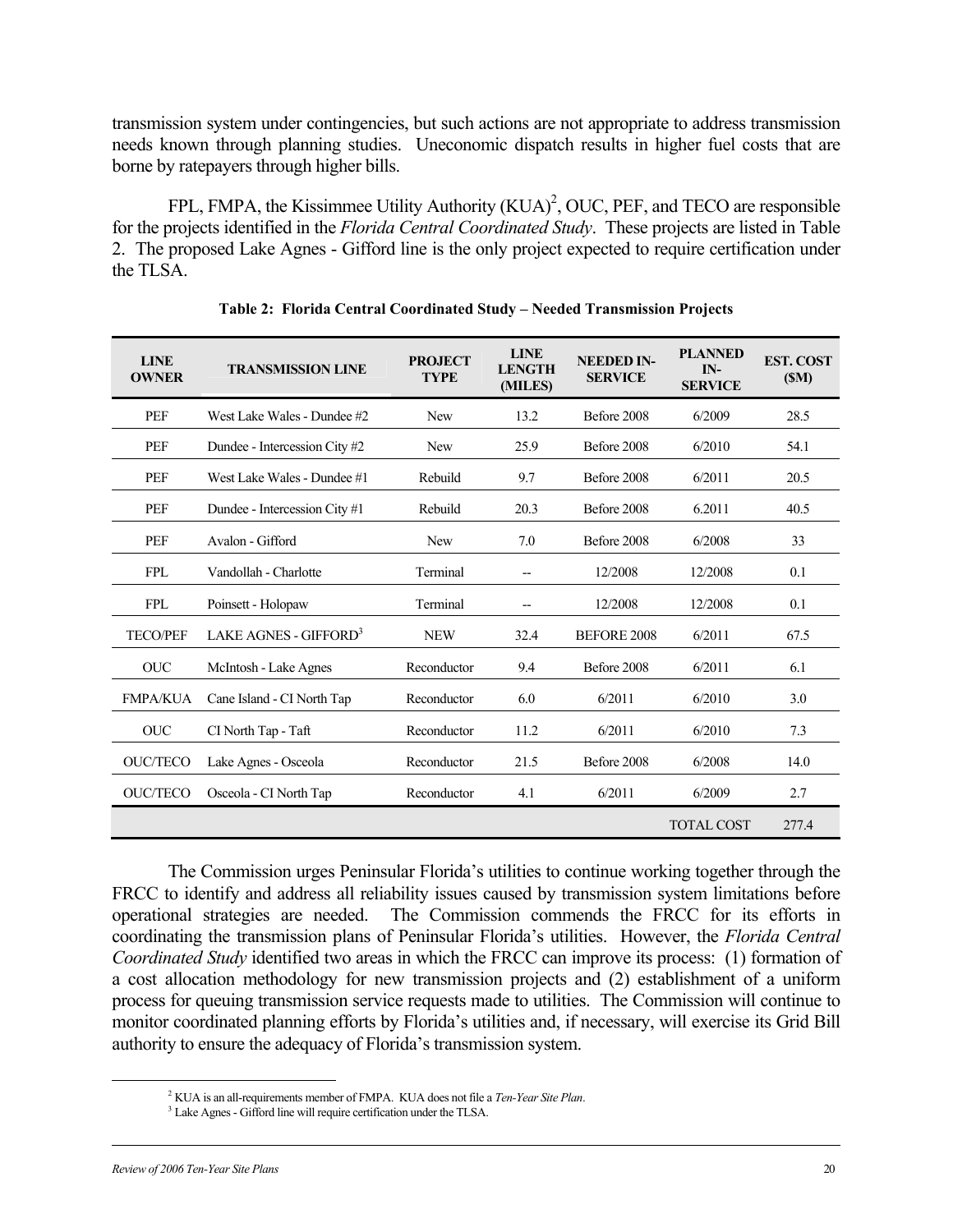transmission system under contingencies, but such actions are not appropriate to address transmission needs known through planning studies. Uneconomic dispatch results in higher fuel costs that are borne by ratepayers through higher bills.

FPL, FMPA, the Kissimmee Utility Authority (KUA)[2], OUC, PEF, and TECO are responsible for the projects identified in the *Florida Central Coordinated Study*. These projects are listed in Table 2. The proposed Lake Agnes - Gifford line is the only project expected to require certification under the TLSA.

**Table 2: Florida Central Coordinated Study – Needed Transmission Projects**

| LINE OWNER | TRANSMISSION LINE | PROJECT TYPE | LINE LENGTH (MILES) | NEEDED IN-SERVICE | PLANNED IN-SERVICE | EST. COST ($M) |
|---|---|---|---|---|---|---|
| PEF | West Lake Wales - Dundee #2 | New | 13.2 | Before 2008 | 6/2009 | 28.5 |
| PEF | Dundee - Intercession City #2 | New | 25.9 | Before 2008 | 6/2010 | 54.1 |
| PEF | West Lake Wales - Dundee #1 | Rebuild | 9.7 | Before 2008 | 6/2011 | 20.5 |
| PEF | Dundee - Intercession City #1 | Rebuild | 20.3 | Before 2008 | 6.2011 | 40.5 |
| PEF | Avalon - Gifford | New | 7.0 | Before 2008 | 6/2008 | 33 |
| FPL | Vandollah - Charlotte | Terminal | -- | 12/2008 | 12/2008 | 0.1 |
| FPL | Poinsett - Holopaw | Terminal | -- | 12/2008 | 12/2008 | 0.1 |
| TECO/PEF | LAKE AGNES - GIFFORD[3] | NEW | 32.4 | BEFORE 2008 | 6/2011 | 67.5 |
| OUC | McIntosh - Lake Agnes | Reconductor | 9.4 | Before 2008 | 6/2011 | 6.1 |
| FMPA/KUA | Cane Island - CI North Tap | Reconductor | 6.0 | 6/2011 | 6/2010 | 3.0 |
| OUC | CI North Tap - Taft | Reconductor | 11.2 | 6/2011 | 6/2010 | 7.3 |
| OUC/TECO | Lake Agnes - Osceola | Reconductor | 21.5 | Before 2008 | 6/2008 | 14.0 |
| OUC/TECO | Osceola - CI North Tap | Reconductor | 4.1 | 6/2011 | 6/2009 | 2.7 |
| | | | | | TOTAL COST | 277.4 |

The Commission urges Peninsular Florida's utilities to continue working together through the FRCC to identify and address all reliability issues caused by transmission system limitations before operational strategies are needed. The Commission commends the FRCC for its efforts in coordinating the transmission plans of Peninsular Florida's utilities. However, the *Florida Central Coordinated Study* identified two areas in which the FRCC can improve its process: (1) formation of a cost allocation methodology for new transmission projects and (2) establishment of a uniform process for queuing transmission service requests made to utilities. The Commission will continue to monitor coordinated planning efforts by Florida's utilities and, if necessary, will exercise its Grid Bill authority to ensure the adequacy of Florida's transmission system.

[2] KUA is an all-requirements member of FMPA. KUA does not file a *Ten-Year Site Plan*.

[3] Lake Agnes - Gifford line will require certification under the TLSA.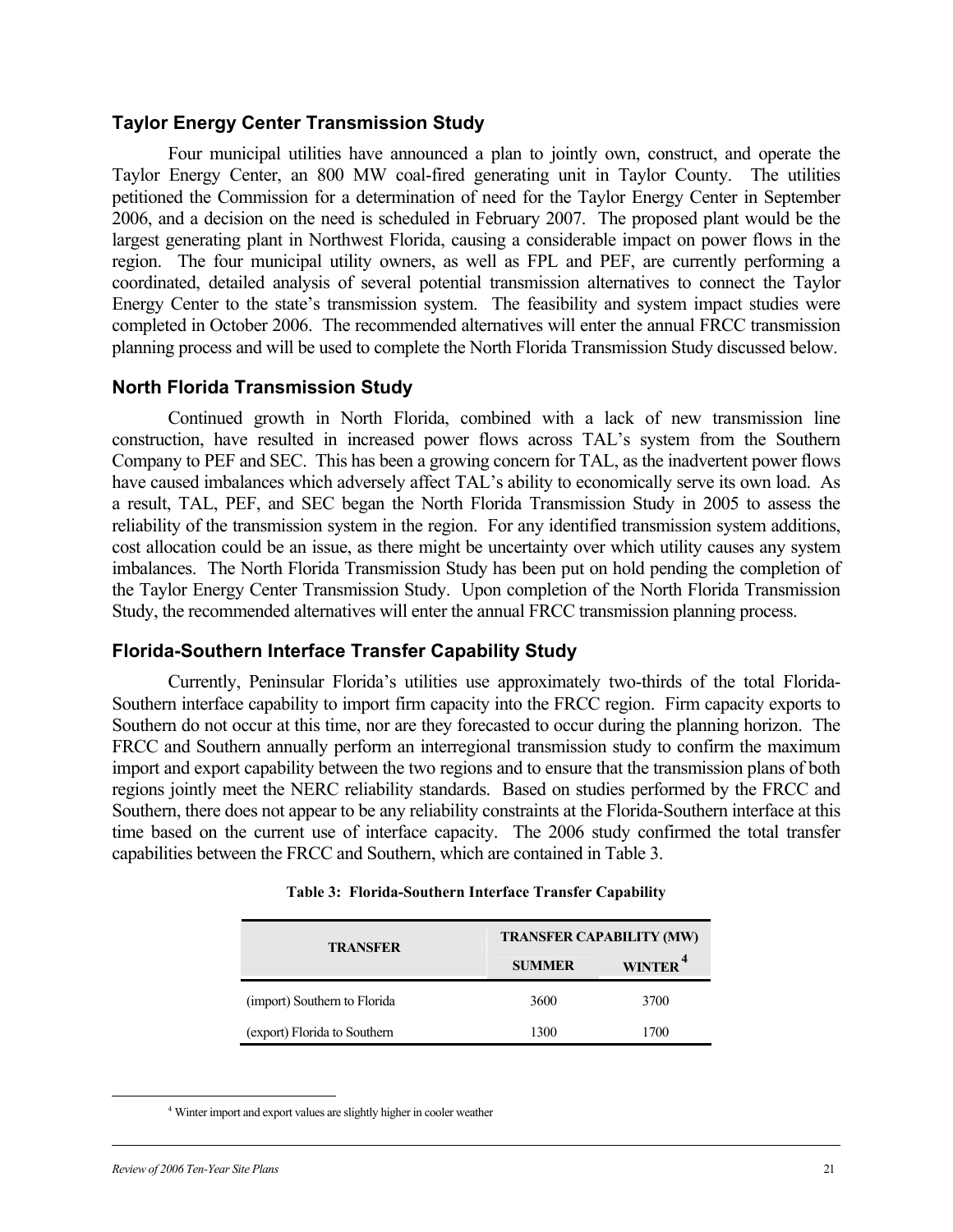### Taylor Energy Center Transmission Study

Four municipal utilities have announced a plan to jointly own, construct, and operate the Taylor Energy Center, an 800 MW coal-fired generating unit in Taylor County. The utilities petitioned the Commission for a determination of need for the Taylor Energy Center in September 2006, and a decision on the need is scheduled in February 2007. The proposed plant would be the largest generating plant in Northwest Florida, causing a considerable impact on power flows in the region. The four municipal utility owners, as well as FPL and PEF, are currently performing a coordinated, detailed analysis of several potential transmission alternatives to connect the Taylor Energy Center to the state's transmission system. The feasibility and system impact studies were completed in October 2006. The recommended alternatives will enter the annual FRCC transmission planning process and will be used to complete the North Florida Transmission Study discussed below.

### North Florida Transmission Study

Continued growth in North Florida, combined with a lack of new transmission line construction, have resulted in increased power flows across TAL's system from the Southern Company to PEF and SEC. This has been a growing concern for TAL, as the inadvertent power flows have caused imbalances which adversely affect TAL's ability to economically serve its own load. As a result, TAL, PEF, and SEC began the North Florida Transmission Study in 2005 to assess the reliability of the transmission system in the region. For any identified transmission system additions, cost allocation could be an issue, as there might be uncertainty over which utility causes any system imbalances. The North Florida Transmission Study has been put on hold pending the completion of the Taylor Energy Center Transmission Study. Upon completion of the North Florida Transmission Study, the recommended alternatives will enter the annual FRCC transmission planning process.

### Florida-Southern Interface Transfer Capability Study

Currently, Peninsular Florida's utilities use approximately two-thirds of the total Florida-Southern interface capability to import firm capacity into the FRCC region. Firm capacity exports to Southern do not occur at this time, nor are they forecasted to occur during the planning horizon. The FRCC and Southern annually perform an interregional transmission study to confirm the maximum import and export capability between the two regions and to ensure that the transmission plans of both regions jointly meet the NERC reliability standards. Based on studies performed by the FRCC and Southern, there does not appear to be any reliability constraints at the Florida-Southern interface at this time based on the current use of interface capacity. The 2006 study confirmed the total transfer capabilities between the FRCC and Southern, which are contained in Table 3.

**Table 3: Florida-Southern Interface Transfer Capability**

| TRANSFER | TRANSFER CAPABILITY (MW) | |
|---|---|---|
| | SUMMER | WINTER [4] |
| (import) Southern to Florida | 3600 | 3700 |
| (export) Florida to Southern | 1300 | 1700 |

[4] Winter import and export values are slightly higher in cooler weather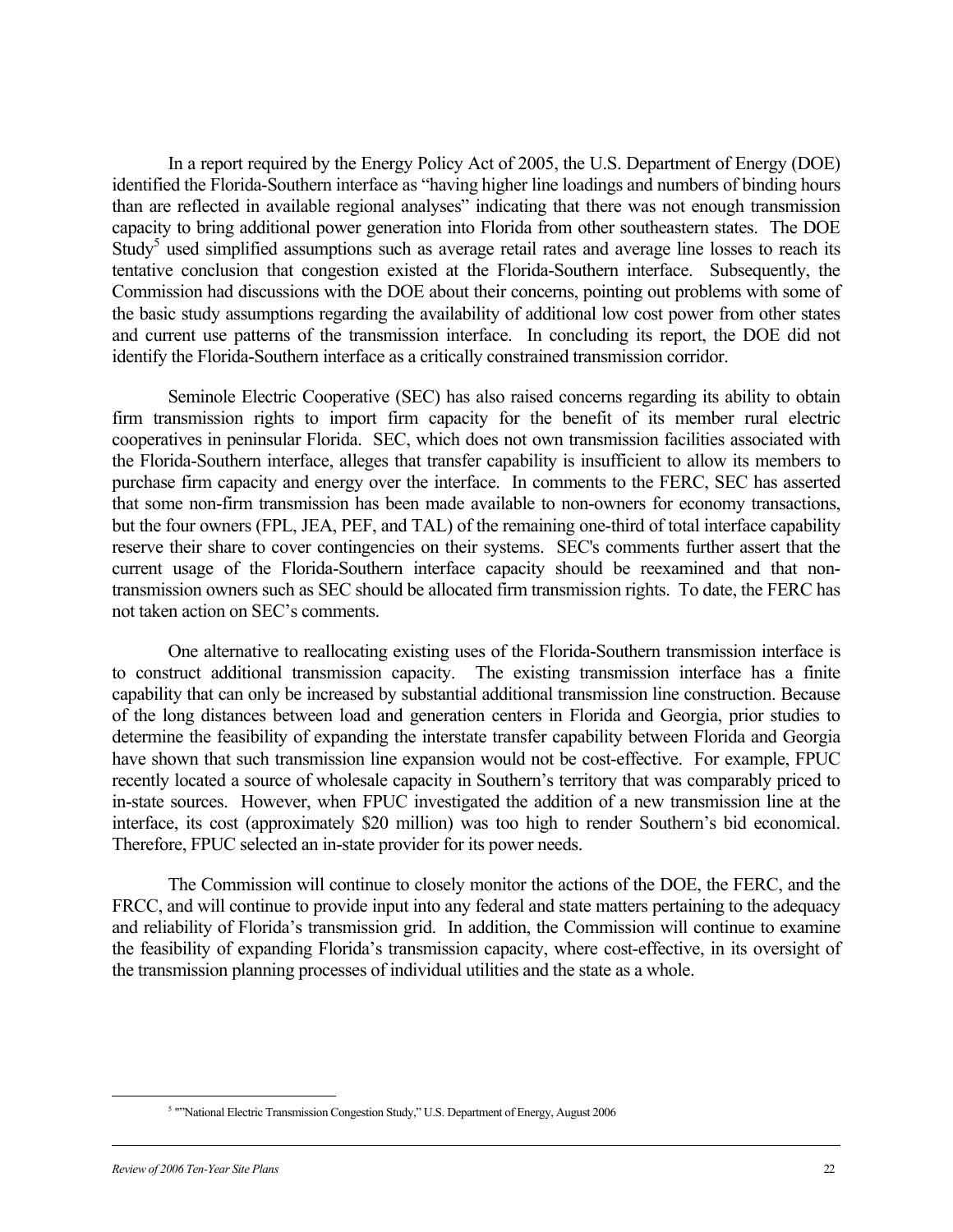In a report required by the Energy Policy Act of 2005, the U.S. Department of Energy (DOE) identified the Florida-Southern interface as "having higher line loadings and numbers of binding hours than are reflected in available regional analyses" indicating that there was not enough transmission capacity to bring additional power generation into Florida from other southeastern states. The DOE Study[5] used simplified assumptions such as average retail rates and average line losses to reach its tentative conclusion that congestion existed at the Florida-Southern interface. Subsequently, the Commission had discussions with the DOE about their concerns, pointing out problems with some of the basic study assumptions regarding the availability of additional low cost power from other states and current use patterns of the transmission interface. In concluding its report, the DOE did not identify the Florida-Southern interface as a critically constrained transmission corridor.

Seminole Electric Cooperative (SEC) has also raised concerns regarding its ability to obtain firm transmission rights to import firm capacity for the benefit of its member rural electric cooperatives in peninsular Florida. SEC, which does not own transmission facilities associated with the Florida-Southern interface, alleges that transfer capability is insufficient to allow its members to purchase firm capacity and energy over the interface. In comments to the FERC, SEC has asserted that some non-firm transmission has been made available to non-owners for economy transactions, but the four owners (FPL, JEA, PEF, and TAL) of the remaining one-third of total interface capability reserve their share to cover contingencies on their systems. SEC's comments further assert that the current usage of the Florida-Southern interface capacity should be reexamined and that non-transmission owners such as SEC should be allocated firm transmission rights. To date, the FERC has not taken action on SEC's comments.

One alternative to reallocating existing uses of the Florida-Southern transmission interface is to construct additional transmission capacity. The existing transmission interface has a finite capability that can only be increased by substantial additional transmission line construction. Because of the long distances between load and generation centers in Florida and Georgia, prior studies to determine the feasibility of expanding the interstate transfer capability between Florida and Georgia have shown that such transmission line expansion would not be cost-effective. For example, FPUC recently located a source of wholesale capacity in Southern's territory that was comparably priced to in-state sources. However, when FPUC investigated the addition of a new transmission line at the interface, its cost (approximately $20 million) was too high to render Southern's bid economical. Therefore, FPUC selected an in-state provider for its power needs.

The Commission will continue to closely monitor the actions of the DOE, the FERC, and the FRCC, and will continue to provide input into any federal and state matters pertaining to the adequacy and reliability of Florida's transmission grid. In addition, the Commission will continue to examine the feasibility of expanding Florida's transmission capacity, where cost-effective, in its oversight of the transmission planning processes of individual utilities and the state as a whole.

---

[5] ""National Electric Transmission Congestion Study," U.S. Department of Energy, August 2006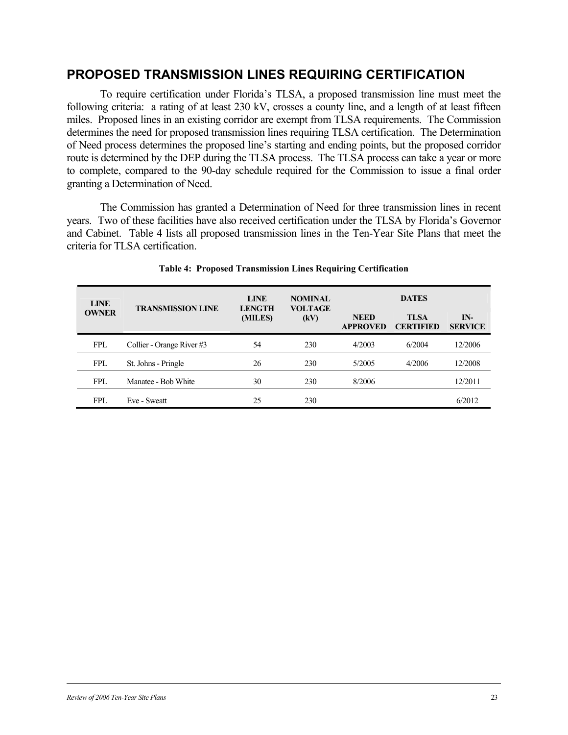## PROPOSED TRANSMISSION LINES REQUIRING CERTIFICATION

To require certification under Florida's TLSA, a proposed transmission line must meet the following criteria: a rating of at least 230 kV, crosses a county line, and a length of at least fifteen miles. Proposed lines in an existing corridor are exempt from TLSA requirements. The Commission determines the need for proposed transmission lines requiring TLSA certification. The Determination of Need process determines the proposed line's starting and ending points, but the proposed corridor route is determined by the DEP during the TLSA process. The TLSA process can take a year or more to complete, compared to the 90-day schedule required for the Commission to issue a final order granting a Determination of Need.

The Commission has granted a Determination of Need for three transmission lines in recent years. Two of these facilities have also received certification under the TLSA by Florida's Governor and Cabinet. Table 4 lists all proposed transmission lines in the Ten-Year Site Plans that meet the criteria for TLSA certification.

**Table 4: Proposed Transmission Lines Requiring Certification**

| LINE OWNER | TRANSMISSION LINE | LINE LENGTH (MILES) | NOMINAL VOLTAGE (kV) | DATES | | |
|---|---|---|---|---|---|---|
| | | | | NEED APPROVED | TLSA CERTIFIED | IN-SERVICE |
| FPL | Collier - Orange River #3 | 54 | 230 | 4/2003 | 6/2004 | 12/2006 |
| FPL | St. Johns - Pringle | 26 | 230 | 5/2005 | 4/2006 | 12/2008 |
| FPL | Manatee - Bob White | 30 | 230 | 8/2006 | | 12/2011 |
| FPL | Eve - Sweatt | 25 | 230 | | | 6/2012 |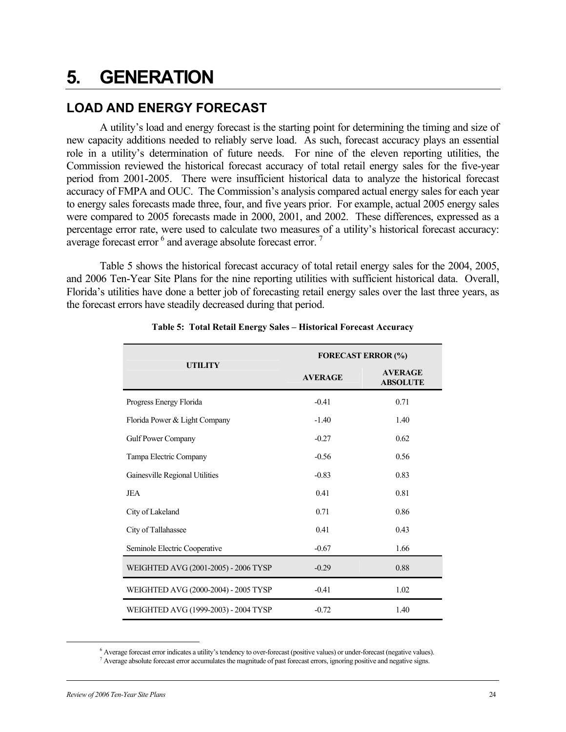# 5. GENERATION

## LOAD AND ENERGY FORECAST

A utility's load and energy forecast is the starting point for determining the timing and size of new capacity additions needed to reliably serve load. As such, forecast accuracy plays an essential role in a utility's determination of future needs. For nine of the eleven reporting utilities, the Commission reviewed the historical forecast accuracy of total retail energy sales for the five-year period from 2001-2005. There were insufficient historical data to analyze the historical forecast accuracy of FMPA and OUC. The Commission's analysis compared actual energy sales for each year to energy sales forecasts made three, four, and five years prior. For example, actual 2005 energy sales were compared to 2005 forecasts made in 2000, 2001, and 2002. These differences, expressed as a percentage error rate, were used to calculate two measures of a utility's historical forecast accuracy: average forecast error [6] and average absolute forecast error. [7]

Table 5 shows the historical forecast accuracy of total retail energy sales for the 2004, 2005, and 2006 Ten-Year Site Plans for the nine reporting utilities with sufficient historical data. Overall, Florida's utilities have done a better job of forecasting retail energy sales over the last three years, as the forecast errors have steadily decreased during that period.

**Table 5: Total Retail Energy Sales – Historical Forecast Accuracy**

| UTILITY | FORECAST ERROR (%) | |
|---|---|---|
| | AVERAGE | AVERAGE ABSOLUTE |
| Progress Energy Florida | -0.41 | 0.71 |
| Florida Power & Light Company | -1.40 | 1.40 |
| Gulf Power Company | -0.27 | 0.62 |
| Tampa Electric Company | -0.56 | 0.56 |
| Gainesville Regional Utilities | -0.83 | 0.83 |
| JEA | 0.41 | 0.81 |
| City of Lakeland | 0.71 | 0.86 |
| City of Tallahassee | 0.41 | 0.43 |
| Seminole Electric Cooperative | -0.67 | 1.66 |
| WEIGHTED AVG (2001-2005) - 2006 TYSP | -0.29 | 0.88 |
| WEIGHTED AVG (2000-2004) - 2005 TYSP | -0.41 | 1.02 |
| WEIGHTED AVG (1999-2003) - 2004 TYSP | -0.72 | 1.40 |

[6] Average forecast error indicates a utility's tendency to over-forecast (positive values) or under-forecast (negative values).

[7] Average absolute forecast error accumulates the magnitude of past forecast errors, ignoring positive and negative signs.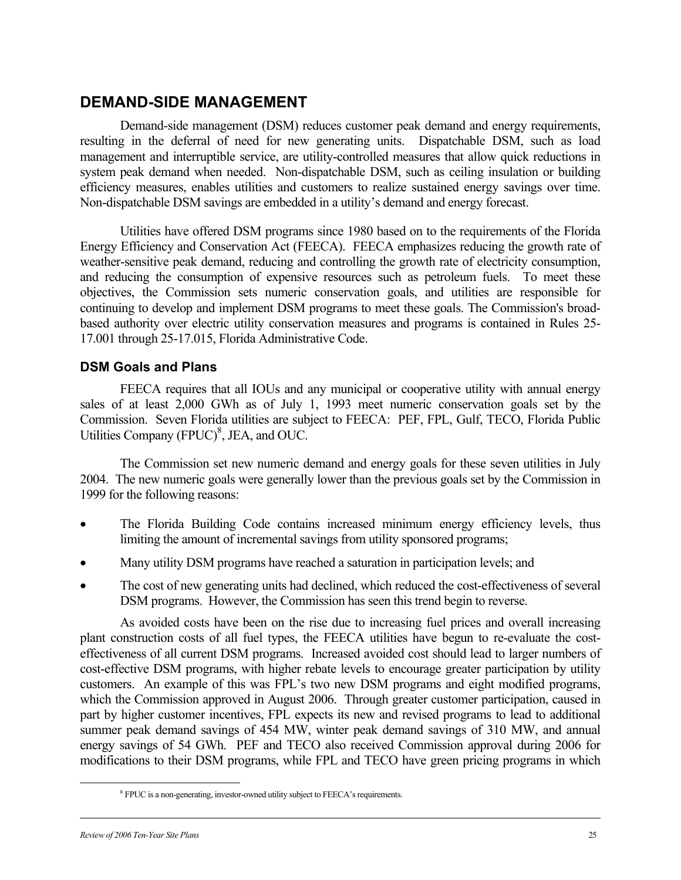## DEMAND-SIDE MANAGEMENT

Demand-side management (DSM) reduces customer peak demand and energy requirements, resulting in the deferral of need for new generating units. Dispatchable DSM, such as load management and interruptible service, are utility-controlled measures that allow quick reductions in system peak demand when needed. Non-dispatchable DSM, such as ceiling insulation or building efficiency measures, enables utilities and customers to realize sustained energy savings over time. Non-dispatchable DSM savings are embedded in a utility's demand and energy forecast.

Utilities have offered DSM programs since 1980 based on to the requirements of the Florida Energy Efficiency and Conservation Act (FEECA). FEECA emphasizes reducing the growth rate of weather-sensitive peak demand, reducing and controlling the growth rate of electricity consumption, and reducing the consumption of expensive resources such as petroleum fuels. To meet these objectives, the Commission sets numeric conservation goals, and utilities are responsible for continuing to develop and implement DSM programs to meet these goals. The Commission's broad-based authority over electric utility conservation measures and programs is contained in Rules 25-17.001 through 25-17.015, Florida Administrative Code.

### DSM Goals and Plans

FEECA requires that all IOUs and any municipal or cooperative utility with annual energy sales of at least 2,000 GWh as of July 1, 1993 meet numeric conservation goals set by the Commission. Seven Florida utilities are subject to FEECA: PEF, FPL, Gulf, TECO, Florida Public Utilities Company (FPUC)[8], JEA, and OUC.

The Commission set new numeric demand and energy goals for these seven utilities in July 2004. The new numeric goals were generally lower than the previous goals set by the Commission in 1999 for the following reasons:

- The Florida Building Code contains increased minimum energy efficiency levels, thus limiting the amount of incremental savings from utility sponsored programs;
- Many utility DSM programs have reached a saturation in participation levels; and
- The cost of new generating units had declined, which reduced the cost-effectiveness of several DSM programs. However, the Commission has seen this trend begin to reverse.

As avoided costs have been on the rise due to increasing fuel prices and overall increasing plant construction costs of all fuel types, the FEECA utilities have begun to re-evaluate the cost-effectiveness of all current DSM programs. Increased avoided cost should lead to larger numbers of cost-effective DSM programs, with higher rebate levels to encourage greater participation by utility customers. An example of this was FPL's two new DSM programs and eight modified programs, which the Commission approved in August 2006. Through greater customer participation, caused in part by higher customer incentives, FPL expects its new and revised programs to lead to additional summer peak demand savings of 454 MW, winter peak demand savings of 310 MW, and annual energy savings of 54 GWh. PEF and TECO also received Commission approval during 2006 for modifications to their DSM programs, while FPL and TECO have green pricing programs in which

[8] FPUC is a non-generating, investor-owned utility subject to FEECA's requirements.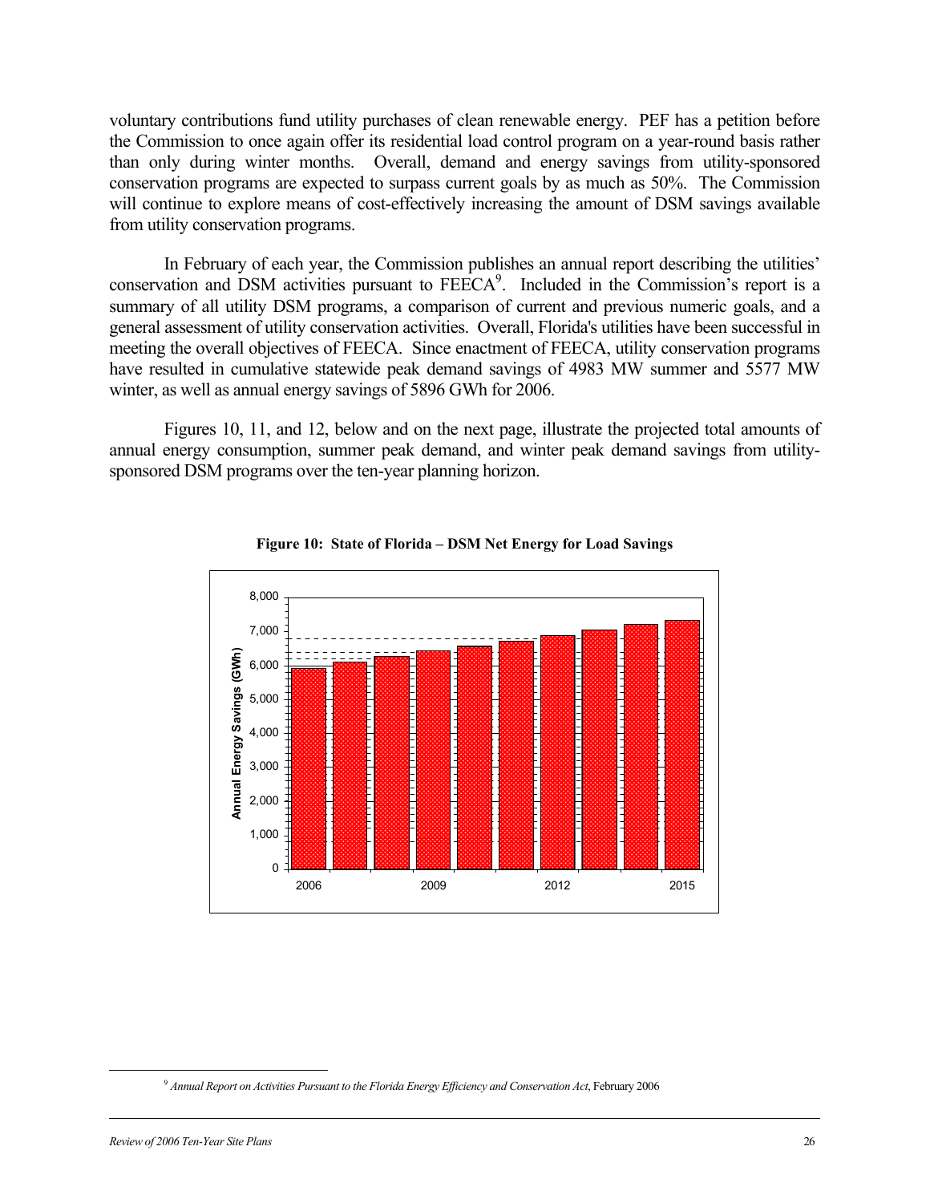voluntary contributions fund utility purchases of clean renewable energy. PEF has a petition before the Commission to once again offer its residential load control program on a year-round basis rather than only during winter months. Overall, demand and energy savings from utility-sponsored conservation programs are expected to surpass current goals by as much as 50%. The Commission will continue to explore means of cost-effectively increasing the amount of DSM savings available from utility conservation programs.

In February of each year, the Commission publishes an annual report describing the utilities' conservation and DSM activities pursuant to FEECA[9]. Included in the Commission's report is a summary of all utility DSM programs, a comparison of current and previous numeric goals, and a general assessment of utility conservation activities. Overall, Florida's utilities have been successful in meeting the overall objectives of FEECA. Since enactment of FEECA, utility conservation programs have resulted in cumulative statewide peak demand savings of 4983 MW summer and 5577 MW winter, as well as annual energy savings of 5896 GWh for 2006.

Figures 10, 11, and 12, below and on the next page, illustrate the projected total amounts of annual energy consumption, summer peak demand, and winter peak demand savings from utility-sponsored DSM programs over the ten-year planning horizon.

**Figure 10: State of Florida – DSM Net Energy for Load Savings**

[9] *Annual Report on Activities Pursuant to the Florida Energy Efficiency and Conservation Act*, February 2006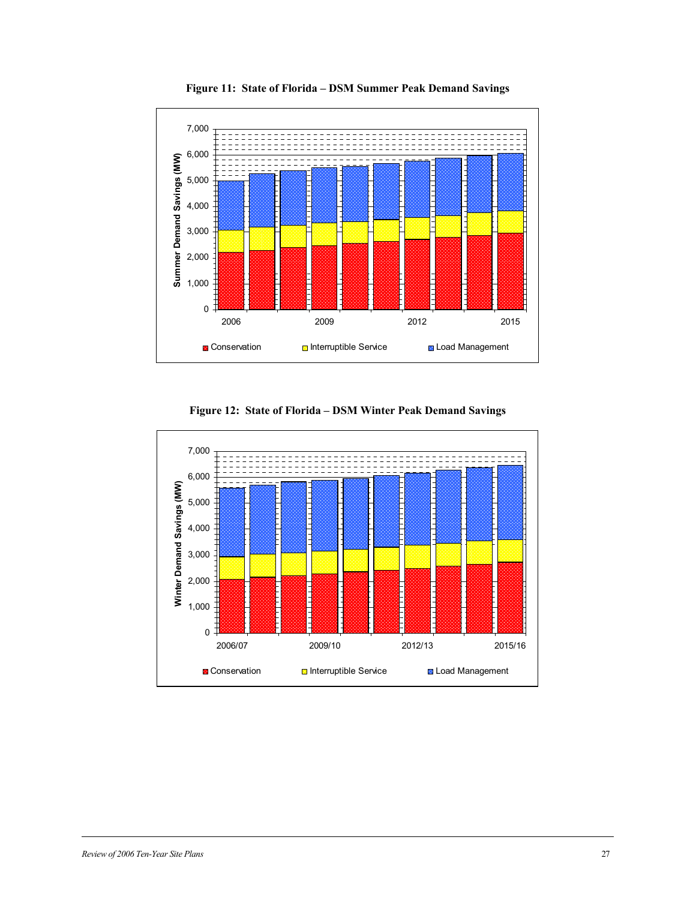**Figure 11: State of Florida – DSM Summer Peak Demand Savings**

**Figure 12: State of Florida – DSM Winter Peak Demand Savings**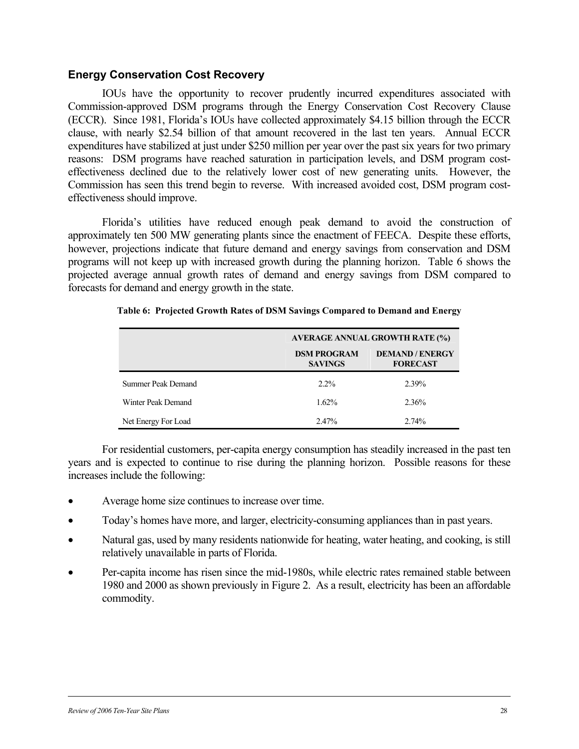## Energy Conservation Cost Recovery

IOUs have the opportunity to recover prudently incurred expenditures associated with Commission-approved DSM programs through the Energy Conservation Cost Recovery Clause (ECCR). Since 1981, Florida's IOUs have collected approximately \$4.15 billion through the ECCR clause, with nearly \$2.54 billion of that amount recovered in the last ten years. Annual ECCR expenditures have stabilized at just under \$250 million per year over the past six years for two primary reasons: DSM programs have reached saturation in participation levels, and DSM program cost-effectiveness declined due to the relatively lower cost of new generating units. However, the Commission has seen this trend begin to reverse. With increased avoided cost, DSM program cost-effectiveness should improve.

Florida's utilities have reduced enough peak demand to avoid the construction of approximately ten 500 MW generating plants since the enactment of FEECA. Despite these efforts, however, projections indicate that future demand and energy savings from conservation and DSM programs will not keep up with increased growth during the planning horizon. Table 6 shows the projected average annual growth rates of demand and energy savings from DSM compared to forecasts for demand and energy growth in the state.

**Table 6: Projected Growth Rates of DSM Savings Compared to Demand and Energy**

| | AVERAGE ANNUAL GROWTH RATE (%) | |
|---|---|---|
| | DSM PROGRAM SAVINGS | DEMAND / ENERGY FORECAST |
| Summer Peak Demand | 2.2% | 2.39% |
| Winter Peak Demand | 1.62% | 2.36% |
| Net Energy For Load | 2.47% | 2.74% |

For residential customers, per-capita energy consumption has steadily increased in the past ten years and is expected to continue to rise during the planning horizon. Possible reasons for these increases include the following:

- Average home size continues to increase over time.
- Today's homes have more, and larger, electricity-consuming appliances than in past years.
- Natural gas, used by many residents nationwide for heating, water heating, and cooking, is still relatively unavailable in parts of Florida.
- Per-capita income has risen since the mid-1980s, while electric rates remained stable between 1980 and 2000 as shown previously in Figure 2. As a result, electricity has been an affordable commodity.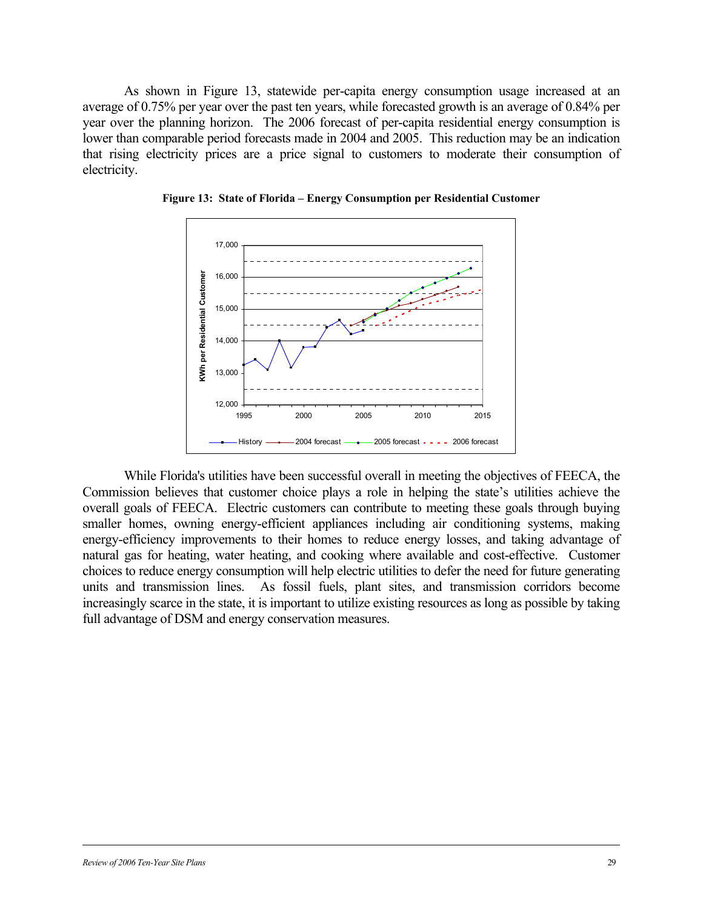As shown in Figure 13, statewide per-capita energy consumption usage increased at an average of 0.75% per year over the past ten years, while forecasted growth is an average of 0.84% per year over the planning horizon. The 2006 forecast of per-capita residential energy consumption is lower than comparable period forecasts made in 2004 and 2005. This reduction may be an indication that rising electricity prices are a price signal to customers to moderate their consumption of electricity.

**Figure 13: State of Florida – Energy Consumption per Residential Customer**

While Florida's utilities have been successful overall in meeting the objectives of FEECA, the Commission believes that customer choice plays a role in helping the state's utilities achieve the overall goals of FEECA. Electric customers can contribute to meeting these goals through buying smaller homes, owning energy-efficient appliances including air conditioning systems, making energy-efficiency improvements to their homes to reduce energy losses, and taking advantage of natural gas for heating, water heating, and cooking where available and cost-effective. Customer choices to reduce energy consumption will help electric utilities to defer the need for future generating units and transmission lines. As fossil fuels, plant sites, and transmission corridors become increasingly scarce in the state, it is important to utilize existing resources as long as possible by taking full advantage of DSM and energy conservation measures.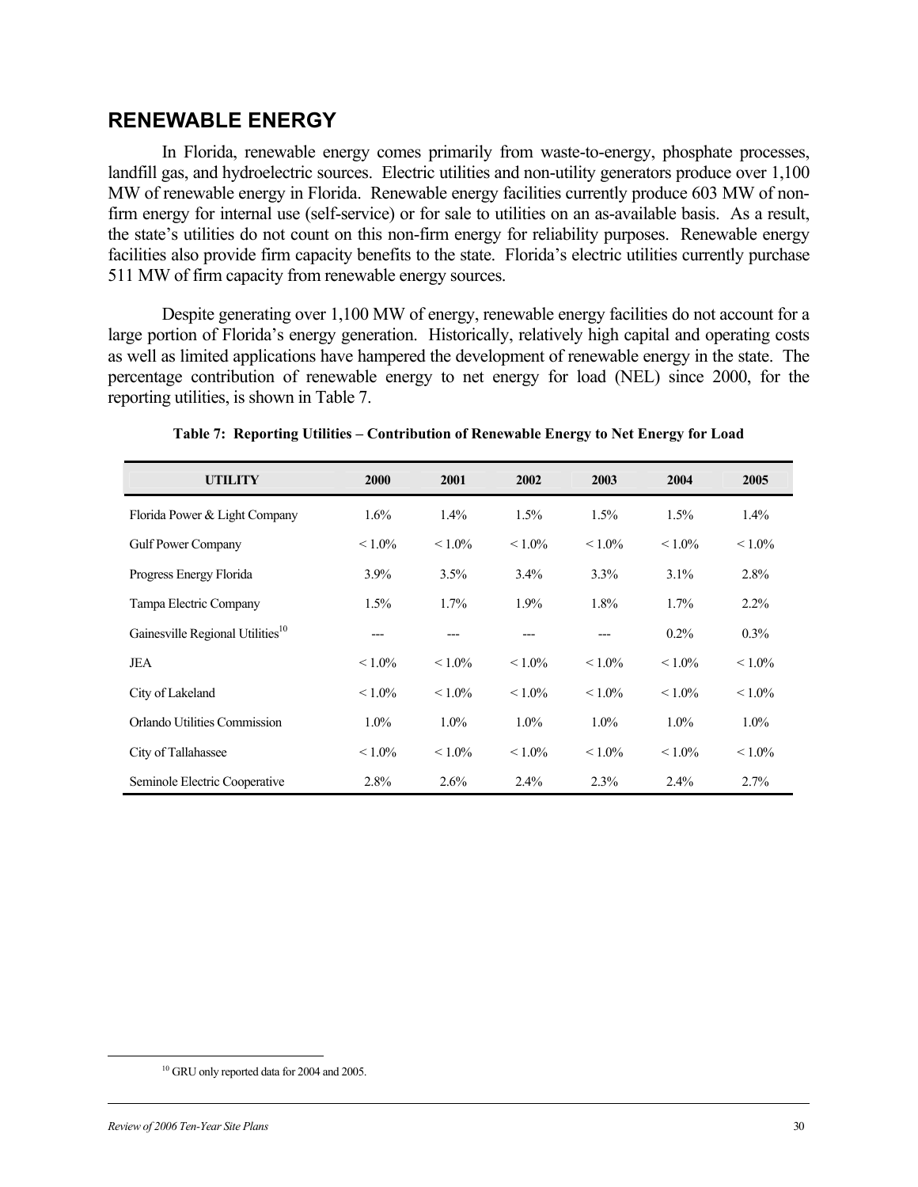## RENEWABLE ENERGY

In Florida, renewable energy comes primarily from waste-to-energy, phosphate processes, landfill gas, and hydroelectric sources. Electric utilities and non-utility generators produce over 1,100 MW of renewable energy in Florida. Renewable energy facilities currently produce 603 MW of non-firm energy for internal use (self-service) or for sale to utilities on an as-available basis. As a result, the state's utilities do not count on this non-firm energy for reliability purposes. Renewable energy facilities also provide firm capacity benefits to the state. Florida's electric utilities currently purchase 511 MW of firm capacity from renewable energy sources.

Despite generating over 1,100 MW of energy, renewable energy facilities do not account for a large portion of Florida's energy generation. Historically, relatively high capital and operating costs as well as limited applications have hampered the development of renewable energy in the state. The percentage contribution of renewable energy to net energy for load (NEL) since 2000, for the reporting utilities, is shown in Table 7.

**Table 7: Reporting Utilities – Contribution of Renewable Energy to Net Energy for Load**

| UTILITY | 2000 | 2001 | 2002 | 2003 | 2004 | 2005 |
|---|---|---|---|---|---|---|
| Florida Power & Light Company | 1.6% | 1.4% | 1.5% | 1.5% | 1.5% | 1.4% |
| Gulf Power Company | < 1.0% | < 1.0% | < 1.0% | < 1.0% | < 1.0% | < 1.0% |
| Progress Energy Florida | 3.9% | 3.5% | 3.4% | 3.3% | 3.1% | 2.8% |
| Tampa Electric Company | 1.5% | 1.7% | 1.9% | 1.8% | 1.7% | 2.2% |
| Gainesville Regional Utilities[10] | --- | --- | --- | --- | 0.2% | 0.3% |
| JEA | < 1.0% | < 1.0% | < 1.0% | < 1.0% | < 1.0% | < 1.0% |
| City of Lakeland | < 1.0% | < 1.0% | < 1.0% | < 1.0% | < 1.0% | < 1.0% |
| Orlando Utilities Commission | 1.0% | 1.0% | 1.0% | 1.0% | 1.0% | 1.0% |
| City of Tallahassee | < 1.0% | < 1.0% | < 1.0% | < 1.0% | < 1.0% | < 1.0% |
| Seminole Electric Cooperative | 2.8% | 2.6% | 2.4% | 2.3% | 2.4% | 2.7% |

[10] GRU only reported data for 2004 and 2005.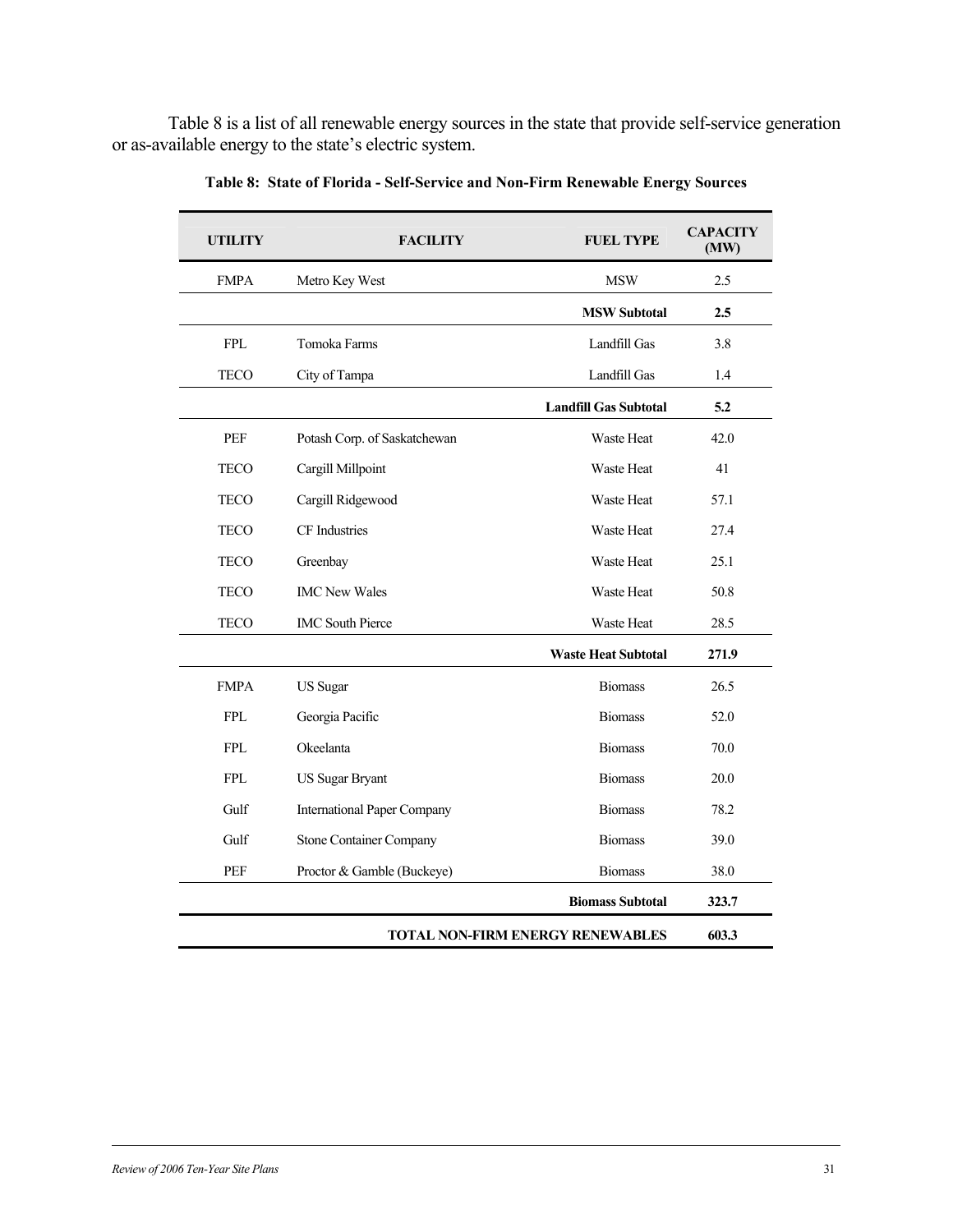Table 8 is a list of all renewable energy sources in the state that provide self-service generation or as-available energy to the state's electric system.

**Table 8: State of Florida - Self-Service and Non-Firm Renewable Energy Sources**

| UTILITY | FACILITY | FUEL TYPE | CAPACITY (MW) |
|---|---|---|---|
| FMPA | Metro Key West | MSW | 2.5 |
| | | **MSW Subtotal** | **2.5** |
| FPL | Tomoka Farms | Landfill Gas | 3.8 |
| TECO | City of Tampa | Landfill Gas | 1.4 |
| | | **Landfill Gas Subtotal** | **5.2** |
| PEF | Potash Corp. of Saskatchewan | Waste Heat | 42.0 |
| TECO | Cargill Millpoint | Waste Heat | 41 |
| TECO | Cargill Ridgewood | Waste Heat | 57.1 |
| TECO | CF Industries | Waste Heat | 27.4 |
| TECO | Greenbay | Waste Heat | 25.1 |
| TECO | IMC New Wales | Waste Heat | 50.8 |
| TECO | IMC South Pierce | Waste Heat | 28.5 |
| | | **Waste Heat Subtotal** | **271.9** |
| FMPA | US Sugar | Biomass | 26.5 |
| FPL | Georgia Pacific | Biomass | 52.0 |
| FPL | Okeelanta | Biomass | 70.0 |
| FPL | US Sugar Bryant | Biomass | 20.0 |
| Gulf | International Paper Company | Biomass | 78.2 |
| Gulf | Stone Container Company | Biomass | 39.0 |
| PEF | Proctor & Gamble (Buckeye) | Biomass | 38.0 |
| | | **Biomass Subtotal** | **323.7** |
| | | **TOTAL NON-FIRM ENERGY RENEWABLES** | **603.3** |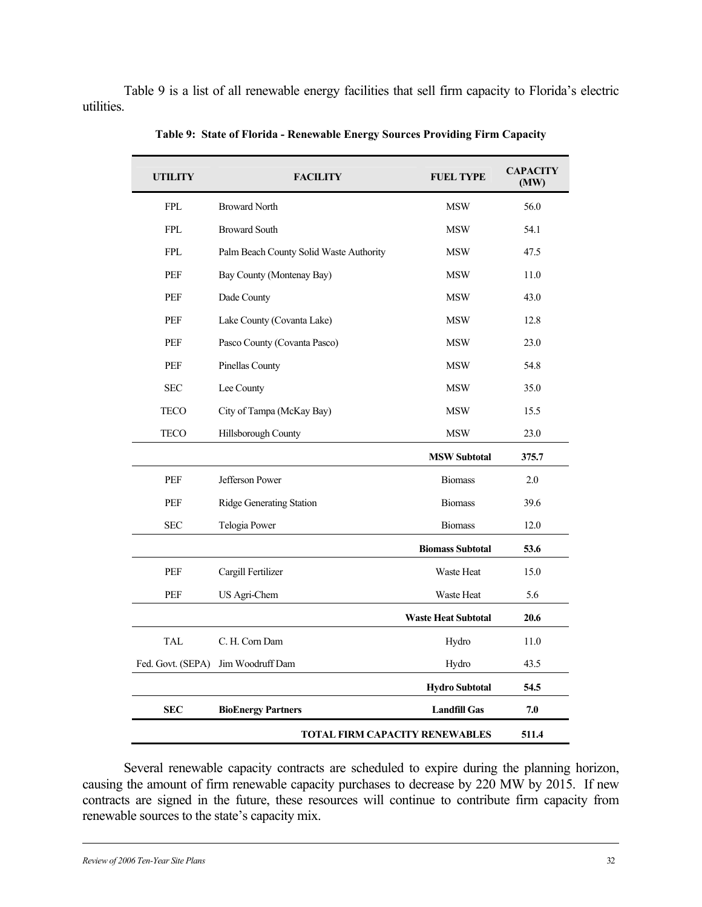Table 9 is a list of all renewable energy facilities that sell firm capacity to Florida's electric utilities.

**Table 9: State of Florida - Renewable Energy Sources Providing Firm Capacity**

| UTILITY | FACILITY | FUEL TYPE | CAPACITY (MW) |
|---|---|---|---|
| FPL | Broward North | MSW | 56.0 |
| FPL | Broward South | MSW | 54.1 |
| FPL | Palm Beach County Solid Waste Authority | MSW | 47.5 |
| PEF | Bay County (Montenay Bay) | MSW | 11.0 |
| PEF | Dade County | MSW | 43.0 |
| PEF | Lake County (Covanta Lake) | MSW | 12.8 |
| PEF | Pasco County (Covanta Pasco) | MSW | 23.0 |
| PEF | Pinellas County | MSW | 54.8 |
| SEC | Lee County | MSW | 35.0 |
| TECO | City of Tampa (McKay Bay) | MSW | 15.5 |
| TECO | Hillsborough County | MSW | 23.0 |
| | | **MSW Subtotal** | **375.7** |
| PEF | Jefferson Power | Biomass | 2.0 |
| PEF | Ridge Generating Station | Biomass | 39.6 |
| SEC | Telogia Power | Biomass | 12.0 |
| | | **Biomass Subtotal** | **53.6** |
| PEF | Cargill Fertilizer | Waste Heat | 15.0 |
| PEF | US Agri-Chem | Waste Heat | 5.6 |
| | | **Waste Heat Subtotal** | **20.6** |
| TAL | C. H. Corn Dam | Hydro | 11.0 |
| Fed. Govt. (SEPA) | Jim Woodruff Dam | Hydro | 43.5 |
| | | **Hydro Subtotal** | **54.5** |
| **SEC** | **BioEnergy Partners** | **Landfill Gas** | **7.0** |
| | | **TOTAL FIRM CAPACITY RENEWABLES** | **511.4** |

Several renewable capacity contracts are scheduled to expire during the planning horizon, causing the amount of firm renewable capacity purchases to decrease by 220 MW by 2015. If new contracts are signed in the future, these resources will continue to contribute firm capacity from renewable sources to the state's capacity mix.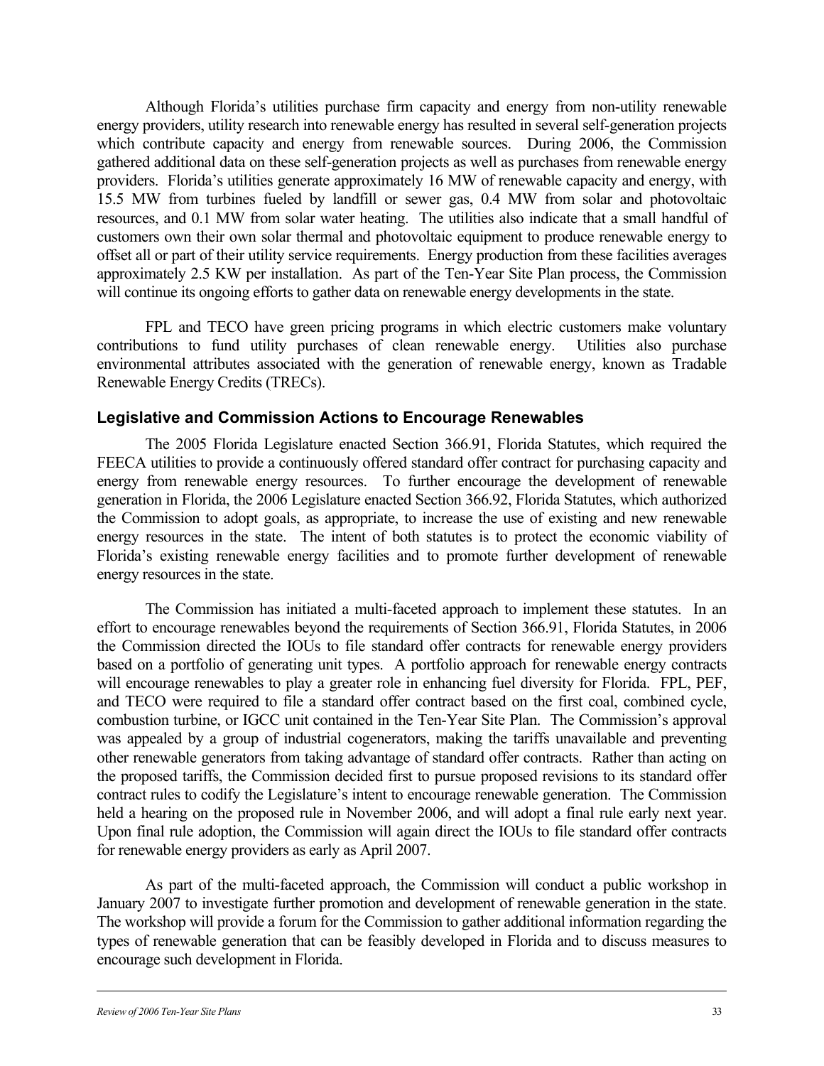Although Florida's utilities purchase firm capacity and energy from non-utility renewable energy providers, utility research into renewable energy has resulted in several self-generation projects which contribute capacity and energy from renewable sources. During 2006, the Commission gathered additional data on these self-generation projects as well as purchases from renewable energy providers. Florida's utilities generate approximately 16 MW of renewable capacity and energy, with 15.5 MW from turbines fueled by landfill or sewer gas, 0.4 MW from solar and photovoltaic resources, and 0.1 MW from solar water heating. The utilities also indicate that a small handful of customers own their own solar thermal and photovoltaic equipment to produce renewable energy to offset all or part of their utility service requirements. Energy production from these facilities averages approximately 2.5 KW per installation. As part of the Ten-Year Site Plan process, the Commission will continue its ongoing efforts to gather data on renewable energy developments in the state.

FPL and TECO have green pricing programs in which electric customers make voluntary contributions to fund utility purchases of clean renewable energy. Utilities also purchase environmental attributes associated with the generation of renewable energy, known as Tradable Renewable Energy Credits (TRECs).

### Legislative and Commission Actions to Encourage Renewables

The 2005 Florida Legislature enacted Section 366.91, Florida Statutes, which required the FEECA utilities to provide a continuously offered standard offer contract for purchasing capacity and energy from renewable energy resources. To further encourage the development of renewable generation in Florida, the 2006 Legislature enacted Section 366.92, Florida Statutes, which authorized the Commission to adopt goals, as appropriate, to increase the use of existing and new renewable energy resources in the state. The intent of both statutes is to protect the economic viability of Florida's existing renewable energy facilities and to promote further development of renewable energy resources in the state.

The Commission has initiated a multi-faceted approach to implement these statutes. In an effort to encourage renewables beyond the requirements of Section 366.91, Florida Statutes, in 2006 the Commission directed the IOUs to file standard offer contracts for renewable energy providers based on a portfolio of generating unit types. A portfolio approach for renewable energy contracts will encourage renewables to play a greater role in enhancing fuel diversity for Florida. FPL, PEF, and TECO were required to file a standard offer contract based on the first coal, combined cycle, combustion turbine, or IGCC unit contained in the Ten-Year Site Plan. The Commission's approval was appealed by a group of industrial cogenerators, making the tariffs unavailable and preventing other renewable generators from taking advantage of standard offer contracts. Rather than acting on the proposed tariffs, the Commission decided first to pursue proposed revisions to its standard offer contract rules to codify the Legislature's intent to encourage renewable generation. The Commission held a hearing on the proposed rule in November 2006, and will adopt a final rule early next year. Upon final rule adoption, the Commission will again direct the IOUs to file standard offer contracts for renewable energy providers as early as April 2007.

As part of the multi-faceted approach, the Commission will conduct a public workshop in January 2007 to investigate further promotion and development of renewable generation in the state. The workshop will provide a forum for the Commission to gather additional information regarding the types of renewable generation that can be feasibly developed in Florida and to discuss measures to encourage such development in Florida.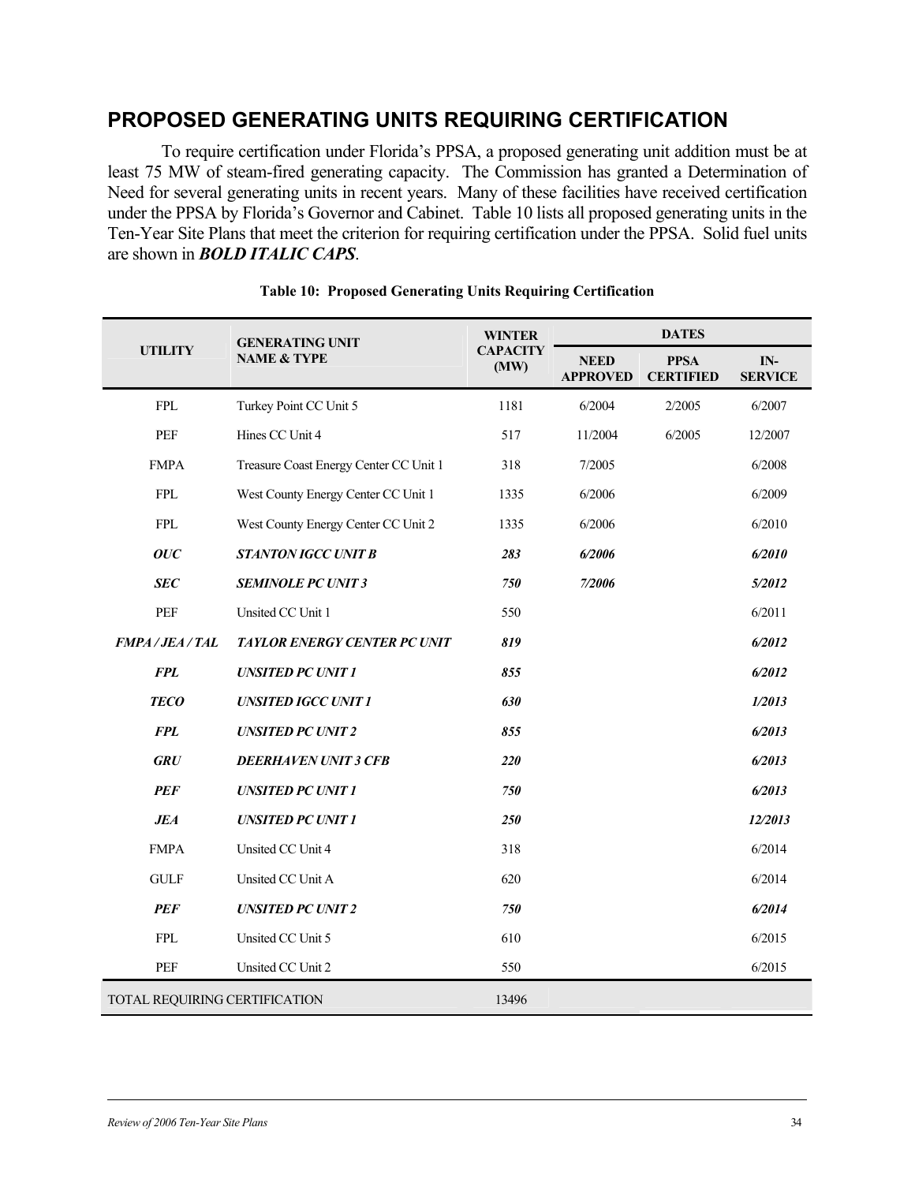## PROPOSED GENERATING UNITS REQUIRING CERTIFICATION

To require certification under Florida's PPSA, a proposed generating unit addition must be at least 75 MW of steam-fired generating capacity. The Commission has granted a Determination of Need for several generating units in recent years. Many of these facilities have received certification under the PPSA by Florida's Governor and Cabinet. Table 10 lists all proposed generating units in the Ten-Year Site Plans that meet the criterion for requiring certification under the PPSA. Solid fuel units are shown in ***BOLD ITALIC CAPS***.

**Table 10: Proposed Generating Units Requiring Certification**

| UTILITY | GENERATING UNIT NAME & TYPE | WINTER CAPACITY (MW) | DATES | | |
|---|---|---|---|---|---|
| | | | NEED APPROVED | PPSA CERTIFIED | IN-SERVICE |
| FPL | Turkey Point CC Unit 5 | 1181 | 6/2004 | 2/2005 | 6/2007 |
| PEF | Hines CC Unit 4 | 517 | 11/2004 | 6/2005 | 12/2007 |
| FMPA | Treasure Coast Energy Center CC Unit 1 | 318 | 7/2005 | | 6/2008 |
| FPL | West County Energy Center CC Unit 1 | 1335 | 6/2006 | | 6/2009 |
| FPL | West County Energy Center CC Unit 2 | 1335 | 6/2006 | | 6/2010 |
| ***OUC*** | ***STANTON IGCC UNIT B*** | ***283*** | ***6/2006*** | | ***6/2010*** |
| ***SEC*** | ***SEMINOLE PC UNIT 3*** | ***750*** | ***7/2006*** | | ***5/2012*** |
| PEF | Unsited CC Unit 1 | 550 | | | 6/2011 |
| ***FMPA / JEA / TAL*** | ***TAYLOR ENERGY CENTER PC UNIT*** | ***819*** | | | ***6/2012*** |
| ***FPL*** | ***UNSITED PC UNIT 1*** | ***855*** | | | ***6/2012*** |
| ***TECO*** | ***UNSITED IGCC UNIT 1*** | ***630*** | | | ***1/2013*** |
| ***FPL*** | ***UNSITED PC UNIT 2*** | ***855*** | | | ***6/2013*** |
| ***GRU*** | ***DEERHAVEN UNIT 3 CFB*** | ***220*** | | | ***6/2013*** |
| ***PEF*** | ***UNSITED PC UNIT 1*** | ***750*** | | | ***6/2013*** |
| ***JEA*** | ***UNSITED PC UNIT 1*** | ***250*** | | | ***12/2013*** |
| FMPA | Unsited CC Unit 4 | 318 | | | 6/2014 |
| GULF | Unsited CC Unit A | 620 | | | 6/2014 |
| ***PEF*** | ***UNSITED PC UNIT 2*** | ***750*** | | | ***6/2014*** |
| FPL | Unsited CC Unit 5 | 610 | | | 6/2015 |
| PEF | Unsited CC Unit 2 | 550 | | | 6/2015 |
| TOTAL REQUIRING CERTIFICATION | | 13496 | | | |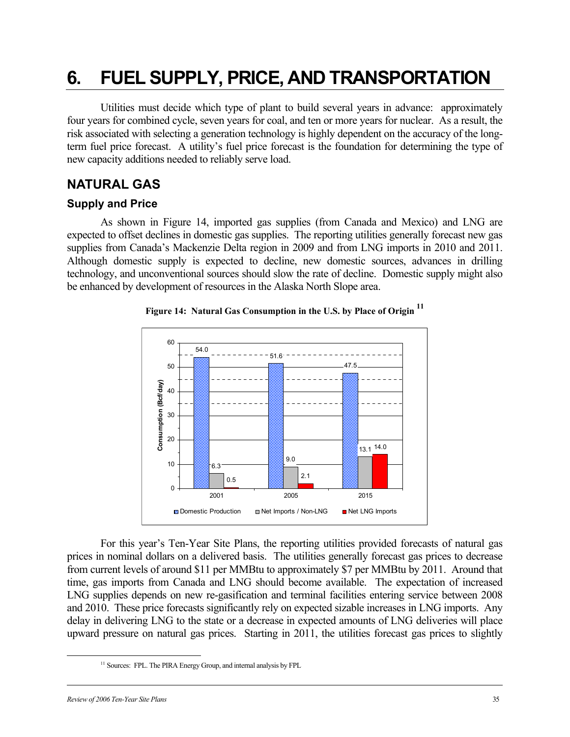# 6. FUEL SUPPLY, PRICE, AND TRANSPORTATION

Utilities must decide which type of plant to build several years in advance: approximately four years for combined cycle, seven years for coal, and ten or more years for nuclear. As a result, the risk associated with selecting a generation technology is highly dependent on the accuracy of the long-term fuel price forecast. A utility's fuel price forecast is the foundation for determining the type of new capacity additions needed to reliably serve load.

## NATURAL GAS

### Supply and Price

As shown in Figure 14, imported gas supplies (from Canada and Mexico) and LNG are expected to offset declines in domestic gas supplies. The reporting utilities generally forecast new gas supplies from Canada's Mackenzie Delta region in 2009 and from LNG imports in 2010 and 2011. Although domestic supply is expected to decline, new domestic sources, advances in drilling technology, and unconventional sources should slow the rate of decline. Domestic supply might also be enhanced by development of resources in the Alaska North Slope area.

**Figure 14: Natural Gas Consumption in the U.S. by Place of Origin [11]**

| Year | Domestic Production | Net Imports / Non-LNG | Net LNG Imports |
|---|---|---|---|
| 2001 | 54.0 | 6.3 | 0.5 |
| 2005 | 51.6 | 9.0 | 2.1 |
| 2015 | 47.5 | 13.1 | 14.0 |

Consumption (Bcf/day)

For this year's Ten-Year Site Plans, the reporting utilities provided forecasts of natural gas prices in nominal dollars on a delivered basis. The utilities generally forecast gas prices to decrease from current levels of around $11 per MMBtu to approximately $7 per MMBtu by 2011. Around that time, gas imports from Canada and LNG should become available. The expectation of increased LNG supplies depends on new re-gasification and terminal facilities entering service between 2008 and 2010. These price forecasts significantly rely on expected sizable increases in LNG imports. Any delay in delivering LNG to the state or a decrease in expected amounts of LNG deliveries will place upward pressure on natural gas prices. Starting in 2011, the utilities forecast gas prices to slightly

[11] Sources: FPL. The PIRA Energy Group, and internal analysis by FPL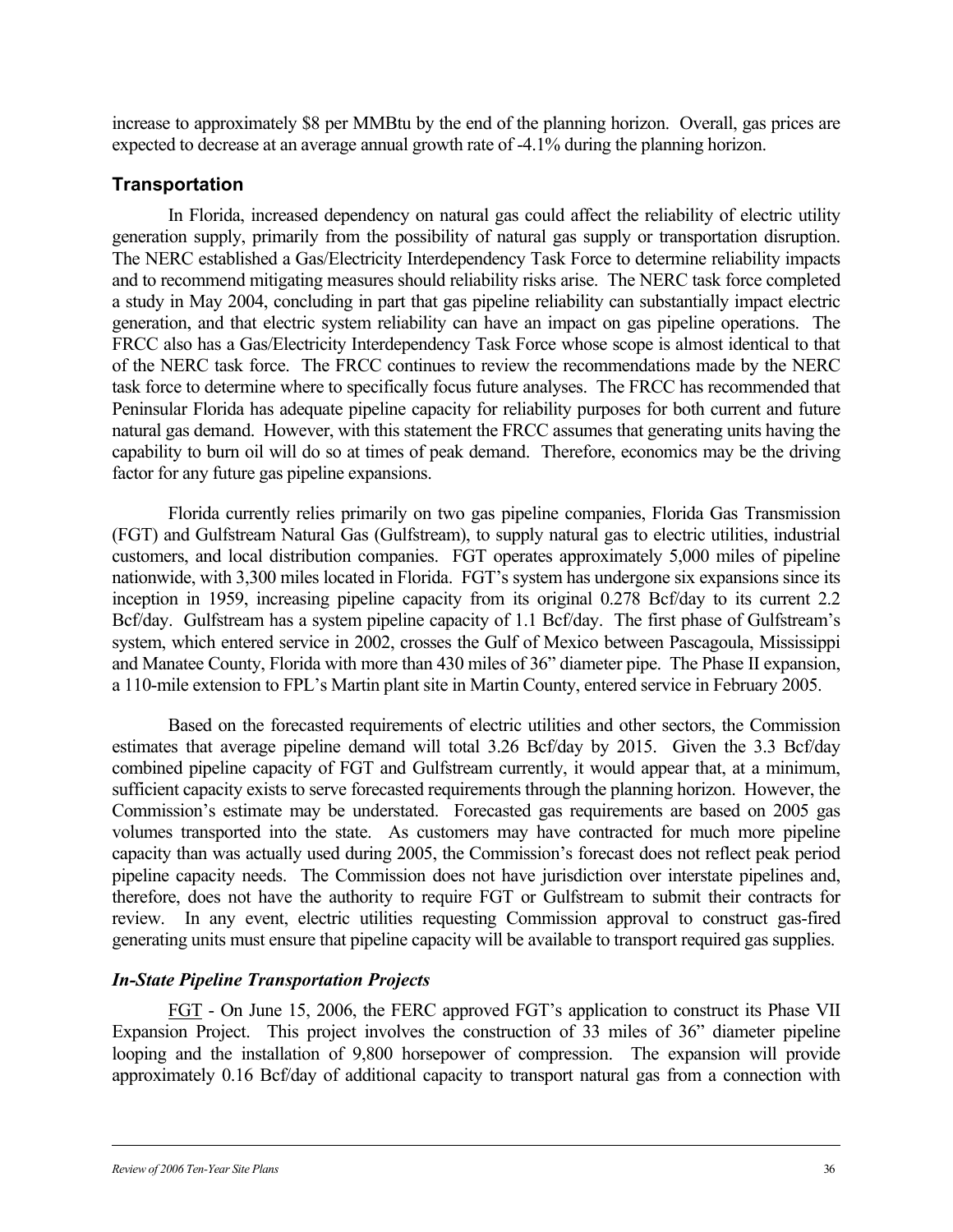increase to approximately $8 per MMBtu by the end of the planning horizon. Overall, gas prices are expected to decrease at an average annual growth rate of -4.1% during the planning horizon.

## Transportation

In Florida, increased dependency on natural gas could affect the reliability of electric utility generation supply, primarily from the possibility of natural gas supply or transportation disruption. The NERC established a Gas/Electricity Interdependency Task Force to determine reliability impacts and to recommend mitigating measures should reliability risks arise. The NERC task force completed a study in May 2004, concluding in part that gas pipeline reliability can substantially impact electric generation, and that electric system reliability can have an impact on gas pipeline operations. The FRCC also has a Gas/Electricity Interdependency Task Force whose scope is almost identical to that of the NERC task force. The FRCC continues to review the recommendations made by the NERC task force to determine where to specifically focus future analyses. The FRCC has recommended that Peninsular Florida has adequate pipeline capacity for reliability purposes for both current and future natural gas demand. However, with this statement the FRCC assumes that generating units having the capability to burn oil will do so at times of peak demand. Therefore, economics may be the driving factor for any future gas pipeline expansions.

Florida currently relies primarily on two gas pipeline companies, Florida Gas Transmission (FGT) and Gulfstream Natural Gas (Gulfstream), to supply natural gas to electric utilities, industrial customers, and local distribution companies. FGT operates approximately 5,000 miles of pipeline nationwide, with 3,300 miles located in Florida. FGT's system has undergone six expansions since its inception in 1959, increasing pipeline capacity from its original 0.278 Bcf/day to its current 2.2 Bcf/day. Gulfstream has a system pipeline capacity of 1.1 Bcf/day. The first phase of Gulfstream's system, which entered service in 2002, crosses the Gulf of Mexico between Pascagoula, Mississippi and Manatee County, Florida with more than 430 miles of 36" diameter pipe. The Phase II expansion, a 110-mile extension to FPL's Martin plant site in Martin County, entered service in February 2005.

Based on the forecasted requirements of electric utilities and other sectors, the Commission estimates that average pipeline demand will total 3.26 Bcf/day by 2015. Given the 3.3 Bcf/day combined pipeline capacity of FGT and Gulfstream currently, it would appear that, at a minimum, sufficient capacity exists to serve forecasted requirements through the planning horizon. However, the Commission's estimate may be understated. Forecasted gas requirements are based on 2005 gas volumes transported into the state. As customers may have contracted for much more pipeline capacity than was actually used during 2005, the Commission's forecast does not reflect peak period pipeline capacity needs. The Commission does not have jurisdiction over interstate pipelines and, therefore, does not have the authority to require FGT or Gulfstream to submit their contracts for review. In any event, electric utilities requesting Commission approval to construct gas-fired generating units must ensure that pipeline capacity will be available to transport required gas supplies.

### *In-State Pipeline Transportation Projects*

FGT - On June 15, 2006, the FERC approved FGT's application to construct its Phase VII Expansion Project. This project involves the construction of 33 miles of 36" diameter pipeline looping and the installation of 9,800 horsepower of compression. The expansion will provide approximately 0.16 Bcf/day of additional capacity to transport natural gas from a connection with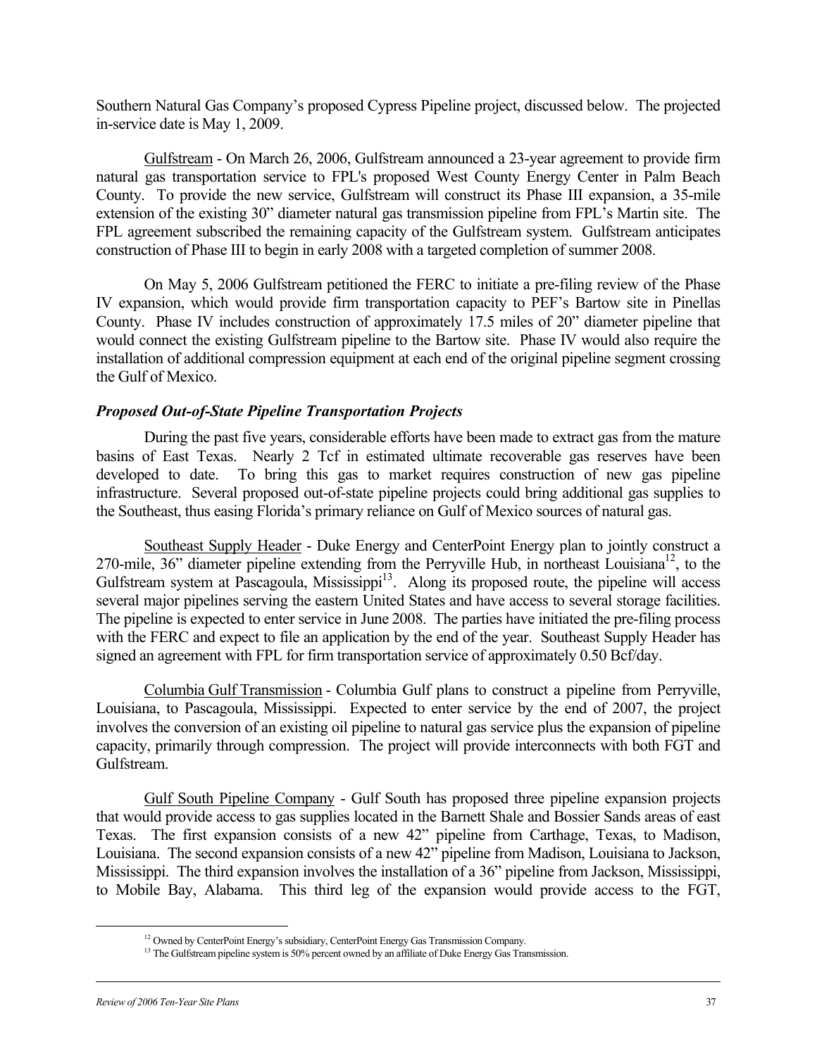Southern Natural Gas Company's proposed Cypress Pipeline project, discussed below. The projected in-service date is May 1, 2009.

Gulfstream - On March 26, 2006, Gulfstream announced a 23-year agreement to provide firm natural gas transportation service to FPL's proposed West County Energy Center in Palm Beach County. To provide the new service, Gulfstream will construct its Phase III expansion, a 35-mile extension of the existing 30" diameter natural gas transmission pipeline from FPL's Martin site. The FPL agreement subscribed the remaining capacity of the Gulfstream system. Gulfstream anticipates construction of Phase III to begin in early 2008 with a targeted completion of summer 2008.

On May 5, 2006 Gulfstream petitioned the FERC to initiate a pre-filing review of the Phase IV expansion, which would provide firm transportation capacity to PEF's Bartow site in Pinellas County. Phase IV includes construction of approximately 17.5 miles of 20" diameter pipeline that would connect the existing Gulfstream pipeline to the Bartow site. Phase IV would also require the installation of additional compression equipment at each end of the original pipeline segment crossing the Gulf of Mexico.

### *Proposed Out-of-State Pipeline Transportation Projects*

During the past five years, considerable efforts have been made to extract gas from the mature basins of East Texas. Nearly 2 Tcf in estimated ultimate recoverable gas reserves have been developed to date. To bring this gas to market requires construction of new gas pipeline infrastructure. Several proposed out-of-state pipeline projects could bring additional gas supplies to the Southeast, thus easing Florida's primary reliance on Gulf of Mexico sources of natural gas.

Southeast Supply Header - Duke Energy and CenterPoint Energy plan to jointly construct a 270-mile, 36" diameter pipeline extending from the Perryville Hub, in northeast Louisiana[12], to the Gulfstream system at Pascagoula, Mississippi[13]. Along its proposed route, the pipeline will access several major pipelines serving the eastern United States and have access to several storage facilities. The pipeline is expected to enter service in June 2008. The parties have initiated the pre-filing process with the FERC and expect to file an application by the end of the year. Southeast Supply Header has signed an agreement with FPL for firm transportation service of approximately 0.50 Bcf/day.

Columbia Gulf Transmission - Columbia Gulf plans to construct a pipeline from Perryville, Louisiana, to Pascagoula, Mississippi. Expected to enter service by the end of 2007, the project involves the conversion of an existing oil pipeline to natural gas service plus the expansion of pipeline capacity, primarily through compression. The project will provide interconnects with both FGT and Gulfstream.

Gulf South Pipeline Company - Gulf South has proposed three pipeline expansion projects that would provide access to gas supplies located in the Barnett Shale and Bossier Sands areas of east Texas. The first expansion consists of a new 42" pipeline from Carthage, Texas, to Madison, Louisiana. The second expansion consists of a new 42" pipeline from Madison, Louisiana to Jackson, Mississippi. The third expansion involves the installation of a 36" pipeline from Jackson, Mississippi, to Mobile Bay, Alabama. This third leg of the expansion would provide access to the FGT,

---

[12] Owned by CenterPoint Energy's subsidiary, CenterPoint Energy Gas Transmission Company.

[13] The Gulfstream pipeline system is 50% percent owned by an affiliate of Duke Energy Gas Transmission.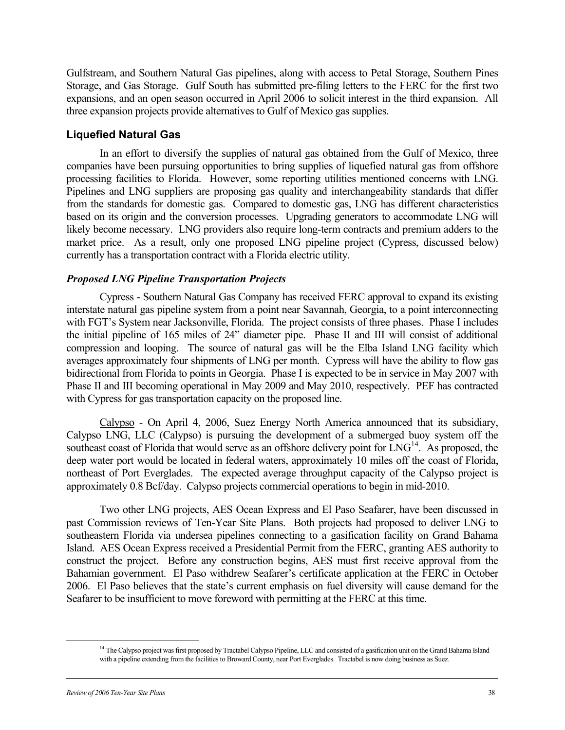Gulfstream, and Southern Natural Gas pipelines, along with access to Petal Storage, Southern Pines Storage, and Gas Storage. Gulf South has submitted pre-filing letters to the FERC for the first two expansions, and an open season occurred in April 2006 to solicit interest in the third expansion. All three expansion projects provide alternatives to Gulf of Mexico gas supplies.

## Liquefied Natural Gas

In an effort to diversify the supplies of natural gas obtained from the Gulf of Mexico, three companies have been pursuing opportunities to bring supplies of liquefied natural gas from offshore processing facilities to Florida. However, some reporting utilities mentioned concerns with LNG. Pipelines and LNG suppliers are proposing gas quality and interchangeability standards that differ from the standards for domestic gas. Compared to domestic gas, LNG has different characteristics based on its origin and the conversion processes. Upgrading generators to accommodate LNG will likely become necessary. LNG providers also require long-term contracts and premium adders to the market price. As a result, only one proposed LNG pipeline project (Cypress, discussed below) currently has a transportation contract with a Florida electric utility.

### *Proposed LNG Pipeline Transportation Projects*

Cypress - Southern Natural Gas Company has received FERC approval to expand its existing interstate natural gas pipeline system from a point near Savannah, Georgia, to a point interconnecting with FGT's System near Jacksonville, Florida. The project consists of three phases. Phase I includes the initial pipeline of 165 miles of 24" diameter pipe. Phase II and III will consist of additional compression and looping. The source of natural gas will be the Elba Island LNG facility which averages approximately four shipments of LNG per month. Cypress will have the ability to flow gas bidirectional from Florida to points in Georgia. Phase I is expected to be in service in May 2007 with Phase II and III becoming operational in May 2009 and May 2010, respectively. PEF has contracted with Cypress for gas transportation capacity on the proposed line.

Calypso - On April 4, 2006, Suez Energy North America announced that its subsidiary, Calypso LNG, LLC (Calypso) is pursuing the development of a submerged buoy system off the southeast coast of Florida that would serve as an offshore delivery point for LNG[14]. As proposed, the deep water port would be located in federal waters, approximately 10 miles off the coast of Florida, northeast of Port Everglades. The expected average throughput capacity of the Calypso project is approximately 0.8 Bcf/day. Calypso projects commercial operations to begin in mid-2010.

Two other LNG projects, AES Ocean Express and El Paso Seafarer, have been discussed in past Commission reviews of Ten-Year Site Plans. Both projects had proposed to deliver LNG to southeastern Florida via undersea pipelines connecting to a gasification facility on Grand Bahama Island. AES Ocean Express received a Presidential Permit from the FERC, granting AES authority to construct the project. Before any construction begins, AES must first receive approval from the Bahamian government. El Paso withdrew Seafarer's certificate application at the FERC in October 2006. El Paso believes that the state's current emphasis on fuel diversity will cause demand for the Seafarer to be insufficient to move foreword with permitting at the FERC at this time.

[14] The Calypso project was first proposed by Tractabel Calypso Pipeline, LLC and consisted of a gasification unit on the Grand Bahama Island with a pipeline extending from the facilities to Broward County, near Port Everglades. Tractabel is now doing business as Suez.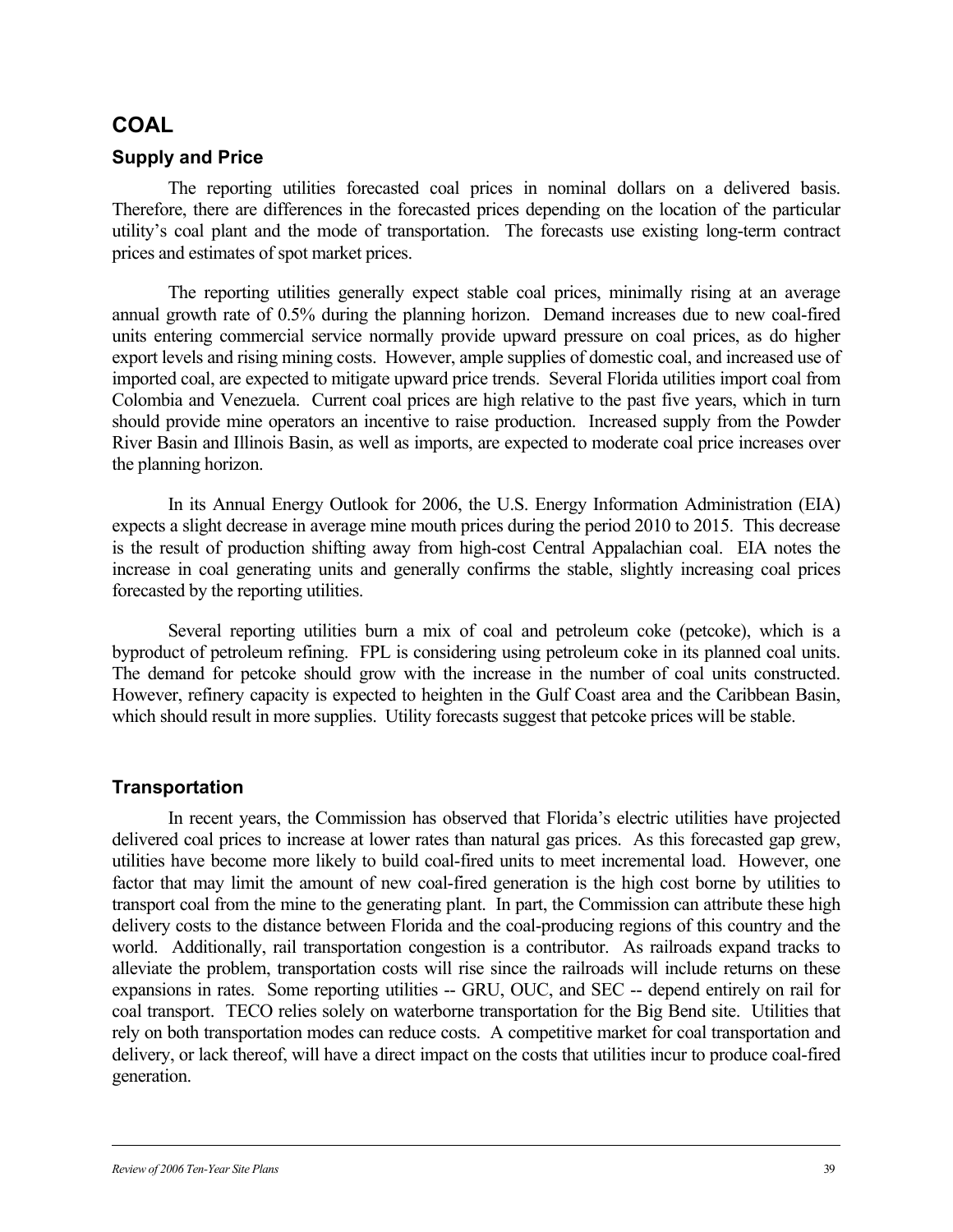# COAL

## Supply and Price

The reporting utilities forecasted coal prices in nominal dollars on a delivered basis. Therefore, there are differences in the forecasted prices depending on the location of the particular utility's coal plant and the mode of transportation. The forecasts use existing long-term contract prices and estimates of spot market prices.

The reporting utilities generally expect stable coal prices, minimally rising at an average annual growth rate of 0.5% during the planning horizon. Demand increases due to new coal-fired units entering commercial service normally provide upward pressure on coal prices, as do higher export levels and rising mining costs. However, ample supplies of domestic coal, and increased use of imported coal, are expected to mitigate upward price trends. Several Florida utilities import coal from Colombia and Venezuela. Current coal prices are high relative to the past five years, which in turn should provide mine operators an incentive to raise production. Increased supply from the Powder River Basin and Illinois Basin, as well as imports, are expected to moderate coal price increases over the planning horizon.

In its Annual Energy Outlook for 2006, the U.S. Energy Information Administration (EIA) expects a slight decrease in average mine mouth prices during the period 2010 to 2015. This decrease is the result of production shifting away from high-cost Central Appalachian coal. EIA notes the increase in coal generating units and generally confirms the stable, slightly increasing coal prices forecasted by the reporting utilities.

Several reporting utilities burn a mix of coal and petroleum coke (petcoke), which is a byproduct of petroleum refining. FPL is considering using petroleum coke in its planned coal units. The demand for petcoke should grow with the increase in the number of coal units constructed. However, refinery capacity is expected to heighten in the Gulf Coast area and the Caribbean Basin, which should result in more supplies. Utility forecasts suggest that petcoke prices will be stable.

## Transportation

In recent years, the Commission has observed that Florida's electric utilities have projected delivered coal prices to increase at lower rates than natural gas prices. As this forecasted gap grew, utilities have become more likely to build coal-fired units to meet incremental load. However, one factor that may limit the amount of new coal-fired generation is the high cost borne by utilities to transport coal from the mine to the generating plant. In part, the Commission can attribute these high delivery costs to the distance between Florida and the coal-producing regions of this country and the world. Additionally, rail transportation congestion is a contributor. As railroads expand tracks to alleviate the problem, transportation costs will rise since the railroads will include returns on these expansions in rates. Some reporting utilities -- GRU, OUC, and SEC -- depend entirely on rail for coal transport. TECO relies solely on waterborne transportation for the Big Bend site. Utilities that rely on both transportation modes can reduce costs. A competitive market for coal transportation and delivery, or lack thereof, will have a direct impact on the costs that utilities incur to produce coal-fired generation.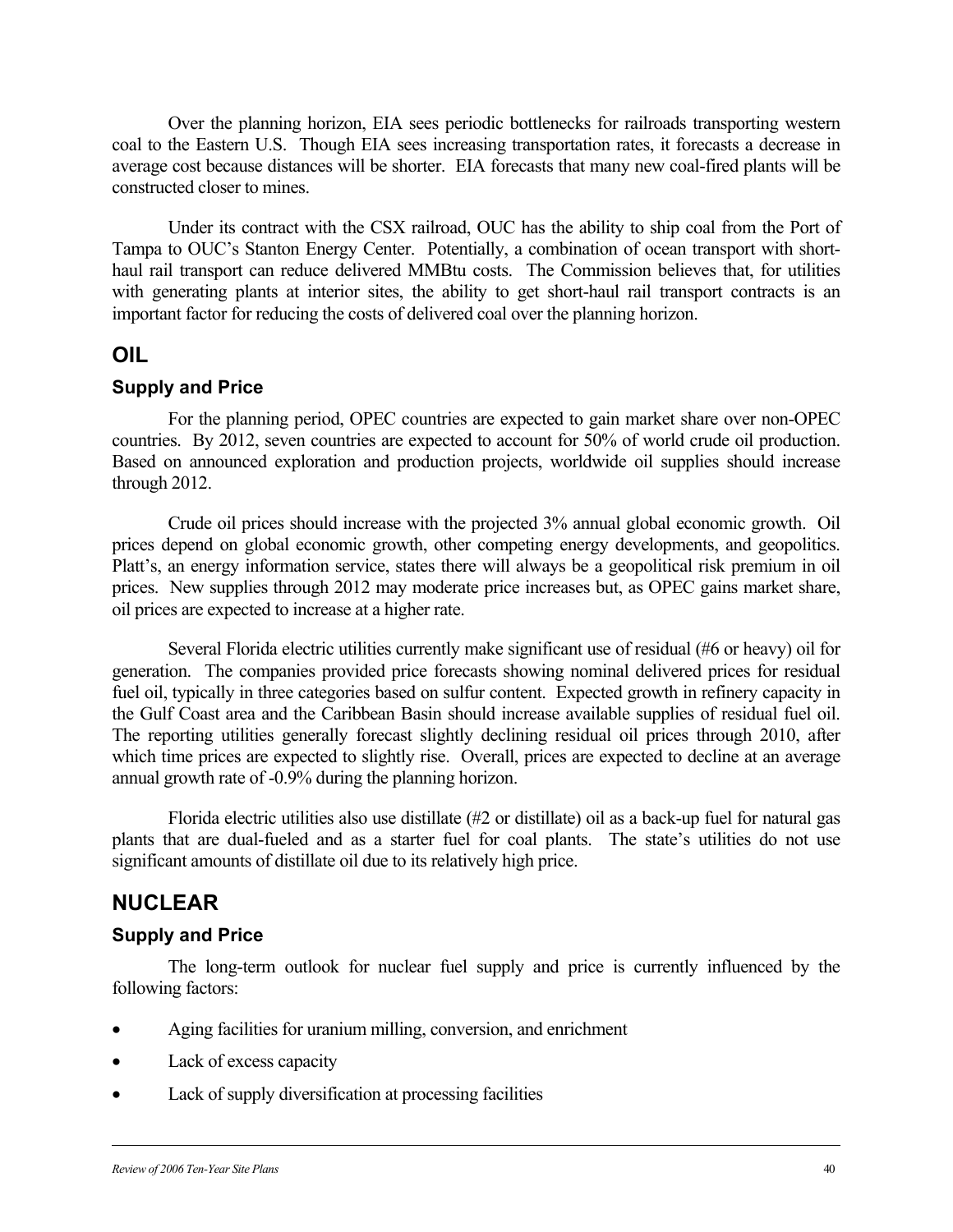Over the planning horizon, EIA sees periodic bottlenecks for railroads transporting western coal to the Eastern U.S. Though EIA sees increasing transportation rates, it forecasts a decrease in average cost because distances will be shorter. EIA forecasts that many new coal-fired plants will be constructed closer to mines.

Under its contract with the CSX railroad, OUC has the ability to ship coal from the Port of Tampa to OUC's Stanton Energy Center. Potentially, a combination of ocean transport with short-haul rail transport can reduce delivered MMBtu costs. The Commission believes that, for utilities with generating plants at interior sites, the ability to get short-haul rail transport contracts is an important factor for reducing the costs of delivered coal over the planning horizon.

## OIL

### Supply and Price

For the planning period, OPEC countries are expected to gain market share over non-OPEC countries. By 2012, seven countries are expected to account for 50% of world crude oil production. Based on announced exploration and production projects, worldwide oil supplies should increase through 2012.

Crude oil prices should increase with the projected 3% annual global economic growth. Oil prices depend on global economic growth, other competing energy developments, and geopolitics. Platt's, an energy information service, states there will always be a geopolitical risk premium in oil prices. New supplies through 2012 may moderate price increases but, as OPEC gains market share, oil prices are expected to increase at a higher rate.

Several Florida electric utilities currently make significant use of residual (#6 or heavy) oil for generation. The companies provided price forecasts showing nominal delivered prices for residual fuel oil, typically in three categories based on sulfur content. Expected growth in refinery capacity in the Gulf Coast area and the Caribbean Basin should increase available supplies of residual fuel oil. The reporting utilities generally forecast slightly declining residual oil prices through 2010, after which time prices are expected to slightly rise. Overall, prices are expected to decline at an average annual growth rate of -0.9% during the planning horizon.

Florida electric utilities also use distillate (#2 or distillate) oil as a back-up fuel for natural gas plants that are dual-fueled and as a starter fuel for coal plants. The state's utilities do not use significant amounts of distillate oil due to its relatively high price.

## NUCLEAR

### Supply and Price

The long-term outlook for nuclear fuel supply and price is currently influenced by the following factors:

- Aging facilities for uranium milling, conversion, and enrichment
- Lack of excess capacity
- Lack of supply diversification at processing facilities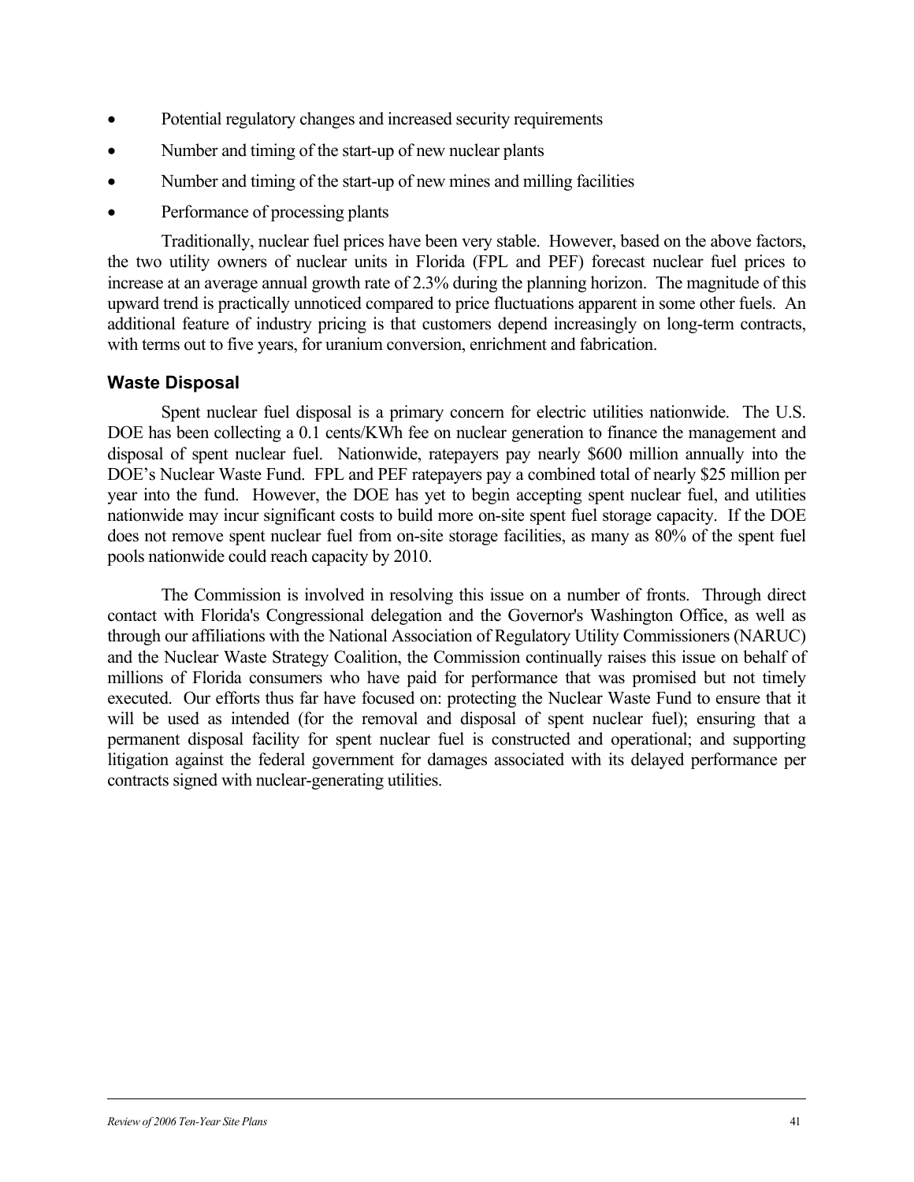- Potential regulatory changes and increased security requirements
- Number and timing of the start-up of new nuclear plants
- Number and timing of the start-up of new mines and milling facilities
- Performance of processing plants

Traditionally, nuclear fuel prices have been very stable. However, based on the above factors, the two utility owners of nuclear units in Florida (FPL and PEF) forecast nuclear fuel prices to increase at an average annual growth rate of 2.3% during the planning horizon. The magnitude of this upward trend is practically unnoticed compared to price fluctuations apparent in some other fuels. An additional feature of industry pricing is that customers depend increasingly on long-term contracts, with terms out to five years, for uranium conversion, enrichment and fabrication.

## Waste Disposal

Spent nuclear fuel disposal is a primary concern for electric utilities nationwide. The U.S. DOE has been collecting a 0.1 cents/KWh fee on nuclear generation to finance the management and disposal of spent nuclear fuel. Nationwide, ratepayers pay nearly $600 million annually into the DOE's Nuclear Waste Fund. FPL and PEF ratepayers pay a combined total of nearly $25 million per year into the fund. However, the DOE has yet to begin accepting spent nuclear fuel, and utilities nationwide may incur significant costs to build more on-site spent fuel storage capacity. If the DOE does not remove spent nuclear fuel from on-site storage facilities, as many as 80% of the spent fuel pools nationwide could reach capacity by 2010.

The Commission is involved in resolving this issue on a number of fronts. Through direct contact with Florida's Congressional delegation and the Governor's Washington Office, as well as through our affiliations with the National Association of Regulatory Utility Commissioners (NARUC) and the Nuclear Waste Strategy Coalition, the Commission continually raises this issue on behalf of millions of Florida consumers who have paid for performance that was promised but not timely executed. Our efforts thus far have focused on: protecting the Nuclear Waste Fund to ensure that it will be used as intended (for the removal and disposal of spent nuclear fuel); ensuring that a permanent disposal facility for spent nuclear fuel is constructed and operational; and supporting litigation against the federal government for damages associated with its delayed performance per contracts signed with nuclear-generating utilities.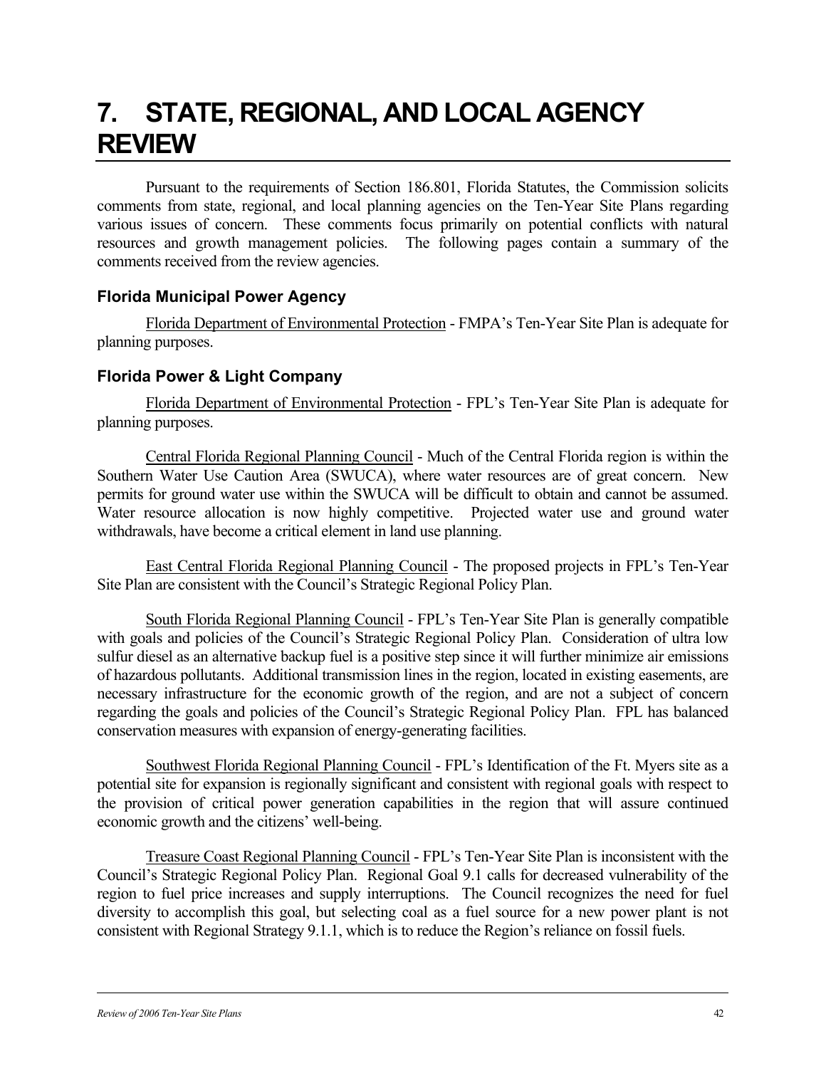# 7. STATE, REGIONAL, AND LOCAL AGENCY REVIEW

Pursuant to the requirements of Section 186.801, Florida Statutes, the Commission solicits comments from state, regional, and local planning agencies on the Ten-Year Site Plans regarding various issues of concern. These comments focus primarily on potential conflicts with natural resources and growth management policies. The following pages contain a summary of the comments received from the review agencies.

### Florida Municipal Power Agency

Florida Department of Environmental Protection - FMPA's Ten-Year Site Plan is adequate for planning purposes.

### Florida Power & Light Company

Florida Department of Environmental Protection - FPL's Ten-Year Site Plan is adequate for planning purposes.

Central Florida Regional Planning Council - Much of the Central Florida region is within the Southern Water Use Caution Area (SWUCA), where water resources are of great concern. New permits for ground water use within the SWUCA will be difficult to obtain and cannot be assumed. Water resource allocation is now highly competitive. Projected water use and ground water withdrawals, have become a critical element in land use planning.

East Central Florida Regional Planning Council - The proposed projects in FPL's Ten-Year Site Plan are consistent with the Council's Strategic Regional Policy Plan.

South Florida Regional Planning Council - FPL's Ten-Year Site Plan is generally compatible with goals and policies of the Council's Strategic Regional Policy Plan. Consideration of ultra low sulfur diesel as an alternative backup fuel is a positive step since it will further minimize air emissions of hazardous pollutants. Additional transmission lines in the region, located in existing easements, are necessary infrastructure for the economic growth of the region, and are not a subject of concern regarding the goals and policies of the Council's Strategic Regional Policy Plan. FPL has balanced conservation measures with expansion of energy-generating facilities.

Southwest Florida Regional Planning Council - FPL's Identification of the Ft. Myers site as a potential site for expansion is regionally significant and consistent with regional goals with respect to the provision of critical power generation capabilities in the region that will assure continued economic growth and the citizens' well-being.

Treasure Coast Regional Planning Council - FPL's Ten-Year Site Plan is inconsistent with the Council's Strategic Regional Policy Plan. Regional Goal 9.1 calls for decreased vulnerability of the region to fuel price increases and supply interruptions. The Council recognizes the need for fuel diversity to accomplish this goal, but selecting coal as a fuel source for a new power plant is not consistent with Regional Strategy 9.1.1, which is to reduce the Region's reliance on fossil fuels.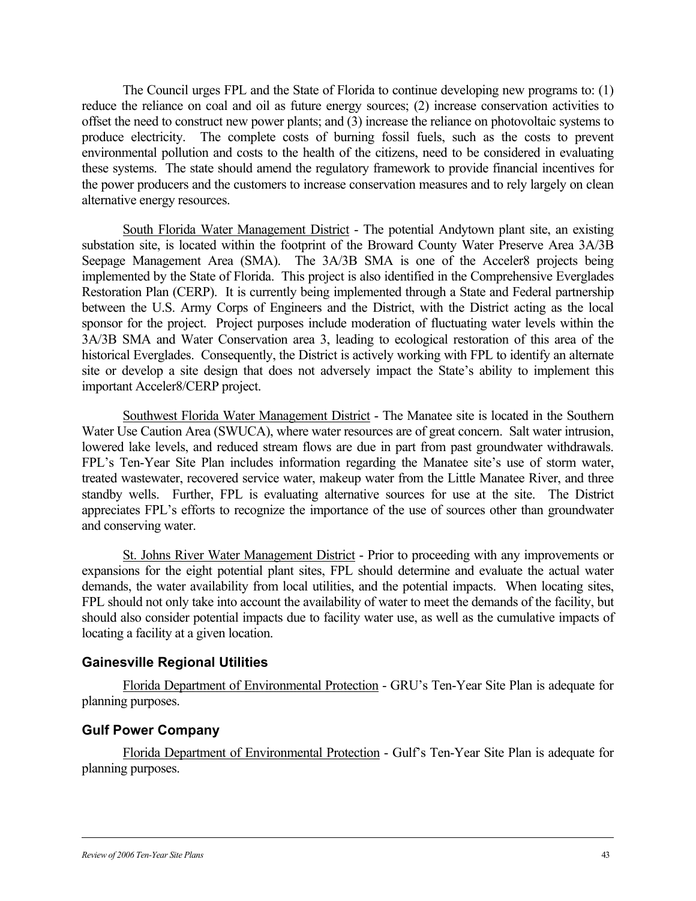The Council urges FPL and the State of Florida to continue developing new programs to: (1) reduce the reliance on coal and oil as future energy sources; (2) increase conservation activities to offset the need to construct new power plants; and (3) increase the reliance on photovoltaic systems to produce electricity. The complete costs of burning fossil fuels, such as the costs to prevent environmental pollution and costs to the health of the citizens, need to be considered in evaluating these systems. The state should amend the regulatory framework to provide financial incentives for the power producers and the customers to increase conservation measures and to rely largely on clean alternative energy resources.

South Florida Water Management District - The potential Andytown plant site, an existing substation site, is located within the footprint of the Broward County Water Preserve Area 3A/3B Seepage Management Area (SMA). The 3A/3B SMA is one of the Acceler8 projects being implemented by the State of Florida. This project is also identified in the Comprehensive Everglades Restoration Plan (CERP). It is currently being implemented through a State and Federal partnership between the U.S. Army Corps of Engineers and the District, with the District acting as the local sponsor for the project. Project purposes include moderation of fluctuating water levels within the 3A/3B SMA and Water Conservation area 3, leading to ecological restoration of this area of the historical Everglades. Consequently, the District is actively working with FPL to identify an alternate site or develop a site design that does not adversely impact the State's ability to implement this important Acceler8/CERP project.

Southwest Florida Water Management District - The Manatee site is located in the Southern Water Use Caution Area (SWUCA), where water resources are of great concern. Salt water intrusion, lowered lake levels, and reduced stream flows are due in part from past groundwater withdrawals. FPL's Ten-Year Site Plan includes information regarding the Manatee site's use of storm water, treated wastewater, recovered service water, makeup water from the Little Manatee River, and three standby wells. Further, FPL is evaluating alternative sources for use at the site. The District appreciates FPL's efforts to recognize the importance of the use of sources other than groundwater and conserving water.

St. Johns River Water Management District - Prior to proceeding with any improvements or expansions for the eight potential plant sites, FPL should determine and evaluate the actual water demands, the water availability from local utilities, and the potential impacts. When locating sites, FPL should not only take into account the availability of water to meet the demands of the facility, but should also consider potential impacts due to facility water use, as well as the cumulative impacts of locating a facility at a given location.

### Gainesville Regional Utilities

Florida Department of Environmental Protection - GRU's Ten-Year Site Plan is adequate for planning purposes.

### Gulf Power Company

Florida Department of Environmental Protection - Gulf's Ten-Year Site Plan is adequate for planning purposes.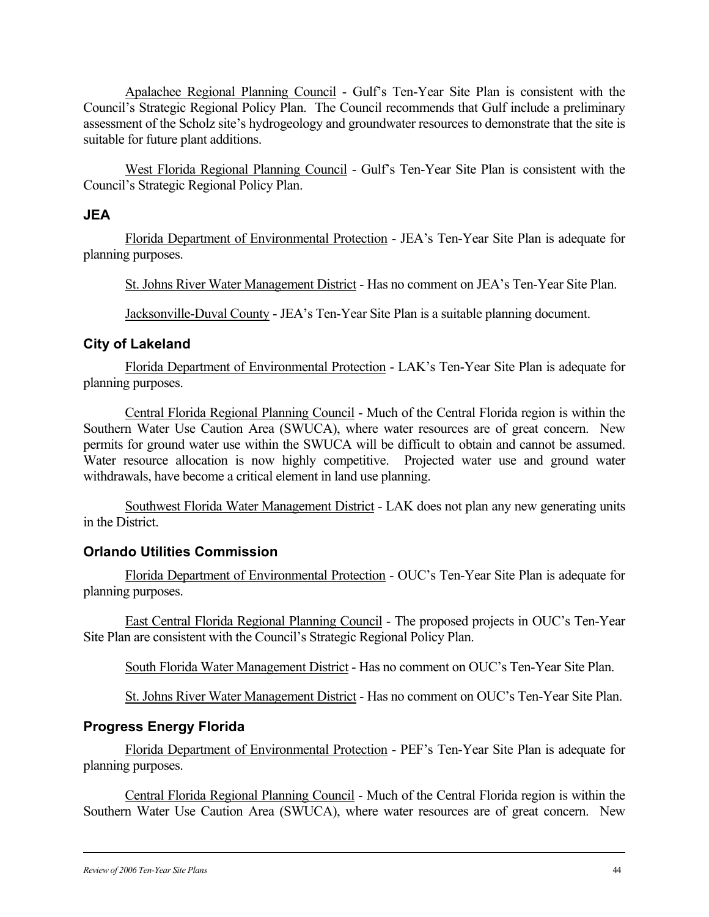Apalachee Regional Planning Council - Gulf's Ten-Year Site Plan is consistent with the Council's Strategic Regional Policy Plan. The Council recommends that Gulf include a preliminary assessment of the Scholz site's hydrogeology and groundwater resources to demonstrate that the site is suitable for future plant additions.

West Florida Regional Planning Council - Gulf's Ten-Year Site Plan is consistent with the Council's Strategic Regional Policy Plan.

### JEA

Florida Department of Environmental Protection - JEA's Ten-Year Site Plan is adequate for planning purposes.

St. Johns River Water Management District - Has no comment on JEA's Ten-Year Site Plan.

Jacksonville-Duval County - JEA's Ten-Year Site Plan is a suitable planning document.

### City of Lakeland

Florida Department of Environmental Protection - LAK's Ten-Year Site Plan is adequate for planning purposes.

Central Florida Regional Planning Council - Much of the Central Florida region is within the Southern Water Use Caution Area (SWUCA), where water resources are of great concern. New permits for ground water use within the SWUCA will be difficult to obtain and cannot be assumed. Water resource allocation is now highly competitive. Projected water use and ground water withdrawals, have become a critical element in land use planning.

Southwest Florida Water Management District - LAK does not plan any new generating units in the District.

### Orlando Utilities Commission

Florida Department of Environmental Protection - OUC's Ten-Year Site Plan is adequate for planning purposes.

East Central Florida Regional Planning Council - The proposed projects in OUC's Ten-Year Site Plan are consistent with the Council's Strategic Regional Policy Plan.

South Florida Water Management District - Has no comment on OUC's Ten-Year Site Plan.

St. Johns River Water Management District - Has no comment on OUC's Ten-Year Site Plan.

### Progress Energy Florida

Florida Department of Environmental Protection - PEF's Ten-Year Site Plan is adequate for planning purposes.

Central Florida Regional Planning Council - Much of the Central Florida region is within the Southern Water Use Caution Area (SWUCA), where water resources are of great concern. New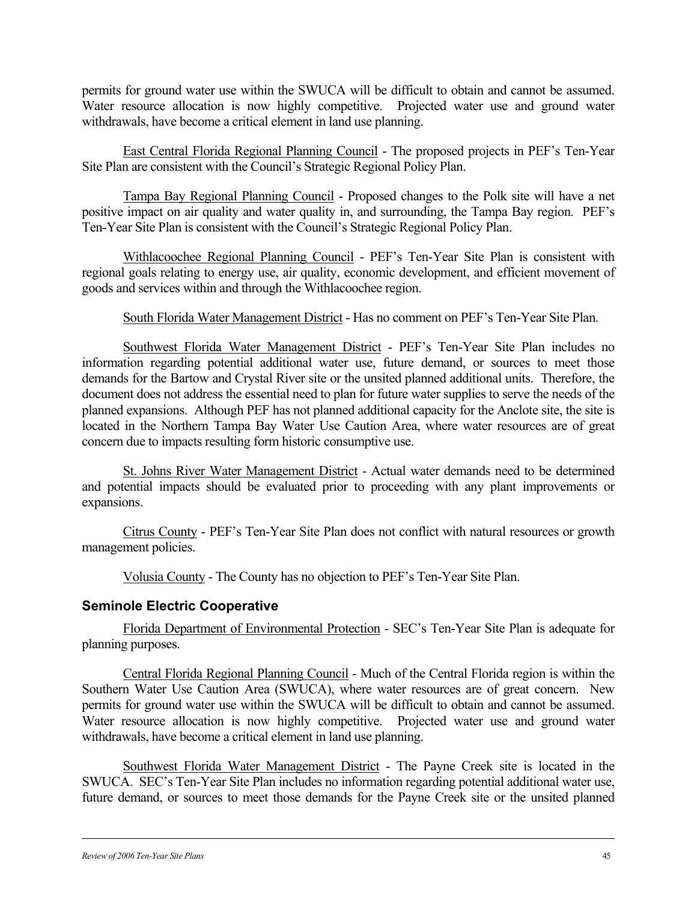permits for ground water use within the SWUCA will be difficult to obtain and cannot be assumed. Water resource allocation is now highly competitive. Projected water use and ground water withdrawals, have become a critical element in land use planning.

East Central Florida Regional Planning Council - The proposed projects in PEF's Ten-Year Site Plan are consistent with the Council's Strategic Regional Policy Plan.

Tampa Bay Regional Planning Council - Proposed changes to the Polk site will have a net positive impact on air quality and water quality in, and surrounding, the Tampa Bay region. PEF's Ten-Year Site Plan is consistent with the Council's Strategic Regional Policy Plan.

Withlacoochee Regional Planning Council - PEF's Ten-Year Site Plan is consistent with regional goals relating to energy use, air quality, economic development, and efficient movement of goods and services within and through the Withlacoochee region.

South Florida Water Management District - Has no comment on PEF's Ten-Year Site Plan.

Southwest Florida Water Management District - PEF's Ten-Year Site Plan includes no information regarding potential additional water use, future demand, or sources to meet those demands for the Bartow and Crystal River site or the unsited planned additional units. Therefore, the document does not address the essential need to plan for future water supplies to serve the needs of the planned expansions. Although PEF has not planned additional capacity for the Anclote site, the site is located in the Northern Tampa Bay Water Use Caution Area, where water resources are of great concern due to impacts resulting form historic consumptive use.

St. Johns River Water Management District - Actual water demands need to be determined and potential impacts should be evaluated prior to proceeding with any plant improvements or expansions.

Citrus County - PEF's Ten-Year Site Plan does not conflict with natural resources or growth management policies.

Volusia County - The County has no objection to PEF's Ten-Year Site Plan.

### Seminole Electric Cooperative

Florida Department of Environmental Protection - SEC's Ten-Year Site Plan is adequate for planning purposes.

Central Florida Regional Planning Council - Much of the Central Florida region is within the Southern Water Use Caution Area (SWUCA), where water resources are of great concern. New permits for ground water use within the SWUCA will be difficult to obtain and cannot be assumed. Water resource allocation is now highly competitive. Projected water use and ground water withdrawals, have become a critical element in land use planning.

Southwest Florida Water Management District - The Payne Creek site is located in the SWUCA. SEC's Ten-Year Site Plan includes no information regarding potential additional water use, future demand, or sources to meet those demands for the Payne Creek site or the unsited planned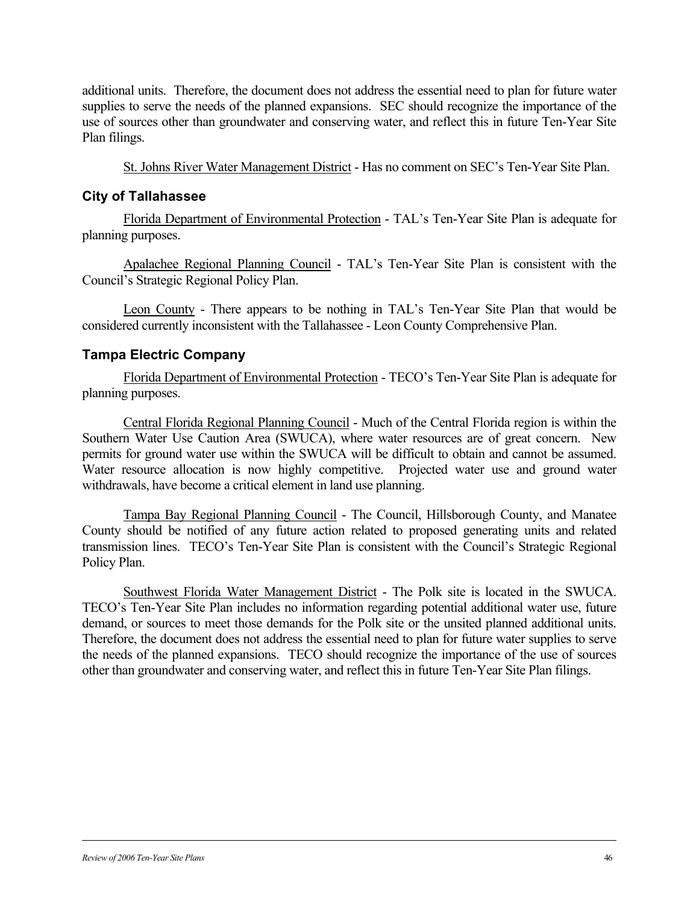additional units. Therefore, the document does not address the essential need to plan for future water supplies to serve the needs of the planned expansions. SEC should recognize the importance of the use of sources other than groundwater and conserving water, and reflect this in future Ten-Year Site Plan filings.

St. Johns River Water Management District - Has no comment on SEC's Ten-Year Site Plan.

### City of Tallahassee

Florida Department of Environmental Protection - TAL's Ten-Year Site Plan is adequate for planning purposes.

Apalachee Regional Planning Council - TAL's Ten-Year Site Plan is consistent with the Council's Strategic Regional Policy Plan.

Leon County - There appears to be nothing in TAL's Ten-Year Site Plan that would be considered currently inconsistent with the Tallahassee - Leon County Comprehensive Plan.

### Tampa Electric Company

Florida Department of Environmental Protection - TECO's Ten-Year Site Plan is adequate for planning purposes.

Central Florida Regional Planning Council - Much of the Central Florida region is within the Southern Water Use Caution Area (SWUCA), where water resources are of great concern. New permits for ground water use within the SWUCA will be difficult to obtain and cannot be assumed. Water resource allocation is now highly competitive. Projected water use and ground water withdrawals, have become a critical element in land use planning.

Tampa Bay Regional Planning Council - The Council, Hillsborough County, and Manatee County should be notified of any future action related to proposed generating units and related transmission lines. TECO's Ten-Year Site Plan is consistent with the Council's Strategic Regional Policy Plan.

Southwest Florida Water Management District - The Polk site is located in the SWUCA. TECO's Ten-Year Site Plan includes no information regarding potential additional water use, future demand, or sources to meet those demands for the Polk site or the unsited planned additional units. Therefore, the document does not address the essential need to plan for future water supplies to serve the needs of the planned expansions. TECO should recognize the importance of the use of sources other than groundwater and conserving water, and reflect this in future Ten-Year Site Plan filings.